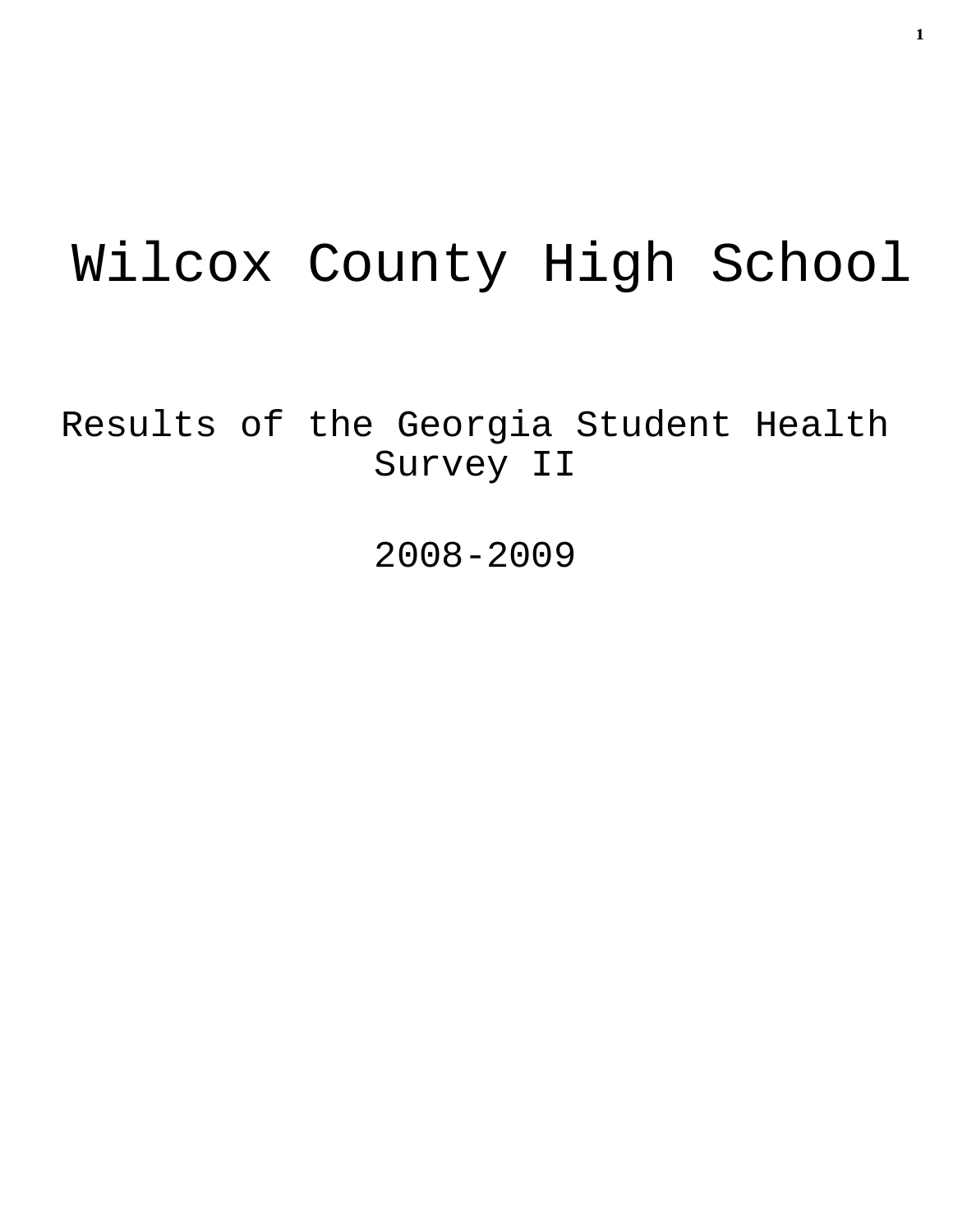# Wilcox County High School

Results of the Georgia Student Health Survey II

2008-2009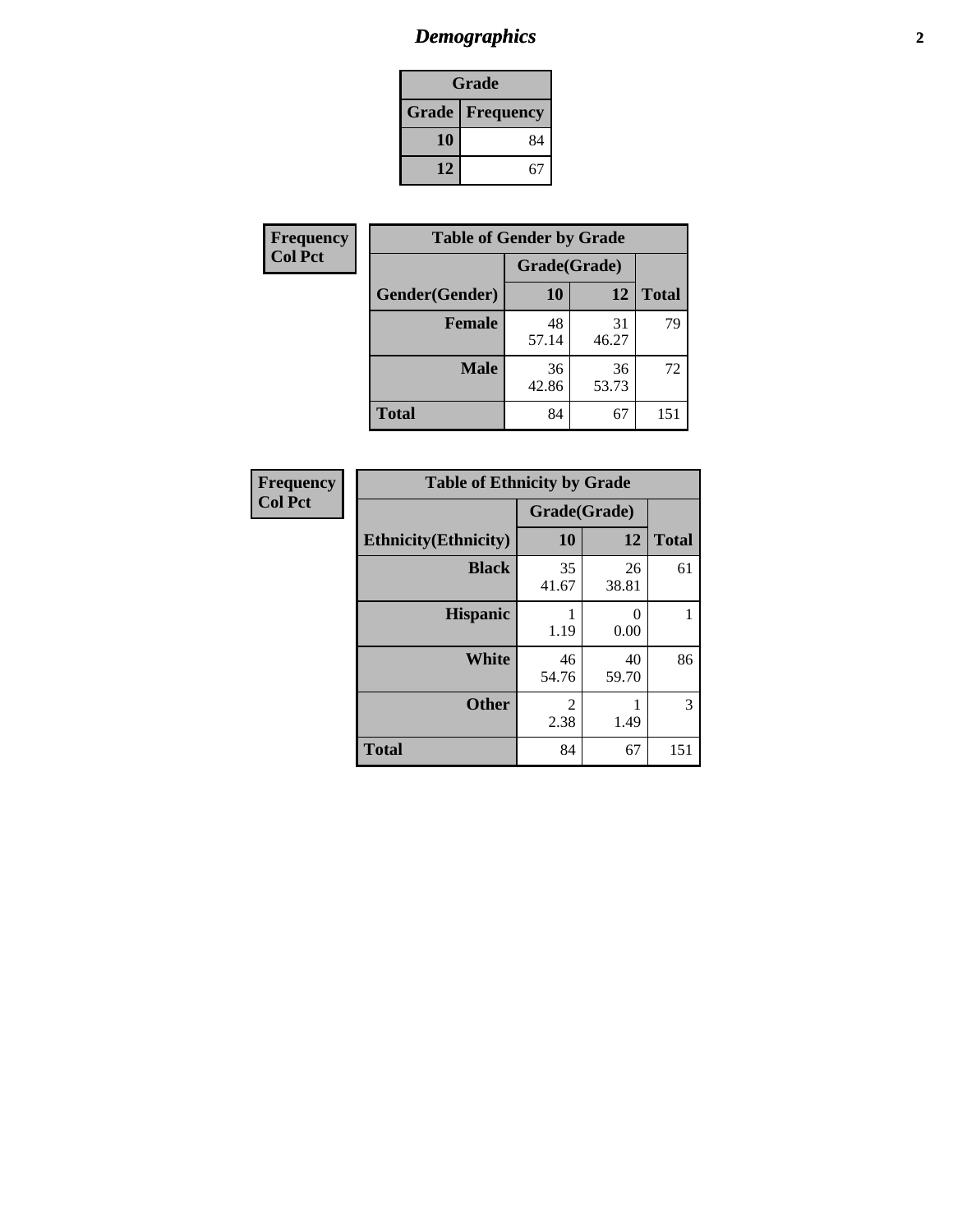## *Demographics*

| Grade | |
|---|---|
| **Grade** | **Frequency** |
| **10** | 84 |
| **12** | 67 |

**Frequency**
**Col Pct**

| Table of Gender by Grade | | | |
|---|---|---|---|
| | Grade(Grade) | | |
| **Gender(Gender)** | **10** | **12** | **Total** |
| **Female** | 48<br>57.14 | 31<br>46.27 | 79 |
| **Male** | 36<br>42.86 | 36<br>53.73 | 72 |
| **Total** | 84 | 67 | 151 |

**Frequency**
**Col Pct**

| Table of Ethnicity by Grade | | | |
|---|---|---|---|
| | Grade(Grade) | | |
| **Ethnicity(Ethnicity)** | **10** | **12** | **Total** |
| **Black** | 35<br>41.67 | 26<br>38.81 | 61 |
| **Hispanic** | 1<br>1.19 | 0<br>0.00 | 1 |
| **White** | 46<br>54.76 | 40<br>59.70 | 86 |
| **Other** | 2<br>2.38 | 1<br>1.49 | 3 |
| **Total** | 84 | 67 | 151 |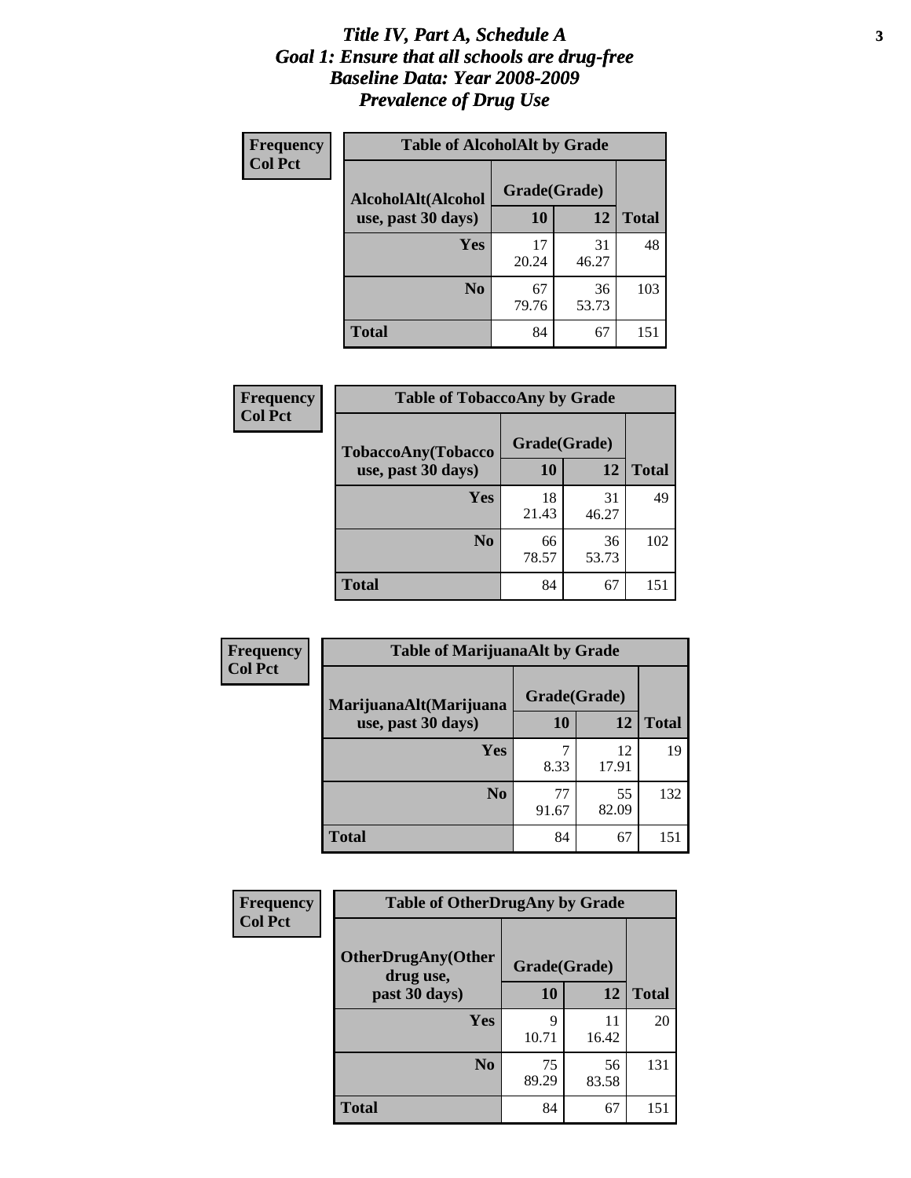# *Title IV, Part A, Schedule A*
# *Goal 1: Ensure that all schools are drug-free*
# *Baseline Data: Year 2008-2009*
# *Prevalence of Drug Use*

**Frequency**
**Col Pct**

**Table of AlcoholAlt by Grade**

| AlcoholAlt(Alcohol use, past 30 days) | Grade(Grade) | | Total |
|---|---|---|---|
| | 10 | 12 | |
| Yes | 17<br>20.24 | 31<br>46.27 | 48 |
| No | 67<br>79.76 | 36<br>53.73 | 103 |
| Total | 84 | 67 | 151 |

**Frequency**
**Col Pct**

**Table of TobaccoAny by Grade**

| TobaccoAny(Tobacco use, past 30 days) | Grade(Grade) | | Total |
|---|---|---|---|
| | 10 | 12 | |
| Yes | 18<br>21.43 | 31<br>46.27 | 49 |
| No | 66<br>78.57 | 36<br>53.73 | 102 |
| Total | 84 | 67 | 151 |

**Frequency**
**Col Pct**

**Table of MarijuanaAlt by Grade**

| MarijuanaAlt(Marijuana use, past 30 days) | Grade(Grade) | | Total |
|---|---|---|---|
| | 10 | 12 | |
| Yes | 7<br>8.33 | 12<br>17.91 | 19 |
| No | 77<br>91.67 | 55<br>82.09 | 132 |
| Total | 84 | 67 | 151 |

**Frequency**
**Col Pct**

**Table of OtherDrugAny by Grade**

| OtherDrugAny(Other drug use, past 30 days) | Grade(Grade) | | Total |
|---|---|---|---|
| | 10 | 12 | |
| Yes | 9<br>10.71 | 11<br>16.42 | 20 |
| No | 75<br>89.29 | 56<br>83.58 | 131 |
| Total | 84 | 67 | 151 |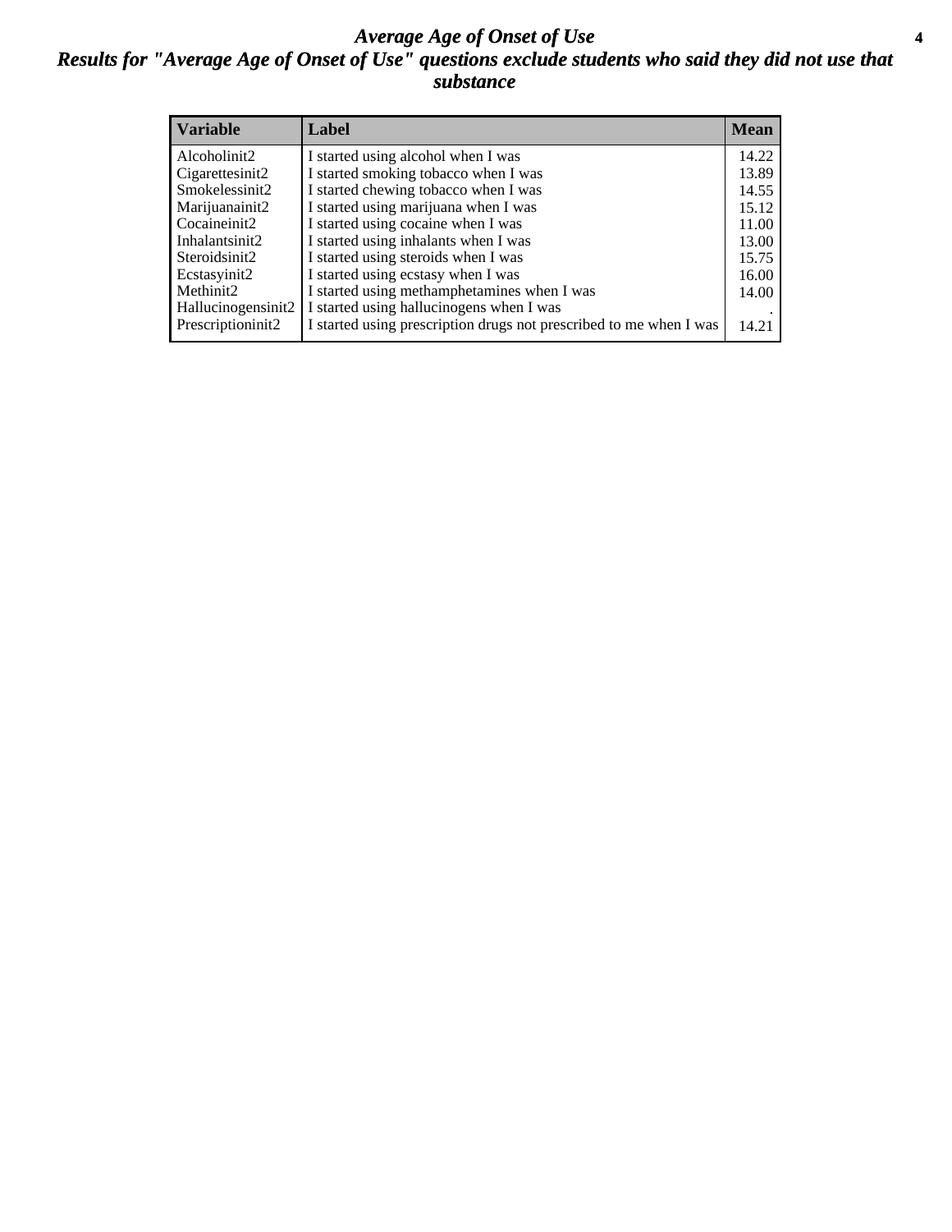# *Average Age of Onset of Use*

## *Results for "Average Age of Onset of Use" questions exclude students who said they did not use that substance*

| Variable | Label | Mean |
|---|---|---|
| Alcoholinit2 | I started using alcohol when I was | 14.22 |
| Cigarettesinit2 | I started smoking tobacco when I was | 13.89 |
| Smokelessinit2 | I started chewing tobacco when I was | 14.55 |
| Marijuanainit2 | I started using marijuana when I was | 15.12 |
| Cocaineinit2 | I started using cocaine when I was | 11.00 |
| Inhalantsinit2 | I started using inhalants when I was | 13.00 |
| Steroidsinit2 | I started using steroids when I was | 15.75 |
| Ecstasyinit2 | I started using ecstasy when I was | 16.00 |
| Methinit2 | I started using methamphetamines when I was | 14.00 |
| Hallucinogensinit2 | I started using hallucinogens when I was | . |
| Prescriptioninit2 | I started using prescription drugs not prescribed to me when I was | 14.21 |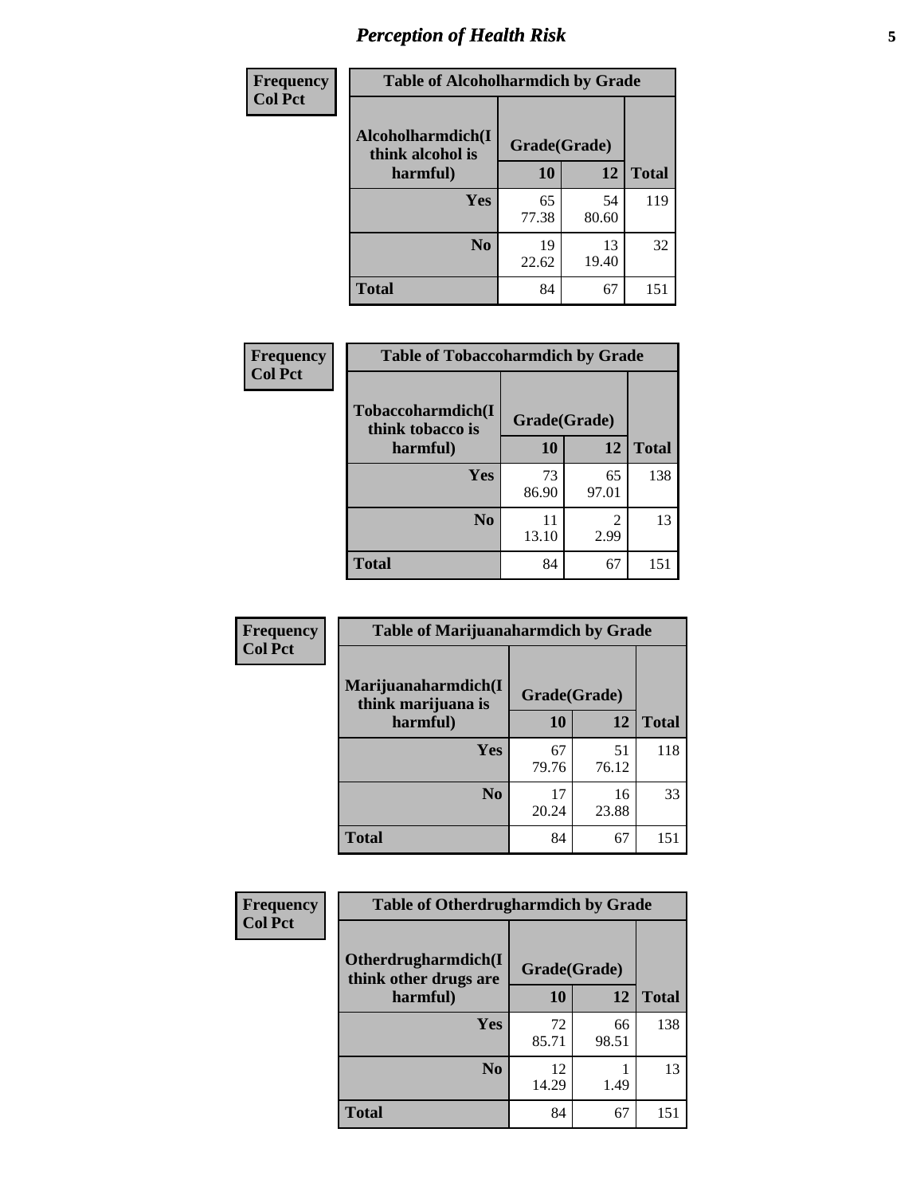# Perception of Health Risk

| Frequency<br>Col Pct | Table of Alcoholharmdich by Grade | | |
|---|---|---|---|
| Alcoholharmdich(I think alcohol is harmful) | Grade(Grade) | | |
| | 10 | 12 | Total |
| Yes | 65<br>77.38 | 54<br>80.60 | 119 |
| No | 19<br>22.62 | 13<br>19.40 | 32 |
| Total | 84 | 67 | 151 |

| Frequency<br>Col Pct | Table of Tobaccoharmdich by Grade | | |
|---|---|---|---|
| Tobaccoharmdich(I think tobacco is harmful) | Grade(Grade) | | |
| | 10 | 12 | Total |
| Yes | 73<br>86.90 | 65<br>97.01 | 138 |
| No | 11<br>13.10 | 2<br>2.99 | 13 |
| Total | 84 | 67 | 151 |

| Frequency<br>Col Pct | Table of Marijuanaharmdich by Grade | | |
|---|---|---|---|
| Marijuanaharmdich(I think marijuana is harmful) | Grade(Grade) | | |
| | 10 | 12 | Total |
| Yes | 67<br>79.76 | 51<br>76.12 | 118 |
| No | 17<br>20.24 | 16<br>23.88 | 33 |
| Total | 84 | 67 | 151 |

| Frequency<br>Col Pct | Table of Otherdrugharmdich by Grade | | |
|---|---|---|---|
| Otherdrugharmdich(I think other drugs are harmful) | Grade(Grade) | | |
| | 10 | 12 | Total |
| Yes | 72<br>85.71 | 66<br>98.51 | 138 |
| No | 12<br>14.29 | 1<br>1.49 | 13 |
| Total | 84 | 67 | 151 |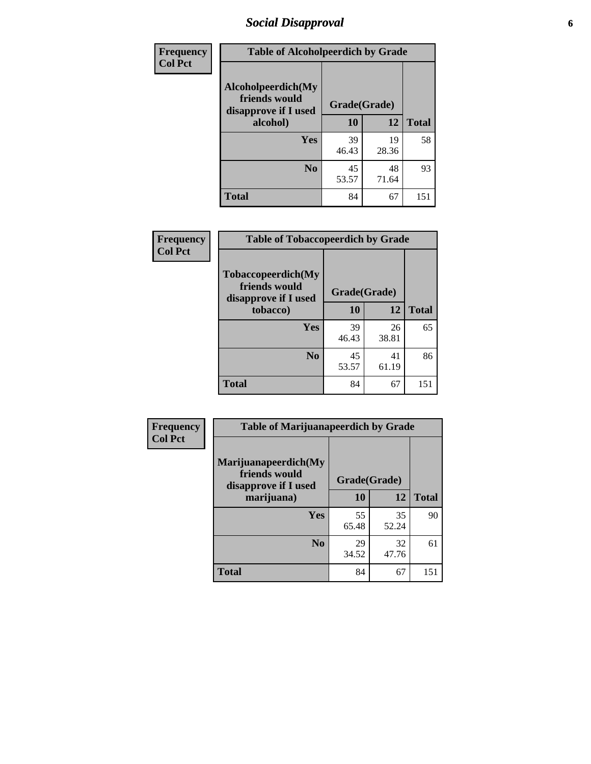# Social Disapproval

| Frequency<br>Col Pct | Table of Alcoholpeerdich by Grade | | |
|---|---|---|---|
| Alcoholpeerdich(My friends would disapprove if I used alcohol) | Grade(Grade) | | |
| | 10 | 12 | Total |
| Yes | 39<br>46.43 | 19<br>28.36 | 58 |
| No | 45<br>53.57 | 48<br>71.64 | 93 |
| Total | 84 | 67 | 151 |

| Frequency<br>Col Pct | Table of Tobaccopeerdich by Grade | | |
|---|---|---|---|
| Tobaccopeerdich(My friends would disapprove if I used tobacco) | Grade(Grade) | | |
| | 10 | 12 | Total |
| Yes | 39<br>46.43 | 26<br>38.81 | 65 |
| No | 45<br>53.57 | 41<br>61.19 | 86 |
| Total | 84 | 67 | 151 |

| Frequency<br>Col Pct | Table of Marijuanapeerdich by Grade | | |
|---|---|---|---|
| Marijuanapeerdich(My friends would disapprove if I used marijuana) | Grade(Grade) | | |
| | 10 | 12 | Total |
| Yes | 55<br>65.48 | 35<br>52.24 | 90 |
| No | 29<br>34.52 | 32<br>47.76 | 61 |
| Total | 84 | 67 | 151 |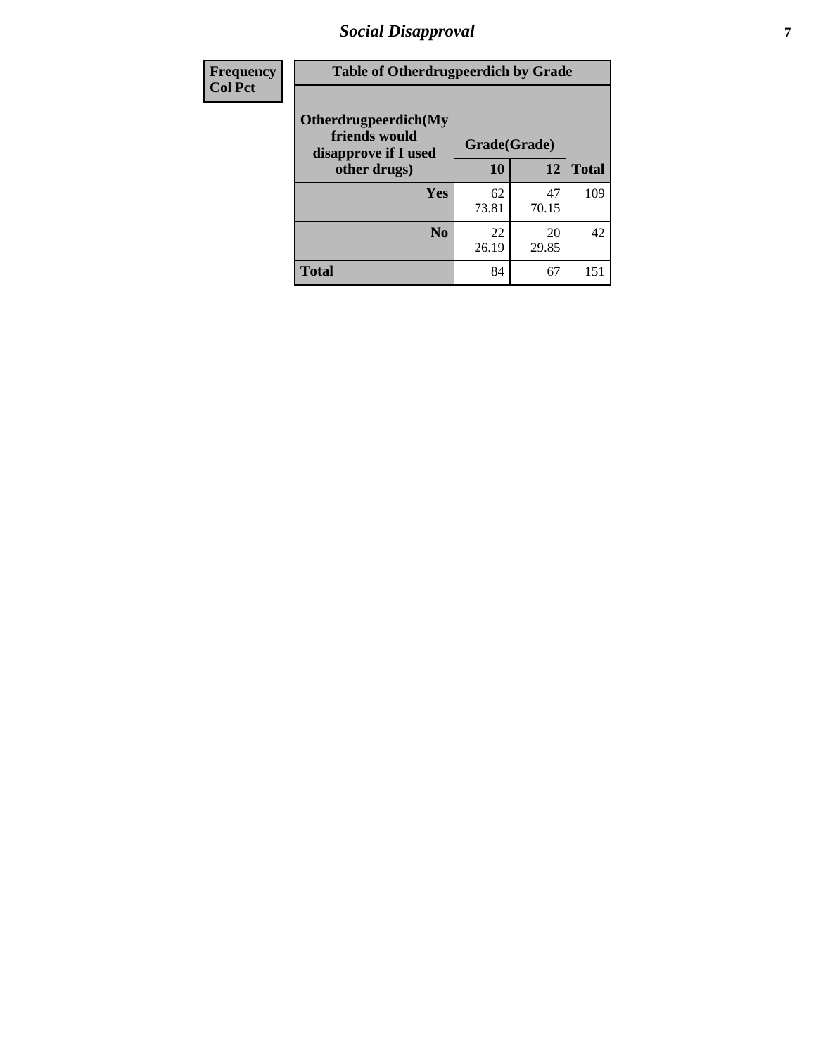| Frequency<br>Col Pct | Table of Otherdrugpeerdich by Grade | | |
|---|---|---|---|
| **Otherdrugpeerdich(My friends would disapprove if I used other drugs)** | **Grade(Grade)** | | |
| | **10** | **12** | **Total** |
| **Yes** | 62<br>73.81 | 47<br>70.15 | 109 |
| **No** | 22<br>26.19 | 20<br>29.85 | 42 |
| **Total** | 84 | 67 | 151 |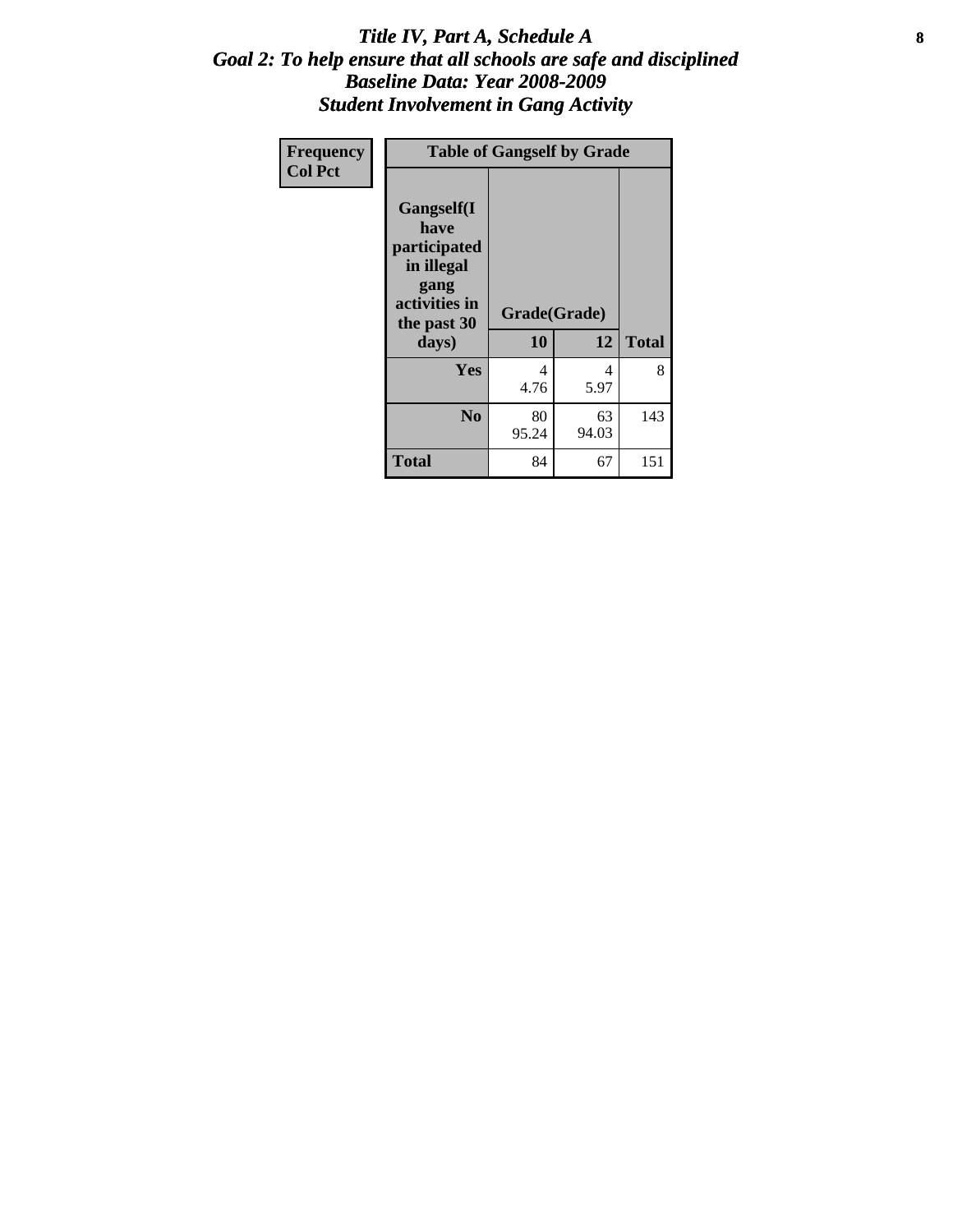# *Title IV, Part A, Schedule A*
## *Goal 2: To help ensure that all schools are safe and disciplined*
## *Baseline Data: Year 2008-2009*
## *Student Involvement in Gang Activity*

| Frequency<br>Col Pct | Table of Gangself by Grade | | |
|---|---|---|---|
| Gangself(I have participated in illegal gang activities in the past 30 days) | Grade(Grade) | | |
| | 10 | 12 | Total |
| Yes | 4<br>4.76 | 4<br>5.97 | 8 |
| No | 80<br>95.24 | 63<br>94.03 | 143 |
| Total | 84 | 67 | 151 |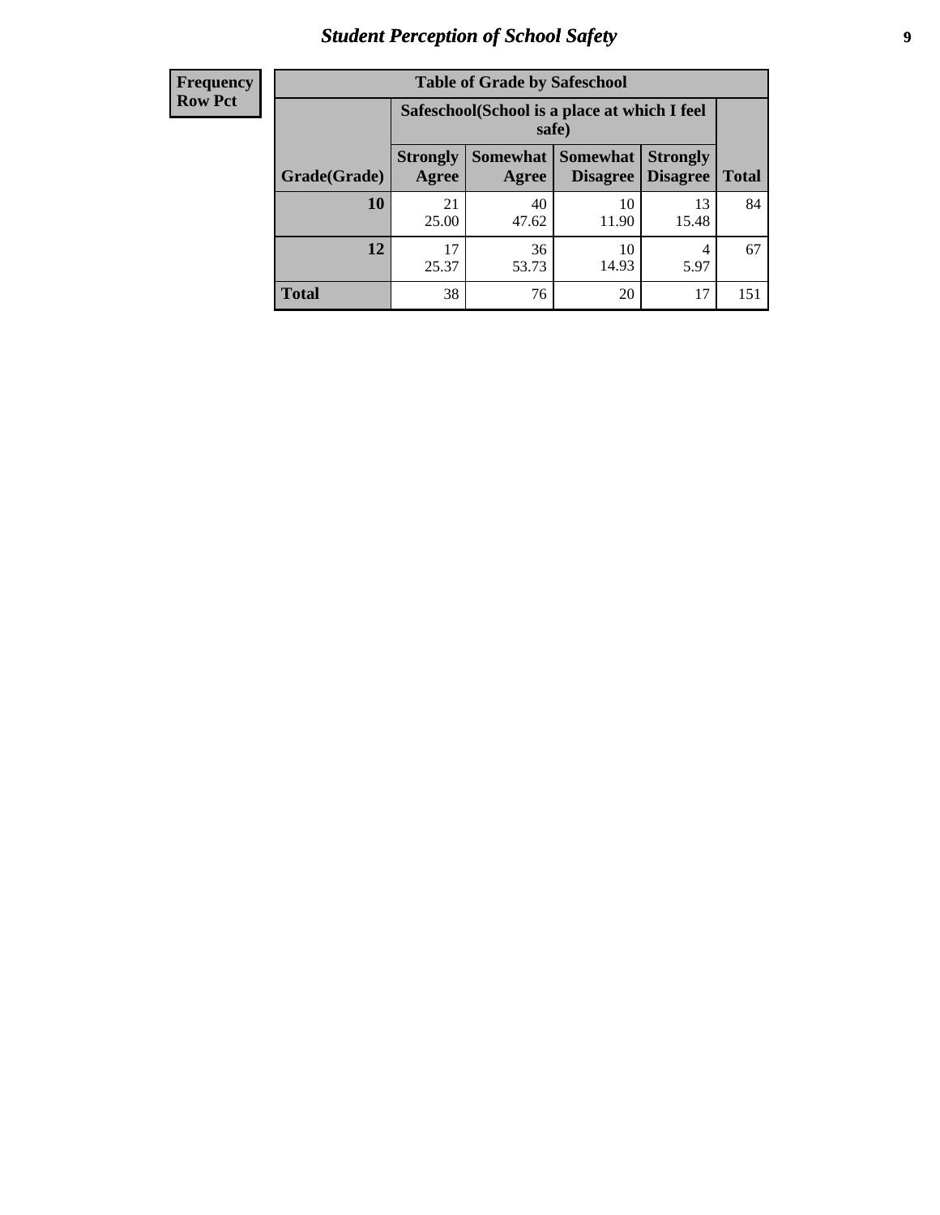| Frequency<br>Row Pct |
|---|

**Table of Grade by Safeschool**

| Grade(Grade) | Safeschool(School is a place at which I feel safe) | | | | Total |
|---|---|---|---|---|---|
| | Strongly Agree | Somewhat Agree | Somewhat Disagree | Strongly Disagree | |
| 10 | 21<br>25.00 | 40<br>47.62 | 10<br>11.90 | 13<br>15.48 | 84 |
| 12 | 17<br>25.37 | 36<br>53.73 | 10<br>14.93 | 4<br>5.97 | 67 |
| Total | 38 | 76 | 20 | 17 | 151 |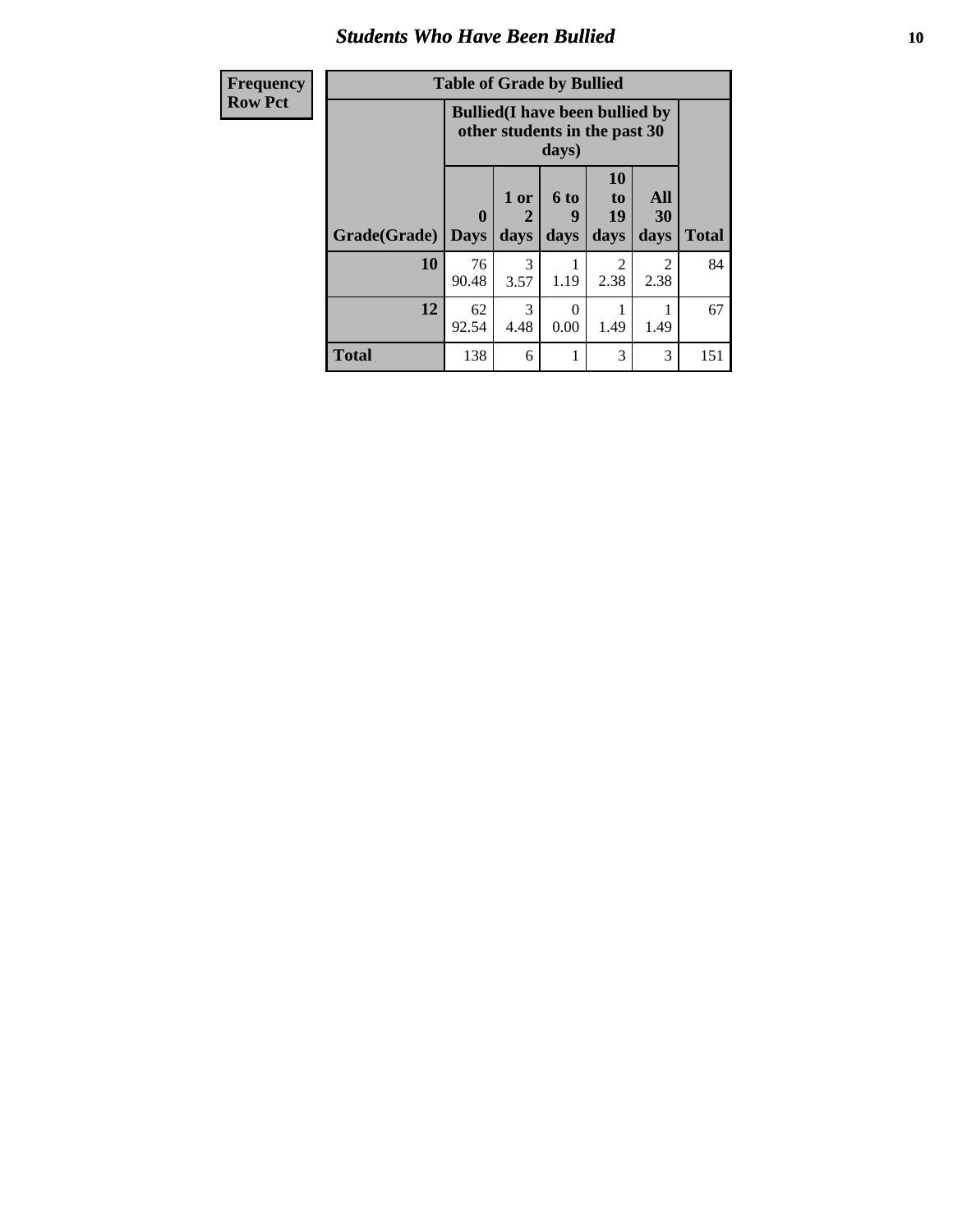| Frequency |
|---|
| Row Pct |

| Table of Grade by Bullied | | | | | | |
|---|---|---|---|---|---|---|
| | Bullied(I have been bullied by other students in the past 30 days) | | | | | |
| Grade(Grade) | 0 Days | 1 or 2 days | 6 to 9 days | 10 to 19 days | All 30 days | Total |
| 10 | 76<br>90.48 | 3<br>3.57 | 1<br>1.19 | 2<br>2.38 | 2<br>2.38 | 84 |
| 12 | 62<br>92.54 | 3<br>4.48 | 0<br>0.00 | 1<br>1.49 | 1<br>1.49 | 67 |
| Total | 138 | 6 | 1 | 3 | 3 | 151 |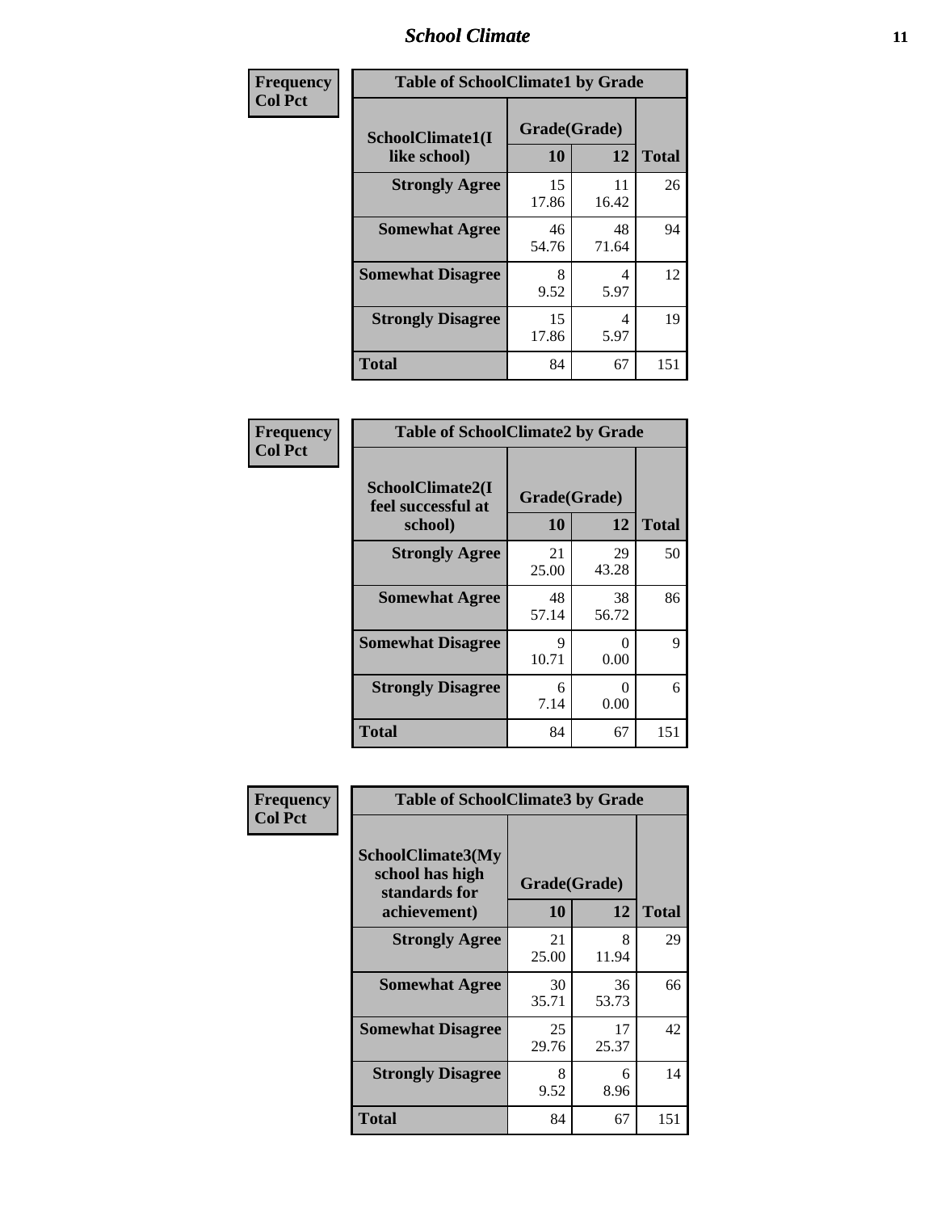| Frequency<br>Col Pct | Table of SchoolClimate1 by Grade | | |
|---|---|---|---|
| **SchoolClimate1(I like school)** | **Grade(Grade)** | | |
| | **10** | **12** | **Total** |
| **Strongly Agree** | 15<br>17.86 | 11<br>16.42 | 26 |
| **Somewhat Agree** | 46<br>54.76 | 48<br>71.64 | 94 |
| **Somewhat Disagree** | 8<br>9.52 | 4<br>5.97 | 12 |
| **Strongly Disagree** | 15<br>17.86 | 4<br>5.97 | 19 |
| **Total** | 84 | 67 | 151 |

| Frequency<br>Col Pct | Table of SchoolClimate2 by Grade | | |
|---|---|---|---|
| **SchoolClimate2(I feel successful at school)** | **Grade(Grade)** | | |
| | **10** | **12** | **Total** |
| **Strongly Agree** | 21<br>25.00 | 29<br>43.28 | 50 |
| **Somewhat Agree** | 48<br>57.14 | 38<br>56.72 | 86 |
| **Somewhat Disagree** | 9<br>10.71 | 0<br>0.00 | 9 |
| **Strongly Disagree** | 6<br>7.14 | 0<br>0.00 | 6 |
| **Total** | 84 | 67 | 151 |

| Frequency<br>Col Pct | Table of SchoolClimate3 by Grade | | |
|---|---|---|---|
| **SchoolClimate3(My school has high standards for achievement)** | **Grade(Grade)** | | |
| | **10** | **12** | **Total** |
| **Strongly Agree** | 21<br>25.00 | 8<br>11.94 | 29 |
| **Somewhat Agree** | 30<br>35.71 | 36<br>53.73 | 66 |
| **Somewhat Disagree** | 25<br>29.76 | 17<br>25.37 | 42 |
| **Strongly Disagree** | 8<br>9.52 | 6<br>8.96 | 14 |
| **Total** | 84 | 67 | 151 |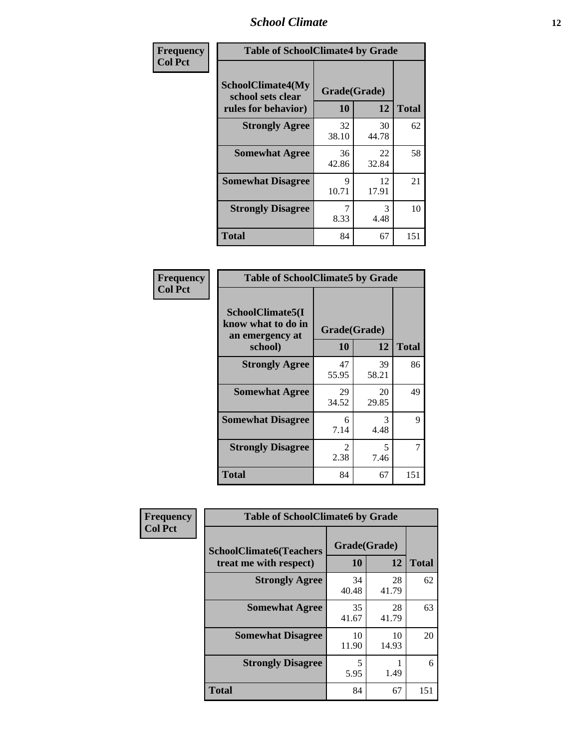| Frequency Col Pct | Table of SchoolClimate4 by Grade | | |
|---|---|---|---|
| SchoolClimate4(My school sets clear rules for behavior) | Grade(Grade) | | |
| | 10 | 12 | Total |
| Strongly Agree | 32<br>38.10 | 30<br>44.78 | 62 |
| Somewhat Agree | 36<br>42.86 | 22<br>32.84 | 58 |
| Somewhat Disagree | 9<br>10.71 | 12<br>17.91 | 21 |
| Strongly Disagree | 7<br>8.33 | 3<br>4.48 | 10 |
| Total | 84 | 67 | 151 |

| Frequency Col Pct | Table of SchoolClimate5 by Grade | | |
|---|---|---|---|
| SchoolClimate5(I know what to do in an emergency at school) | Grade(Grade) | | |
| | 10 | 12 | Total |
| Strongly Agree | 47<br>55.95 | 39<br>58.21 | 86 |
| Somewhat Agree | 29<br>34.52 | 20<br>29.85 | 49 |
| Somewhat Disagree | 6<br>7.14 | 3<br>4.48 | 9 |
| Strongly Disagree | 2<br>2.38 | 5<br>7.46 | 7 |
| Total | 84 | 67 | 151 |

| Frequency Col Pct | Table of SchoolClimate6 by Grade | | |
|---|---|---|---|
| SchoolClimate6(Teachers treat me with respect) | Grade(Grade) | | |
| | 10 | 12 | Total |
| Strongly Agree | 34<br>40.48 | 28<br>41.79 | 62 |
| Somewhat Agree | 35<br>41.67 | 28<br>41.79 | 63 |
| Somewhat Disagree | 10<br>11.90 | 10<br>14.93 | 20 |
| Strongly Disagree | 5<br>5.95 | 1<br>1.49 | 6 |
| Total | 84 | 67 | 151 |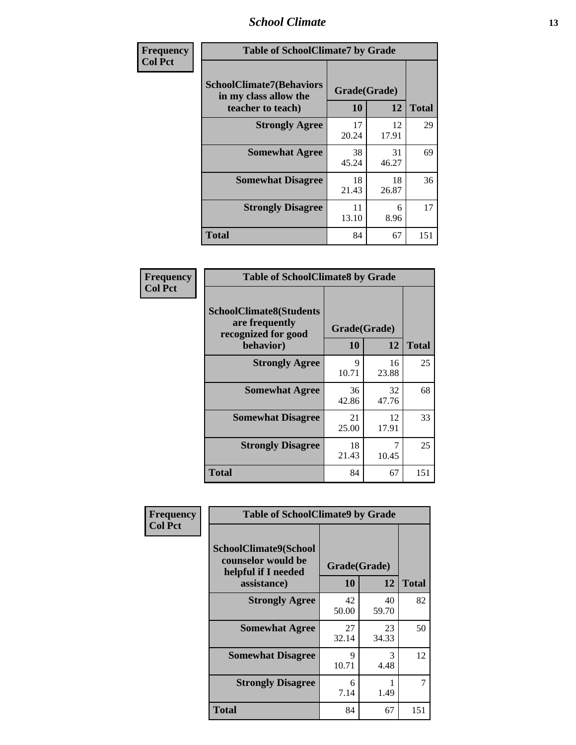| Frequency<br>Col Pct | Table of SchoolClimate7 by Grade | | |
|---|---|---|---|
| SchoolClimate7(Behaviors in my class allow the teacher to teach) | Grade(Grade) | | |
| | 10 | 12 | Total |
| Strongly Agree | 17<br>20.24 | 12<br>17.91 | 29 |
| Somewhat Agree | 38<br>45.24 | 31<br>46.27 | 69 |
| Somewhat Disagree | 18<br>21.43 | 18<br>26.87 | 36 |
| Strongly Disagree | 11<br>13.10 | 6<br>8.96 | 17 |
| Total | 84 | 67 | 151 |

| Frequency<br>Col Pct | Table of SchoolClimate8 by Grade | | |
|---|---|---|---|
| SchoolClimate8(Students are frequently recognized for good behavior) | Grade(Grade) | | |
| | 10 | 12 | Total |
| Strongly Agree | 9<br>10.71 | 16<br>23.88 | 25 |
| Somewhat Agree | 36<br>42.86 | 32<br>47.76 | 68 |
| Somewhat Disagree | 21<br>25.00 | 12<br>17.91 | 33 |
| Strongly Disagree | 18<br>21.43 | 7<br>10.45 | 25 |
| Total | 84 | 67 | 151 |

| Frequency<br>Col Pct | Table of SchoolClimate9 by Grade | | |
|---|---|---|---|
| SchoolClimate9(School counselor would be helpful if I needed assistance) | Grade(Grade) | | |
| | 10 | 12 | Total |
| Strongly Agree | 42<br>50.00 | 40<br>59.70 | 82 |
| Somewhat Agree | 27<br>32.14 | 23<br>34.33 | 50 |
| Somewhat Disagree | 9<br>10.71 | 3<br>4.48 | 12 |
| Strongly Disagree | 6<br>7.14 | 1<br>1.49 | 7 |
| Total | 84 | 67 | 151 |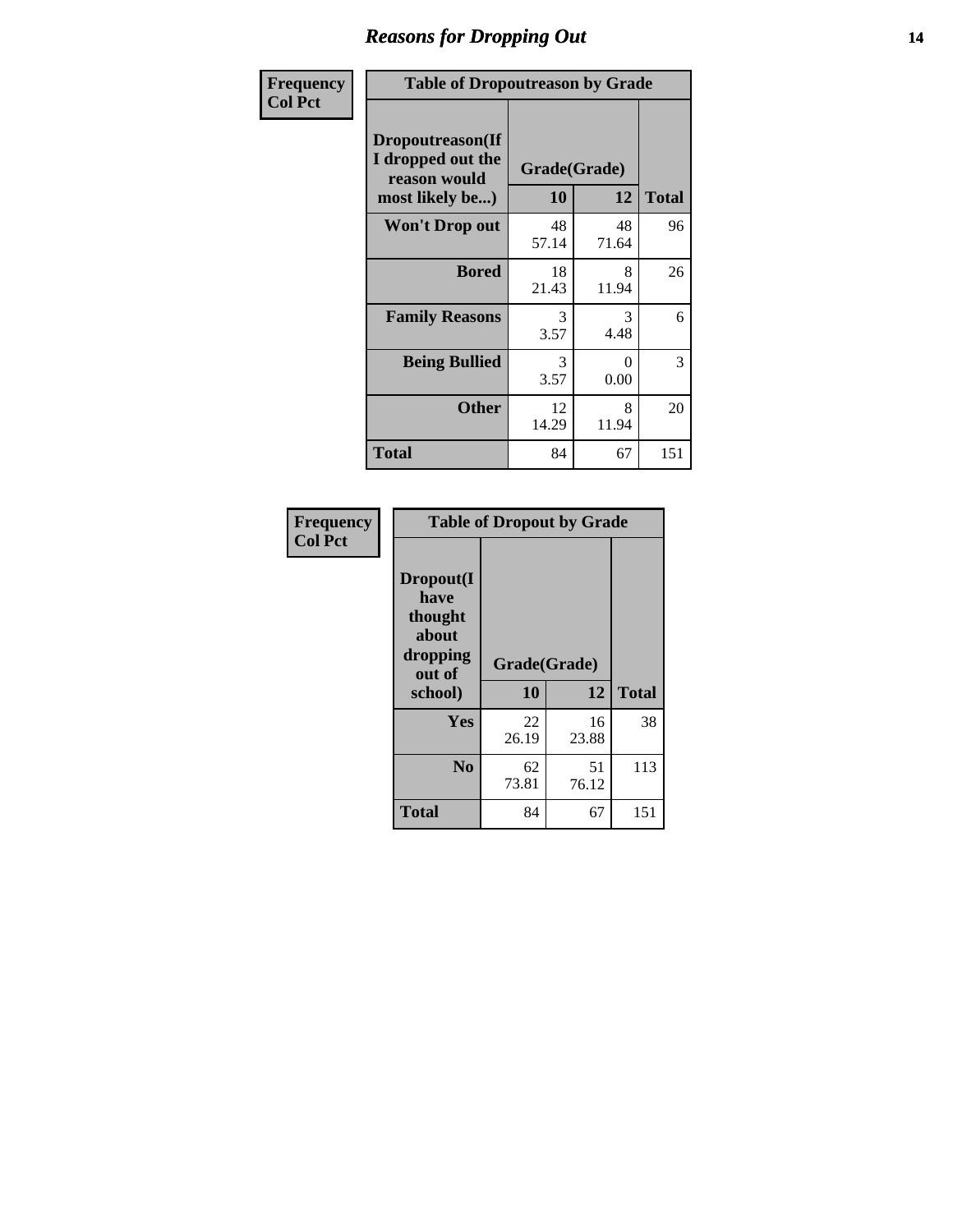## Reasons for Dropping Out

**Frequency**
**Col Pct**

**Table of Dropoutreason by Grade**

| Dropoutreason(If I dropped out the reason would most likely be...) | Grade(Grade) 10 | 12 | Total |
|---|---|---|---|
| **Won't Drop out** | 48<br>57.14 | 48<br>71.64 | 96 |
| **Bored** | 18<br>21.43 | 8<br>11.94 | 26 |
| **Family Reasons** | 3<br>3.57 | 3<br>4.48 | 6 |
| **Being Bullied** | 3<br>3.57 | 0<br>0.00 | 3 |
| **Other** | 12<br>14.29 | 8<br>11.94 | 20 |
| **Total** | 84 | 67 | 151 |

**Frequency**
**Col Pct**

**Table of Dropout by Grade**

| Dropout(I have thought about dropping out of school) | Grade(Grade) 10 | 12 | Total |
|---|---|---|---|
| **Yes** | 22<br>26.19 | 16<br>23.88 | 38 |
| **No** | 62<br>73.81 | 51<br>76.12 | 113 |
| **Total** | 84 | 67 | 151 |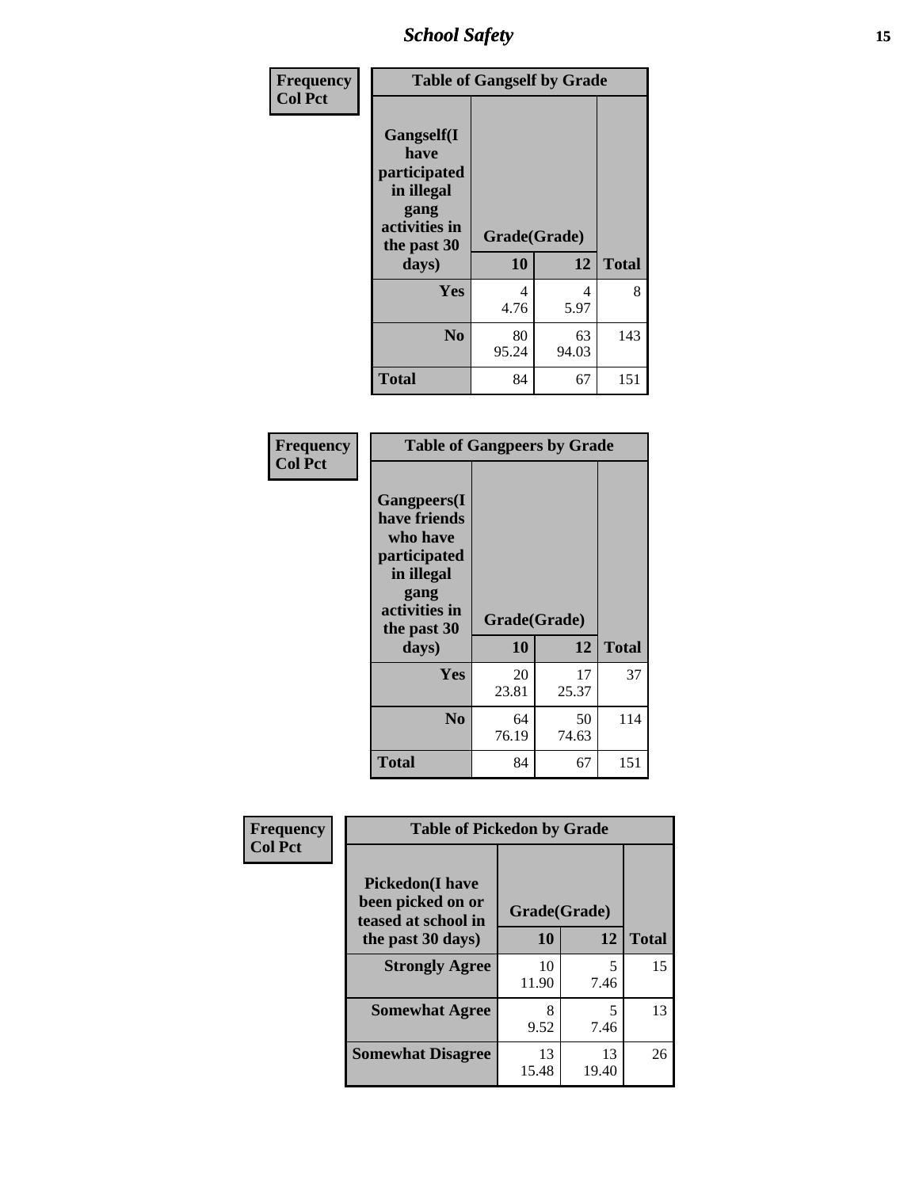| Frequency<br>Col Pct | Table of Gangself by Grade | | |
|---|---|---|---|
| Gangself(I have participated in illegal gang activities in the past 30 days) | Grade(Grade) | | |
| | 10 | 12 | Total |
| Yes | 4<br>4.76 | 4<br>5.97 | 8 |
| No | 80<br>95.24 | 63<br>94.03 | 143 |
| Total | 84 | 67 | 151 |

| Frequency<br>Col Pct | Table of Gangpeers by Grade | | |
|---|---|---|---|
| Gangpeers(I have friends who have participated in illegal gang activities in the past 30 days) | Grade(Grade) | | |
| | 10 | 12 | Total |
| Yes | 20<br>23.81 | 17<br>25.37 | 37 |
| No | 64<br>76.19 | 50<br>74.63 | 114 |
| Total | 84 | 67 | 151 |

| Frequency<br>Col Pct | Table of Pickedon by Grade | | |
|---|---|---|---|
| Pickedon(I have been picked on or teased at school in the past 30 days) | Grade(Grade) | | |
| | 10 | 12 | Total |
| Strongly Agree | 10<br>11.90 | 5<br>7.46 | 15 |
| Somewhat Agree | 8<br>9.52 | 5<br>7.46 | 13 |
| Somewhat Disagree | 13<br>15.48 | 13<br>19.40 | 26 |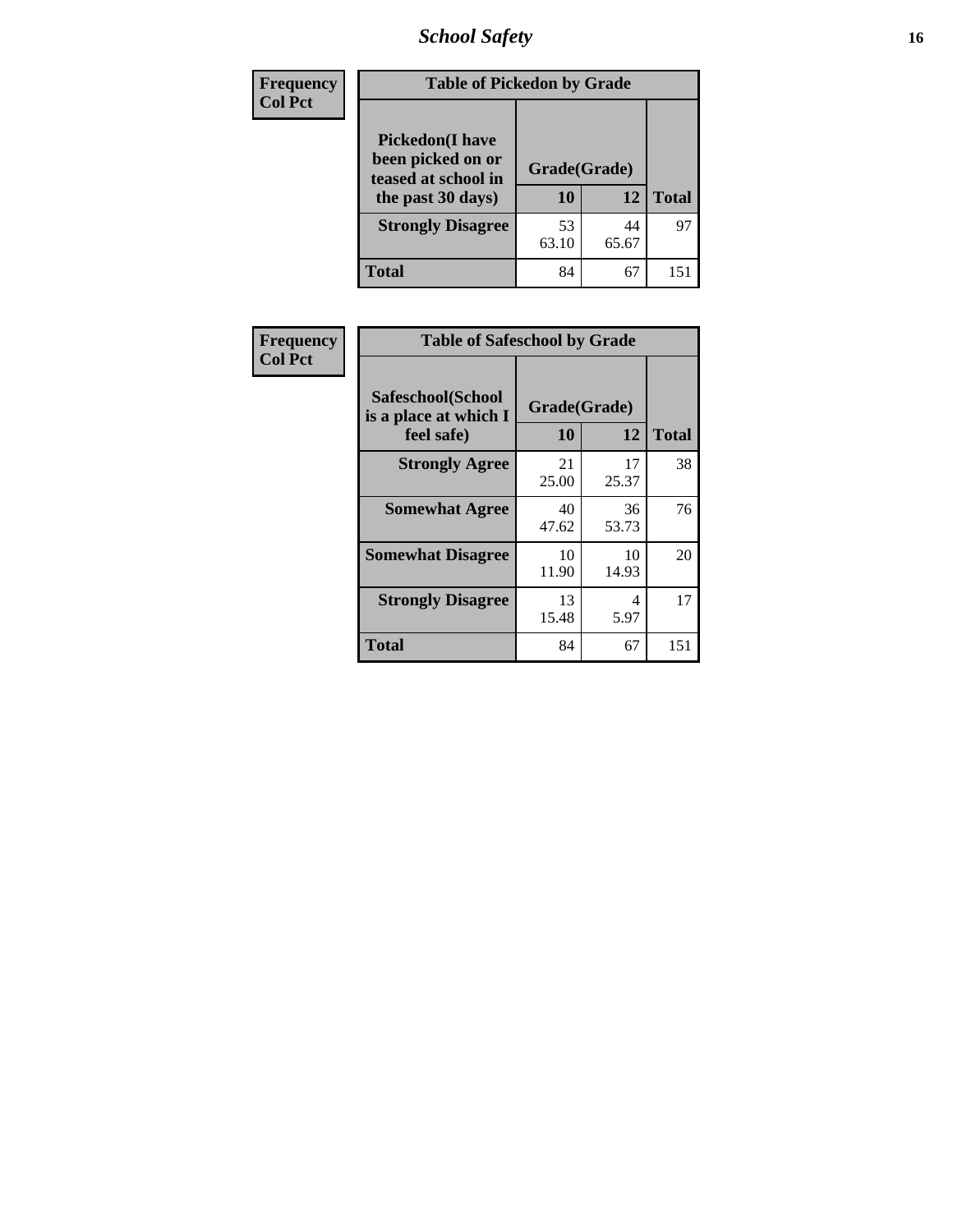## School Safety

| Frequency<br>Col Pct | Table of Pickedon by Grade | | |
|---|---|---|---|
| Pickedon(I have been picked on or teased at school in the past 30 days) | Grade(Grade) | | |
| | 10 | 12 | Total |
| Strongly Disagree | 53<br>63.10 | 44<br>65.67 | 97 |
| Total | 84 | 67 | 151 |

| Frequency<br>Col Pct | Table of Safeschool by Grade | | |
|---|---|---|---|
| Safeschool(School is a place at which I feel safe) | Grade(Grade) | | |
| | 10 | 12 | Total |
| Strongly Agree | 21<br>25.00 | 17<br>25.37 | 38 |
| Somewhat Agree | 40<br>47.62 | 36<br>53.73 | 76 |
| Somewhat Disagree | 10<br>11.90 | 10<br>14.93 | 20 |
| Strongly Disagree | 13<br>15.48 | 4<br>5.97 | 17 |
| Total | 84 | 67 | 151 |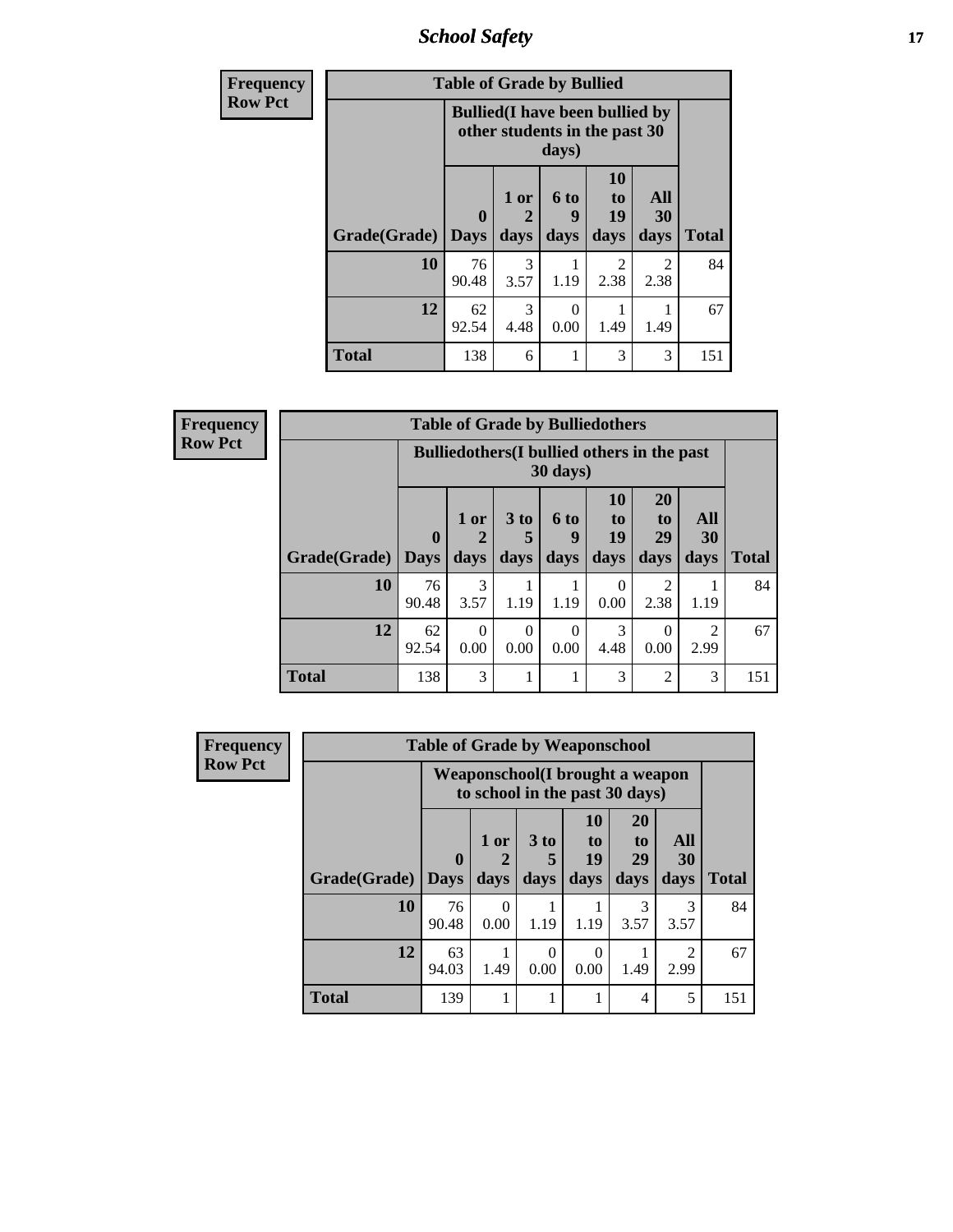| Frequency<br>Row Pct | Table of Grade by Bullied | | | | | |
|---|---|---|---|---|---|---|
| | Bullied(I have been bullied by other students in the past 30 days) | | | | | |
| Grade(Grade) | 0 Days | 1 or 2 days | 6 to 9 days | 10 to 19 days | All 30 days | Total |
| 10 | 76<br>90.48 | 3<br>3.57 | 1<br>1.19 | 2<br>2.38 | 2<br>2.38 | 84 |
| 12 | 62<br>92.54 | 3<br>4.48 | 0<br>0.00 | 1<br>1.49 | 1<br>1.49 | 67 |
| Total | 138 | 6 | 1 | 3 | 3 | 151 |

| Frequency<br>Row Pct | Table of Grade by Bulliedothers | | | | | | | |
|---|---|---|---|---|---|---|---|---|
| | Bulliedothers(I bullied others in the past 30 days) | | | | | | | |
| Grade(Grade) | 0 Days | 1 or 2 days | 3 to 5 days | 6 to 9 days | 10 to 19 days | 20 to 29 days | All 30 days | Total |
| 10 | 76<br>90.48 | 3<br>3.57 | 1<br>1.19 | 1<br>1.19 | 0<br>0.00 | 2<br>2.38 | 1<br>1.19 | 84 |
| 12 | 62<br>92.54 | 0<br>0.00 | 0<br>0.00 | 0<br>0.00 | 3<br>4.48 | 0<br>0.00 | 2<br>2.99 | 67 |
| Total | 138 | 3 | 1 | 1 | 3 | 2 | 3 | 151 |

| Frequency<br>Row Pct | Table of Grade by Weaponschool | | | | | | |
|---|---|---|---|---|---|---|---|
| | Weaponschool(I brought a weapon to school in the past 30 days) | | | | | | |
| Grade(Grade) | 0 Days | 1 or 2 days | 3 to 5 days | 10 to 19 days | 20 to 29 days | All 30 days | Total |
| 10 | 76<br>90.48 | 0<br>0.00 | 1<br>1.19 | 1<br>1.19 | 3<br>3.57 | 3<br>3.57 | 84 |
| 12 | 63<br>94.03 | 1<br>1.49 | 0<br>0.00 | 0<br>0.00 | 1<br>1.49 | 2<br>2.99 | 67 |
| Total | 139 | 1 | 1 | 1 | 4 | 5 | 151 |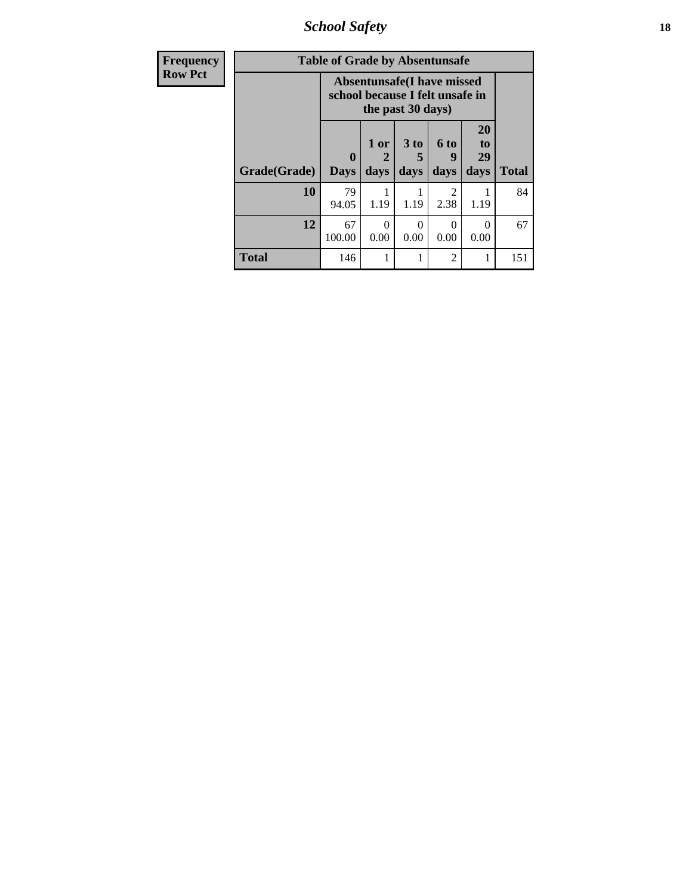| Frequency Row Pct | Table of Grade by Absentunsafe | | | | | |
|---|---|---|---|---|---|---|
| | Absentunsafe(I have missed school because I felt unsafe in the past 30 days) | | | | | |
| Grade(Grade) | 0 Days | 1 or 2 days | 3 to 5 days | 6 to 9 days | 20 to 29 days | Total |
| 10 | 79 94.05 | 1 1.19 | 1 1.19 | 2 2.38 | 1 1.19 | 84 |
| 12 | 67 100.00 | 0 0.00 | 0 0.00 | 0 0.00 | 0 0.00 | 67 |
| Total | 146 | 1 | 1 | 2 | 1 | 151 |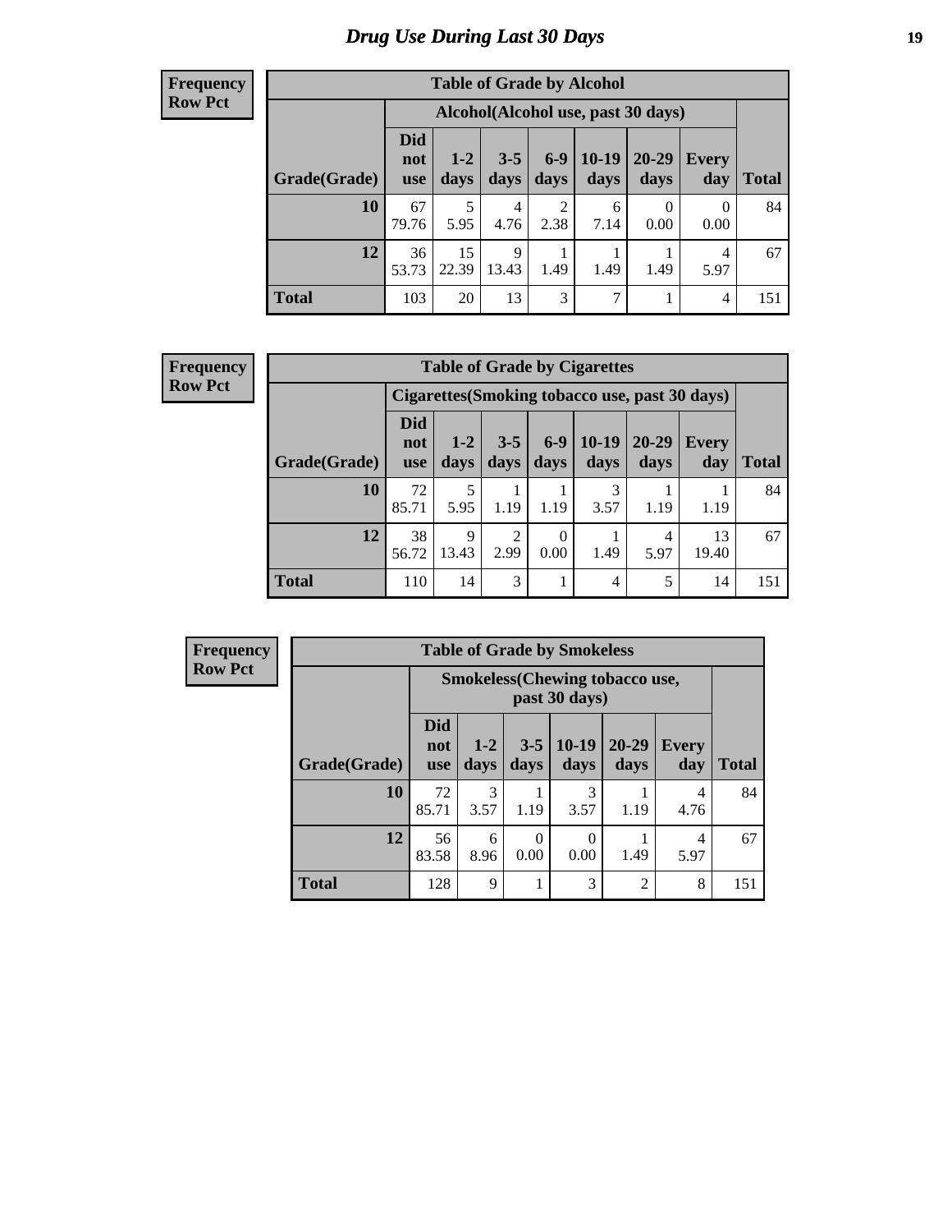# Drug Use During Last 30 Days

**Frequency**
**Row Pct**

**Table of Grade by Alcohol**

| Grade(Grade) | Alcohol(Alcohol use, past 30 days) | | | | | | | Total |
|---|---|---|---|---|---|---|---|---|
| | Did not use | 1-2 days | 3-5 days | 6-9 days | 10-19 days | 20-29 days | Every day | |
| **10** | 67<br>79.76 | 5<br>5.95 | 4<br>4.76 | 2<br>2.38 | 6<br>7.14 | 0<br>0.00 | 0<br>0.00 | 84 |
| **12** | 36<br>53.73 | 15<br>22.39 | 9<br>13.43 | 1<br>1.49 | 1<br>1.49 | 1<br>1.49 | 4<br>5.97 | 67 |
| **Total** | 103 | 20 | 13 | 3 | 7 | 1 | 4 | 151 |

**Frequency**
**Row Pct**

**Table of Grade by Cigarettes**

| Grade(Grade) | Cigarettes(Smoking tobacco use, past 30 days) | | | | | | | Total |
|---|---|---|---|---|---|---|---|---|
| | Did not use | 1-2 days | 3-5 days | 6-9 days | 10-19 days | 20-29 days | Every day | |
| **10** | 72<br>85.71 | 5<br>5.95 | 1<br>1.19 | 1<br>1.19 | 3<br>3.57 | 1<br>1.19 | 1<br>1.19 | 84 |
| **12** | 38<br>56.72 | 9<br>13.43 | 2<br>2.99 | 0<br>0.00 | 1<br>1.49 | 4<br>5.97 | 13<br>19.40 | 67 |
| **Total** | 110 | 14 | 3 | 1 | 4 | 5 | 14 | 151 |

**Frequency**
**Row Pct**

**Table of Grade by Smokeless**

| Grade(Grade) | Smokeless(Chewing tobacco use, past 30 days) | | | | | | Total |
|---|---|---|---|---|---|---|---|
| | Did not use | 1-2 days | 3-5 days | 10-19 days | 20-29 days | Every day | |
| **10** | 72<br>85.71 | 3<br>3.57 | 1<br>1.19 | 3<br>3.57 | 1<br>1.19 | 4<br>4.76 | 84 |
| **12** | 56<br>83.58 | 6<br>8.96 | 0<br>0.00 | 0<br>0.00 | 1<br>1.49 | 4<br>5.97 | 67 |
| **Total** | 128 | 9 | 1 | 3 | 2 | 8 | 151 |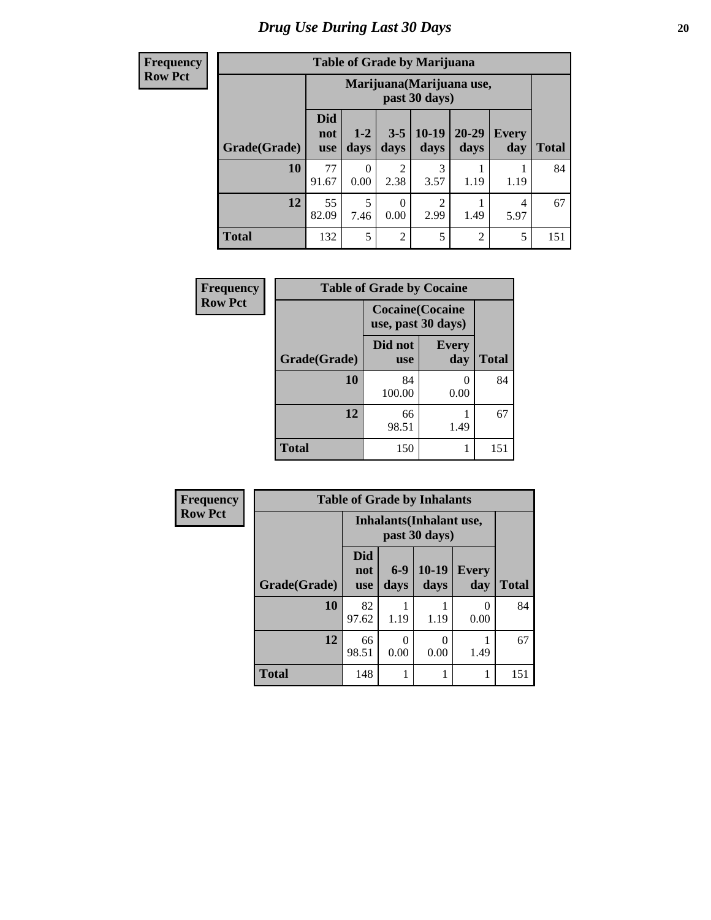# Drug Use During Last 30 Days

**Frequency**
**Row Pct**

**Table of Grade by Marijuana**

| | Marijuana(Marijuana use, past 30 days) | | | | | | |
|---|---|---|---|---|---|---|---|
| Grade(Grade) | Did not use | 1-2 days | 3-5 days | 10-19 days | 20-29 days | Every day | Total |
| 10 | 77<br>91.67 | 0<br>0.00 | 2<br>2.38 | 3<br>3.57 | 1<br>1.19 | 1<br>1.19 | 84 |
| 12 | 55<br>82.09 | 5<br>7.46 | 0<br>0.00 | 2<br>2.99 | 1<br>1.49 | 4<br>5.97 | 67 |
| Total | 132 | 5 | 2 | 5 | 2 | 5 | 151 |

**Frequency**
**Row Pct**

**Table of Grade by Cocaine**

| | Cocaine(Cocaine use, past 30 days) | | |
|---|---|---|---|
| Grade(Grade) | Did not use | Every day | Total |
| 10 | 84<br>100.00 | 0<br>0.00 | 84 |
| 12 | 66<br>98.51 | 1<br>1.49 | 67 |
| Total | 150 | 1 | 151 |

**Frequency**
**Row Pct**

**Table of Grade by Inhalants**

| | Inhalants(Inhalant use, past 30 days) | | | | |
|---|---|---|---|---|---|
| Grade(Grade) | Did not use | 6-9 days | 10-19 days | Every day | Total |
| 10 | 82<br>97.62 | 1<br>1.19 | 1<br>1.19 | 0<br>0.00 | 84 |
| 12 | 66<br>98.51 | 0<br>0.00 | 0<br>0.00 | 1<br>1.49 | 67 |
| Total | 148 | 1 | 1 | 1 | 151 |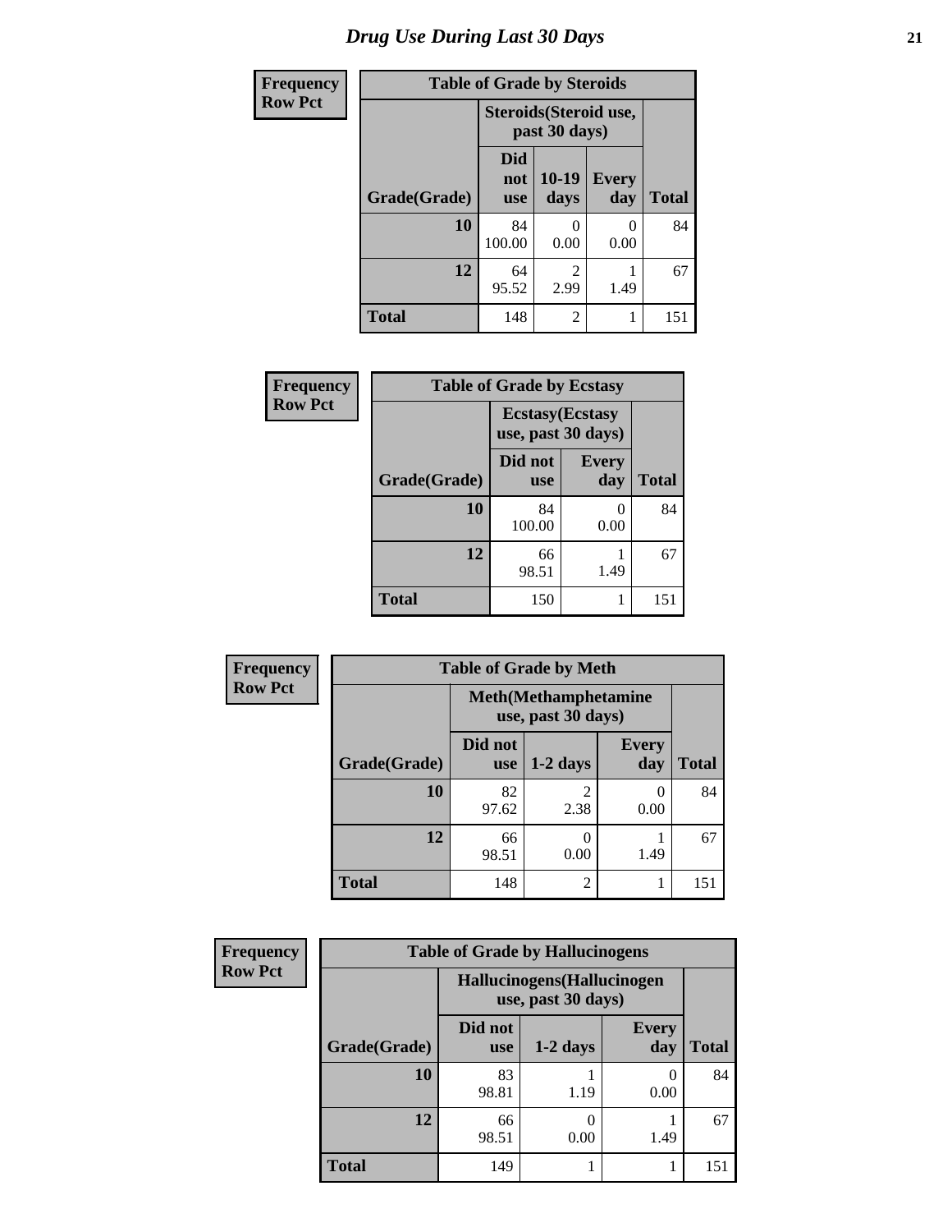# Drug Use During Last 30 Days

| Frequency Row Pct | | | | |
|---|---|---|---|---|
| **Table of Grade by Steroids** | | | | |
| | **Steroids(Steroid use, past 30 days)** | | | |
| **Grade(Grade)** | **Did not use** | **10-19 days** | **Every day** | **Total** |
| **10** | 84<br>100.00 | 0<br>0.00 | 0<br>0.00 | 84 |
| **12** | 64<br>95.52 | 2<br>2.99 | 1<br>1.49 | 67 |
| **Total** | 148 | 2 | 1 | 151 |

| Frequency Row Pct | | | |
|---|---|---|---|
| **Table of Grade by Ecstasy** | | | |
| | **Ecstasy(Ecstasy use, past 30 days)** | | |
| **Grade(Grade)** | **Did not use** | **Every day** | **Total** |
| **10** | 84<br>100.00 | 0<br>0.00 | 84 |
| **12** | 66<br>98.51 | 1<br>1.49 | 67 |
| **Total** | 150 | 1 | 151 |

| Frequency Row Pct | | | | |
|---|---|---|---|---|
| **Table of Grade by Meth** | | | | |
| | **Meth(Methamphetamine use, past 30 days)** | | | |
| **Grade(Grade)** | **Did not use** | **1-2 days** | **Every day** | **Total** |
| **10** | 82<br>97.62 | 2<br>2.38 | 0<br>0.00 | 84 |
| **12** | 66<br>98.51 | 0<br>0.00 | 1<br>1.49 | 67 |
| **Total** | 148 | 2 | 1 | 151 |

| Frequency Row Pct | | | | |
|---|---|---|---|---|
| **Table of Grade by Hallucinogens** | | | | |
| | **Hallucinogens(Hallucinogen use, past 30 days)** | | | |
| **Grade(Grade)** | **Did not use** | **1-2 days** | **Every day** | **Total** |
| **10** | 83<br>98.81 | 1<br>1.19 | 0<br>0.00 | 84 |
| **12** | 66<br>98.51 | 0<br>0.00 | 1<br>1.49 | 67 |
| **Total** | 149 | 1 | 1 | 151 |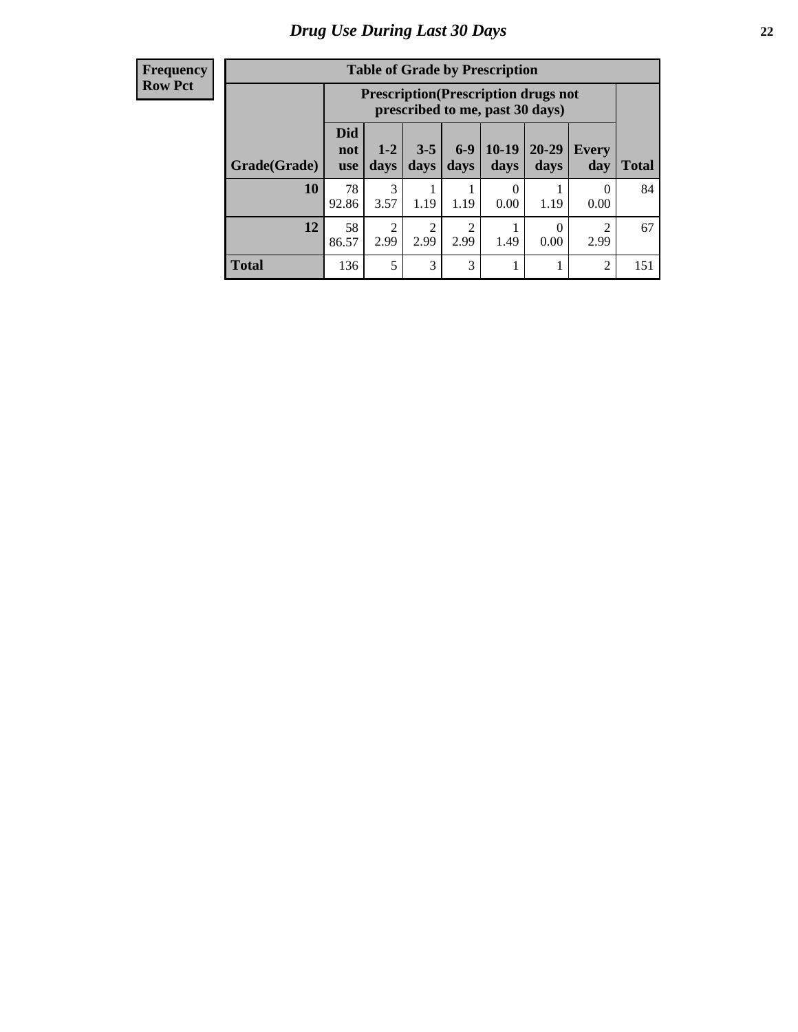# Drug Use During Last 30 Days

| Frequency Row Pct |
|---|

**Table of Grade by Prescription**

| Grade(Grade) | Prescription(Prescription drugs not prescribed to me, past 30 days) | | | | | | | Total |
|---|---|---|---|---|---|---|---|---|
| | Did not use | 1-2 days | 3-5 days | 6-9 days | 10-19 days | 20-29 days | Every day | |
| **10** | 78<br>92.86 | 3<br>3.57 | 1<br>1.19 | 1<br>1.19 | 0<br>0.00 | 1<br>1.19 | 0<br>0.00 | 84 |
| **12** | 58<br>86.57 | 2<br>2.99 | 2<br>2.99 | 2<br>2.99 | 1<br>1.49 | 0<br>0.00 | 2<br>2.99 | 67 |
| **Total** | 136 | 5 | 3 | 3 | 1 | 1 | 2 | 151 |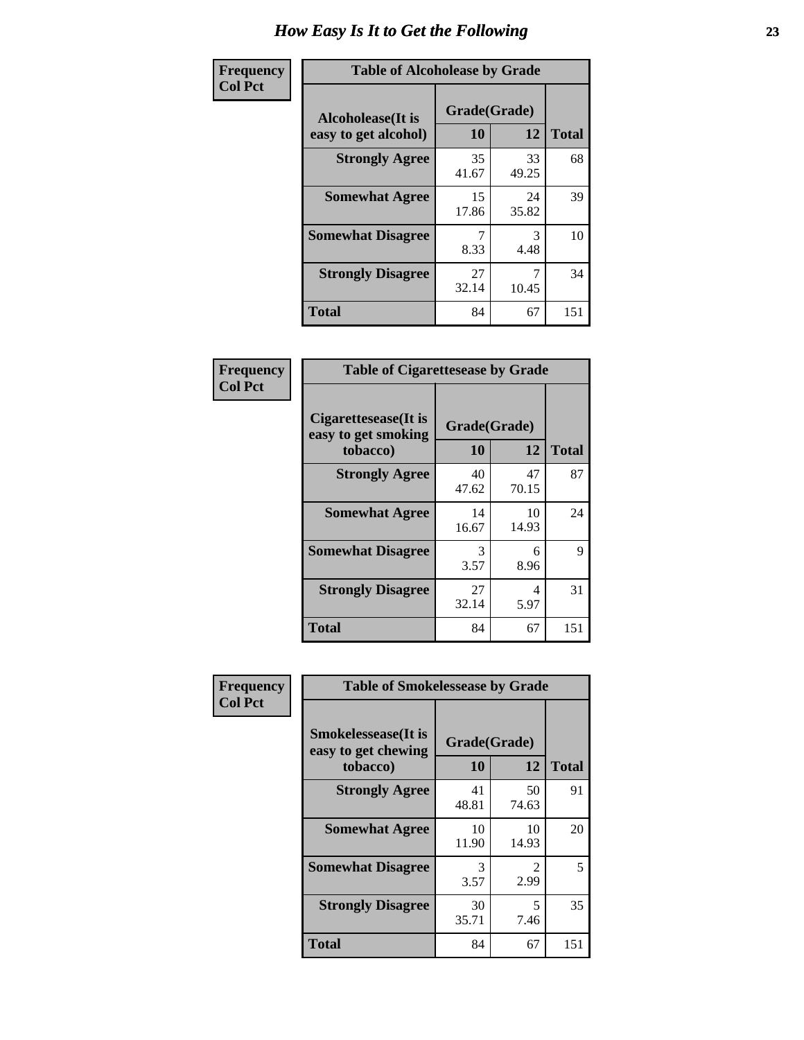# How Easy Is It to Get the Following

**Frequency**
**Col Pct**

| Table of Alcoholease by Grade | | | |
|---|---|---|---|
| Alcoholease(It is easy to get alcohol) | Grade(Grade) | | |
| | 10 | 12 | Total |
| Strongly Agree | 35<br>41.67 | 33<br>49.25 | 68 |
| Somewhat Agree | 15<br>17.86 | 24<br>35.82 | 39 |
| Somewhat Disagree | 7<br>8.33 | 3<br>4.48 | 10 |
| Strongly Disagree | 27<br>32.14 | 7<br>10.45 | 34 |
| Total | 84 | 67 | 151 |

**Frequency**
**Col Pct**

| Table of Cigarettesease by Grade | | | |
|---|---|---|---|
| Cigarettesease(It is easy to get smoking tobacco) | Grade(Grade) | | |
| | 10 | 12 | Total |
| Strongly Agree | 40<br>47.62 | 47<br>70.15 | 87 |
| Somewhat Agree | 14<br>16.67 | 10<br>14.93 | 24 |
| Somewhat Disagree | 3<br>3.57 | 6<br>8.96 | 9 |
| Strongly Disagree | 27<br>32.14 | 4<br>5.97 | 31 |
| Total | 84 | 67 | 151 |

**Frequency**
**Col Pct**

| Table of Smokelessease by Grade | | | |
|---|---|---|---|
| Smokelessease(It is easy to get chewing tobacco) | Grade(Grade) | | |
| | 10 | 12 | Total |
| Strongly Agree | 41<br>48.81 | 50<br>74.63 | 91 |
| Somewhat Agree | 10<br>11.90 | 10<br>14.93 | 20 |
| Somewhat Disagree | 3<br>3.57 | 2<br>2.99 | 5 |
| Strongly Disagree | 30<br>35.71 | 5<br>7.46 | 35 |
| Total | 84 | 67 | 151 |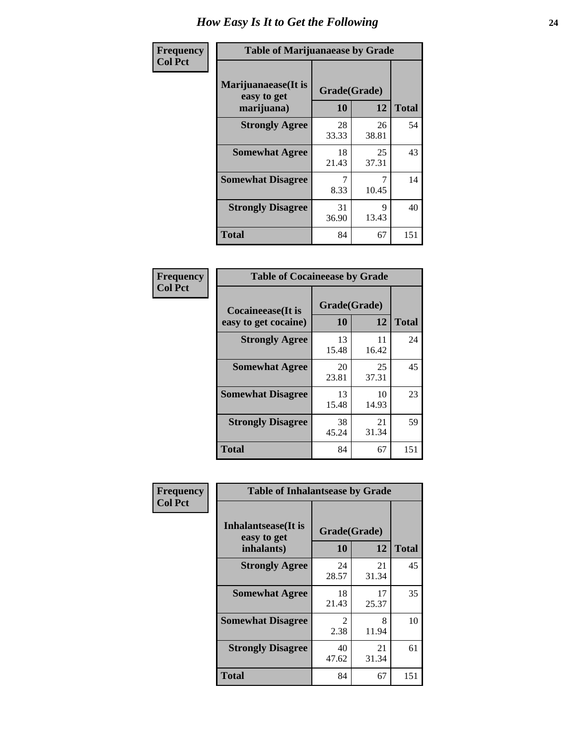# How Easy Is It to Get the Following

**Frequency**
**Col Pct**

**Table of Marijuanaease by Grade**

| Marijuanaease(It is easy to get marijuana) | Grade(Grade) | | Total |
|---|---|---|---|
| | 10 | 12 | |
| **Strongly Agree** | 28<br>33.33 | 26<br>38.81 | 54 |
| **Somewhat Agree** | 18<br>21.43 | 25<br>37.31 | 43 |
| **Somewhat Disagree** | 7<br>8.33 | 7<br>10.45 | 14 |
| **Strongly Disagree** | 31<br>36.90 | 9<br>13.43 | 40 |
| **Total** | 84 | 67 | 151 |

**Frequency**
**Col Pct**

**Table of Cocaineease by Grade**

| Cocaineease(It is easy to get cocaine) | Grade(Grade) | | Total |
|---|---|---|---|
| | 10 | 12 | |
| **Strongly Agree** | 13<br>15.48 | 11<br>16.42 | 24 |
| **Somewhat Agree** | 20<br>23.81 | 25<br>37.31 | 45 |
| **Somewhat Disagree** | 13<br>15.48 | 10<br>14.93 | 23 |
| **Strongly Disagree** | 38<br>45.24 | 21<br>31.34 | 59 |
| **Total** | 84 | 67 | 151 |

**Frequency**
**Col Pct**

**Table of Inhalantsease by Grade**

| Inhalantsease(It is easy to get inhalants) | Grade(Grade) | | Total |
|---|---|---|---|
| | 10 | 12 | |
| **Strongly Agree** | 24<br>28.57 | 21<br>31.34 | 45 |
| **Somewhat Agree** | 18<br>21.43 | 17<br>25.37 | 35 |
| **Somewhat Disagree** | 2<br>2.38 | 8<br>11.94 | 10 |
| **Strongly Disagree** | 40<br>47.62 | 21<br>31.34 | 61 |
| **Total** | 84 | 67 | 151 |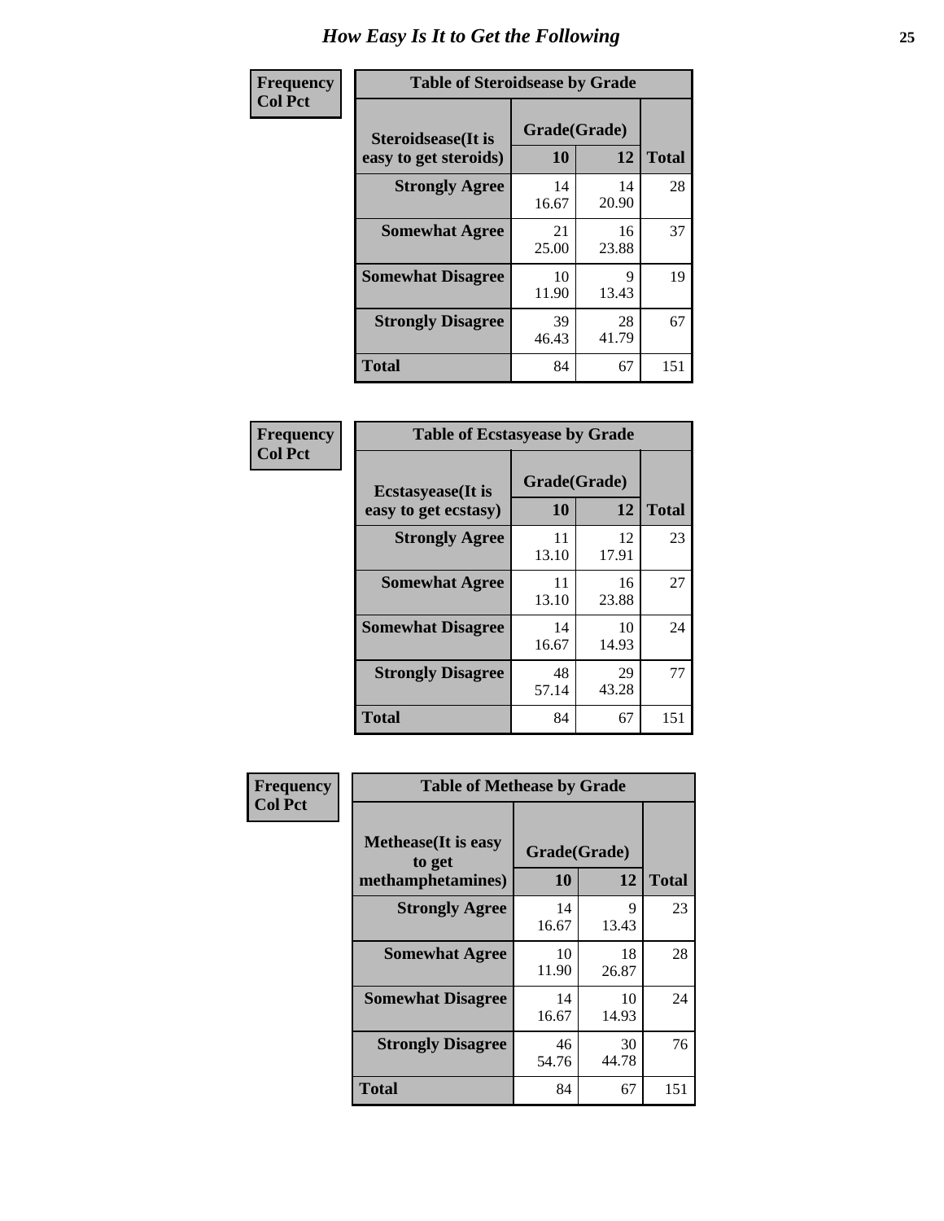# How Easy Is It to Get the Following

**Frequency**
**Col Pct**

| Table of Steroidsease by Grade | | | |
|---|---|---|---|
| **Steroidsease(It is easy to get steroids)** | **Grade(Grade)** | | **Total** |
| | **10** | **12** | |
| **Strongly Agree** | 14<br>16.67 | 14<br>20.90 | 28 |
| **Somewhat Agree** | 21<br>25.00 | 16<br>23.88 | 37 |
| **Somewhat Disagree** | 10<br>11.90 | 9<br>13.43 | 19 |
| **Strongly Disagree** | 39<br>46.43 | 28<br>41.79 | 67 |
| **Total** | 84 | 67 | 151 |

**Frequency**
**Col Pct**

| Table of Ecstasyease by Grade | | | |
|---|---|---|---|
| **Ecstasyease(It is easy to get ecstasy)** | **Grade(Grade)** | | **Total** |
| | **10** | **12** | |
| **Strongly Agree** | 11<br>13.10 | 12<br>17.91 | 23 |
| **Somewhat Agree** | 11<br>13.10 | 16<br>23.88 | 27 |
| **Somewhat Disagree** | 14<br>16.67 | 10<br>14.93 | 24 |
| **Strongly Disagree** | 48<br>57.14 | 29<br>43.28 | 77 |
| **Total** | 84 | 67 | 151 |

**Frequency**
**Col Pct**

| Table of Methease by Grade | | | |
|---|---|---|---|
| **Methease(It is easy to get methamphetamines)** | **Grade(Grade)** | | **Total** |
| | **10** | **12** | |
| **Strongly Agree** | 14<br>16.67 | 9<br>13.43 | 23 |
| **Somewhat Agree** | 10<br>11.90 | 18<br>26.87 | 28 |
| **Somewhat Disagree** | 14<br>16.67 | 10<br>14.93 | 24 |
| **Strongly Disagree** | 46<br>54.76 | 30<br>44.78 | 76 |
| **Total** | 84 | 67 | 151 |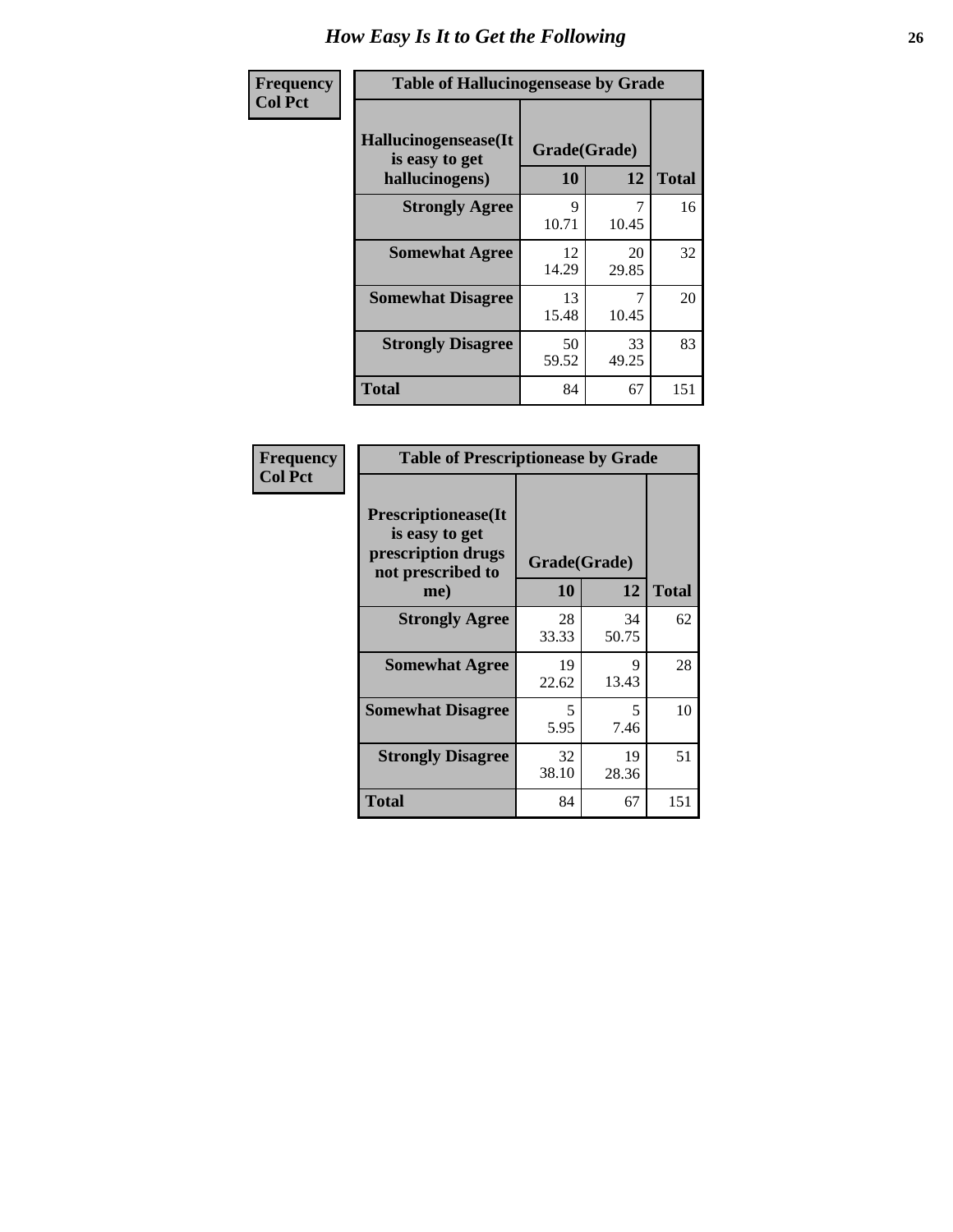# How Easy Is It to Get the Following

**Frequency**
**Col Pct**

**Table of Hallucinogensease by Grade**

| Hallucinogensease(It is easy to get hallucinogens) | Grade(Grade) | | Total |
|---|---|---|---|
| | 10 | 12 | |
| **Strongly Agree** | 9<br>10.71 | 7<br>10.45 | 16 |
| **Somewhat Agree** | 12<br>14.29 | 20<br>29.85 | 32 |
| **Somewhat Disagree** | 13<br>15.48 | 7<br>10.45 | 20 |
| **Strongly Disagree** | 50<br>59.52 | 33<br>49.25 | 83 |
| **Total** | 84 | 67 | 151 |

**Frequency**
**Col Pct**

**Table of Prescriptionease by Grade**

| Prescriptionease(It is easy to get prescription drugs not prescribed to me) | Grade(Grade) | | Total |
|---|---|---|---|
| | 10 | 12 | |
| **Strongly Agree** | 28<br>33.33 | 34<br>50.75 | 62 |
| **Somewhat Agree** | 19<br>22.62 | 9<br>13.43 | 28 |
| **Somewhat Disagree** | 5<br>5.95 | 5<br>7.46 | 10 |
| **Strongly Disagree** | 32<br>38.10 | 19<br>28.36 | 51 |
| **Total** | 84 | 67 | 151 |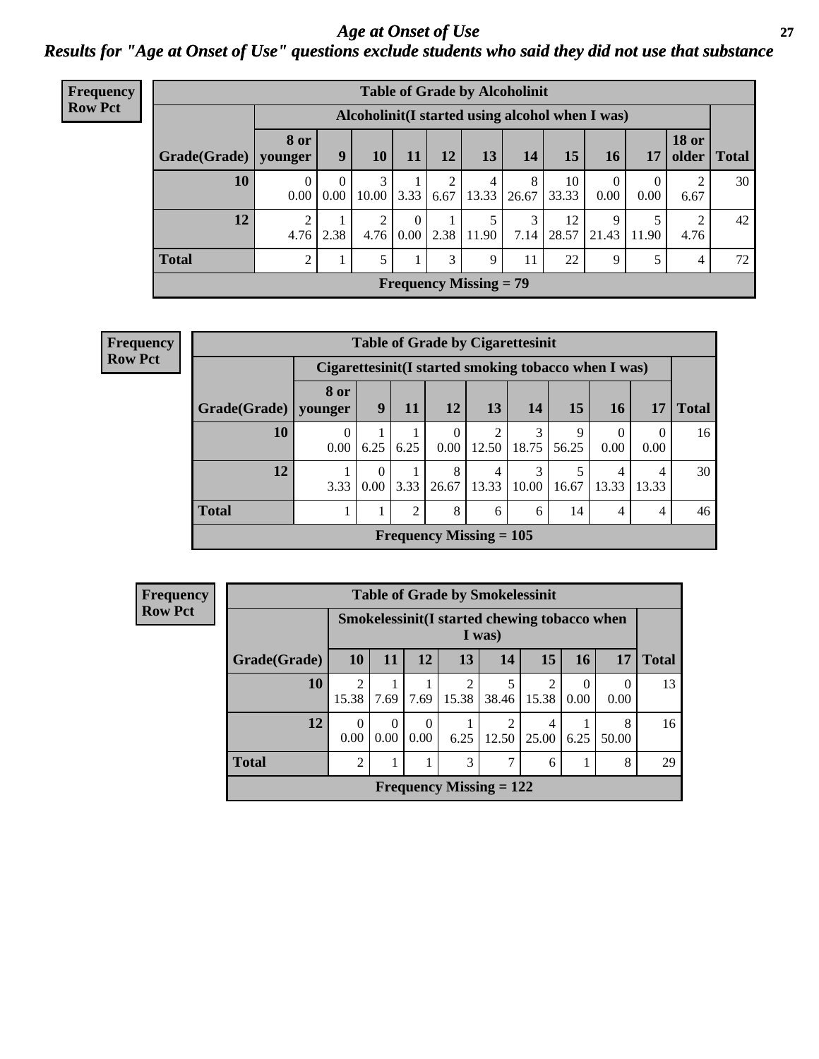# Age at Onset of Use

## *Results for "Age at Onset of Use" questions exclude students who said they did not use that substance*

**Frequency**
**Row Pct**

| Table of Grade by Alcoholinit | | | | | | | | | | | | |
|---|---|---|---|---|---|---|---|---|---|---|---|---|
| | Alcoholinit(I started using alcohol when I was) | | | | | | | | | | | |
| Grade(Grade) | 8 or younger | 9 | 10 | 11 | 12 | 13 | 14 | 15 | 16 | 17 | 18 or older | Total |
| 10 | 0<br>0.00 | 0<br>0.00 | 3<br>10.00 | 1<br>3.33 | 2<br>6.67 | 4<br>13.33 | 8<br>26.67 | 10<br>33.33 | 0<br>0.00 | 0<br>0.00 | 2<br>6.67 | 30 |
| 12 | 2<br>4.76 | 1<br>2.38 | 2<br>4.76 | 0<br>0.00 | 1<br>2.38 | 5<br>11.90 | 3<br>7.14 | 12<br>28.57 | 9<br>21.43 | 5<br>11.90 | 2<br>4.76 | 42 |
| Total | 2 | 1 | 5 | 1 | 3 | 9 | 11 | 22 | 9 | 5 | 4 | 72 |
| Frequency Missing = 79 | | | | | | | | | | | | |

**Frequency**
**Row Pct**

| Table of Grade by Cigarettesinit | | | | | | | | | | |
|---|---|---|---|---|---|---|---|---|---|---|
| | Cigarettesinit(I started smoking tobacco when I was) | | | | | | | | | |
| Grade(Grade) | 8 or younger | 9 | 11 | 12 | 13 | 14 | 15 | 16 | 17 | Total |
| 10 | 0<br>0.00 | 1<br>6.25 | 1<br>6.25 | 0<br>0.00 | 2<br>12.50 | 3<br>18.75 | 9<br>56.25 | 0<br>0.00 | 0<br>0.00 | 16 |
| 12 | 1<br>3.33 | 0<br>0.00 | 1<br>3.33 | 8<br>26.67 | 4<br>13.33 | 3<br>10.00 | 5<br>16.67 | 4<br>13.33 | 4<br>13.33 | 30 |
| Total | 1 | 1 | 2 | 8 | 6 | 6 | 14 | 4 | 4 | 46 |
| Frequency Missing = 105 | | | | | | | | | | |

**Frequency**
**Row Pct**

| Table of Grade by Smokelessinit | | | | | | | | | |
|---|---|---|---|---|---|---|---|---|---|
| | Smokelessinit(I started chewing tobacco when I was) | | | | | | | | |
| Grade(Grade) | 10 | 11 | 12 | 13 | 14 | 15 | 16 | 17 | Total |
| 10 | 2<br>15.38 | 1<br>7.69 | 1<br>7.69 | 2<br>15.38 | 5<br>38.46 | 2<br>15.38 | 0<br>0.00 | 0<br>0.00 | 13 |
| 12 | 0<br>0.00 | 0<br>0.00 | 0<br>0.00 | 1<br>6.25 | 2<br>12.50 | 4<br>25.00 | 1<br>6.25 | 8<br>50.00 | 16 |
| Total | 2 | 1 | 1 | 3 | 7 | 6 | 1 | 8 | 29 |
| Frequency Missing = 122 | | | | | | | | | |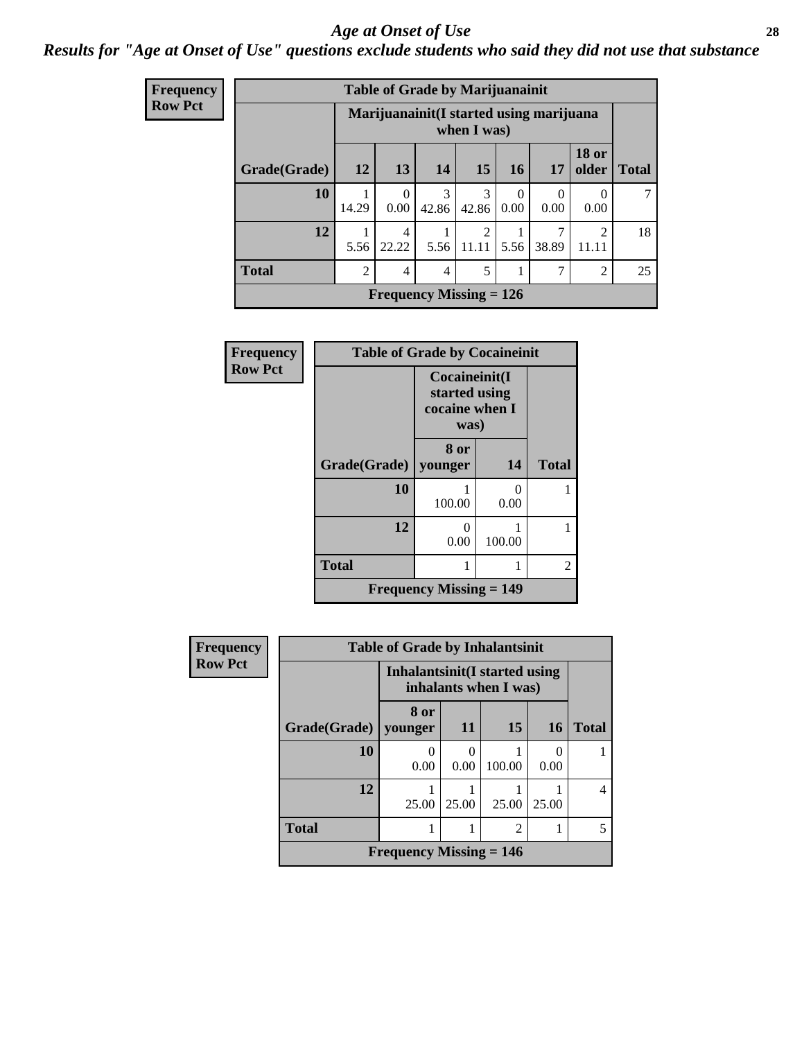# *Age at Onset of Use*

***Results for "Age at Onset of Use" questions exclude students who said they did not use that substance***

**Frequency**
**Row Pct**

**Table of Grade by Marijuanainit**

| Grade(Grade) | Marijuanainit(I started using marijuana when I was) | | | | | | | Total |
|---|---|---|---|---|---|---|---|---|
| | 12 | 13 | 14 | 15 | 16 | 17 | 18 or older | |
| 10 | 1<br>14.29 | 0<br>0.00 | 3<br>42.86 | 3<br>42.86 | 0<br>0.00 | 0<br>0.00 | 0<br>0.00 | 7 |
| 12 | 1<br>5.56 | 4<br>22.22 | 1<br>5.56 | 2<br>11.11 | 1<br>5.56 | 7<br>38.89 | 2<br>11.11 | 18 |
| Total | 2 | 4 | 4 | 5 | 1 | 7 | 2 | 25 |

**Frequency Missing = 126**

**Frequency**
**Row Pct**

**Table of Grade by Cocaineinit**

| Grade(Grade) | Cocaineinit(I started using cocaine when I was) | | Total |
|---|---|---|---|
| | 8 or younger | 14 | |
| 10 | 1<br>100.00 | 0<br>0.00 | 1 |
| 12 | 0<br>0.00 | 1<br>100.00 | 1 |
| Total | 1 | 1 | 2 |

**Frequency Missing = 149**

**Frequency**
**Row Pct**

**Table of Grade by Inhalantsinit**

| Grade(Grade) | Inhalantsinit(I started using inhalants when I was) | | | | Total |
|---|---|---|---|---|---|
| | 8 or younger | 11 | 15 | 16 | |
| 10 | 0<br>0.00 | 0<br>0.00 | 1<br>100.00 | 0<br>0.00 | 1 |
| 12 | 1<br>25.00 | 1<br>25.00 | 1<br>25.00 | 1<br>25.00 | 4 |
| Total | 1 | 1 | 2 | 1 | 5 |

**Frequency Missing = 146**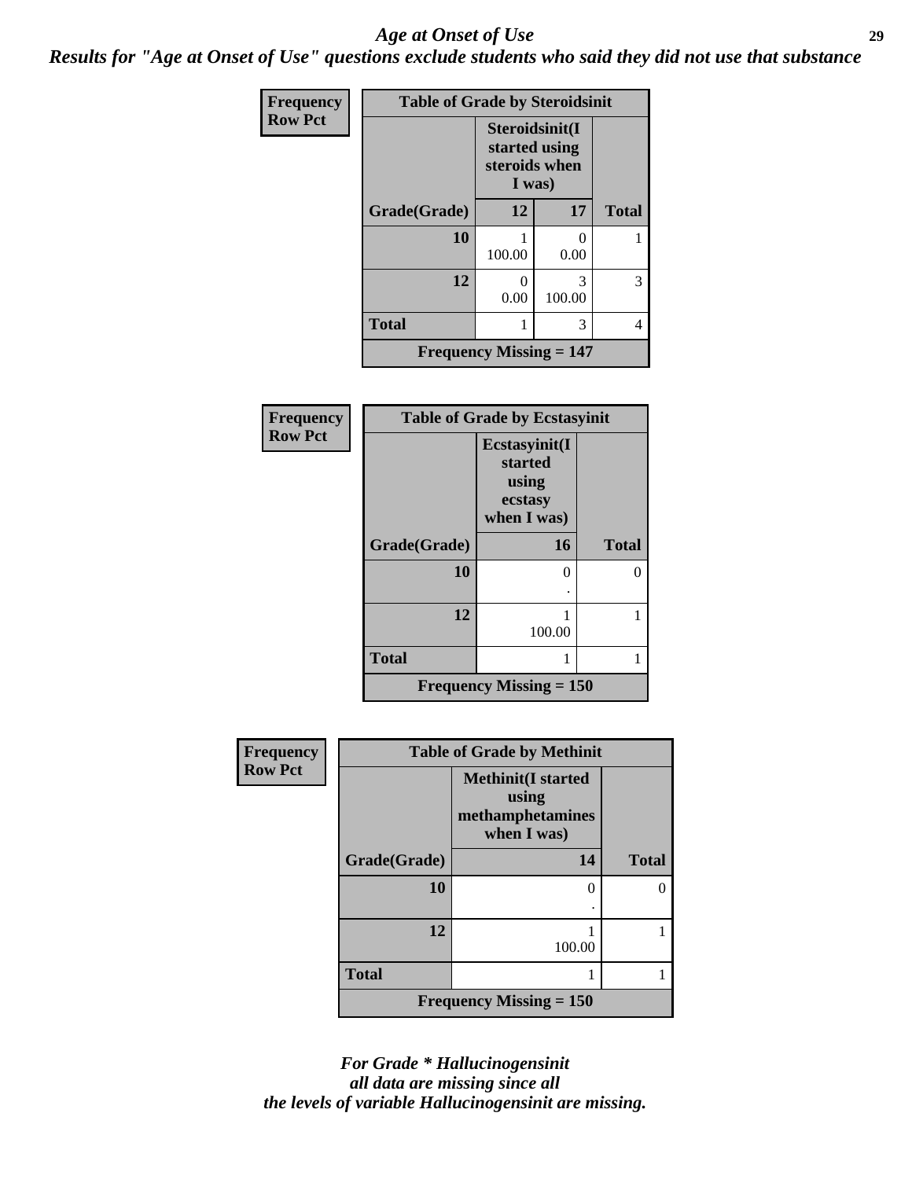## *Age at Onset of Use*

***Results for "Age at Onset of Use" questions exclude students who said they did not use that substance***

**Frequency**
**Row Pct**

| Table of Grade by Steroidsinit | | | |
|---|---|---|---|
| | **Steroidsinit(I started using steroids when I was)** | | |
| **Grade(Grade)** | **12** | **17** | **Total** |
| **10** | 1<br>100.00 | 0<br>0.00 | 1 |
| **12** | 0<br>0.00 | 3<br>100.00 | 3 |
| **Total** | 1 | 3 | 4 |
| **Frequency Missing = 147** | | | |

**Frequency**
**Row Pct**

| Table of Grade by Ecstasyinit | | |
|---|---|---|
| | **Ecstasyinit(I started using ecstasy when I was)** | |
| **Grade(Grade)** | **16** | **Total** |
| **10** | 0<br>. | 0 |
| **12** | 1<br>100.00 | 1 |
| **Total** | 1 | 1 |
| **Frequency Missing = 150** | | |

**Frequency**
**Row Pct**

| Table of Grade by Methinit | | |
|---|---|---|
| | **Methinit(I started using methamphetamines when I was)** | |
| **Grade(Grade)** | **14** | **Total** |
| **10** | 0<br>. | 0 |
| **12** | 1<br>100.00 | 1 |
| **Total** | 1 | 1 |
| **Frequency Missing = 150** | | |

***For Grade * Hallucinogensinit all data are missing since all the levels of variable Hallucinogensinit are missing.***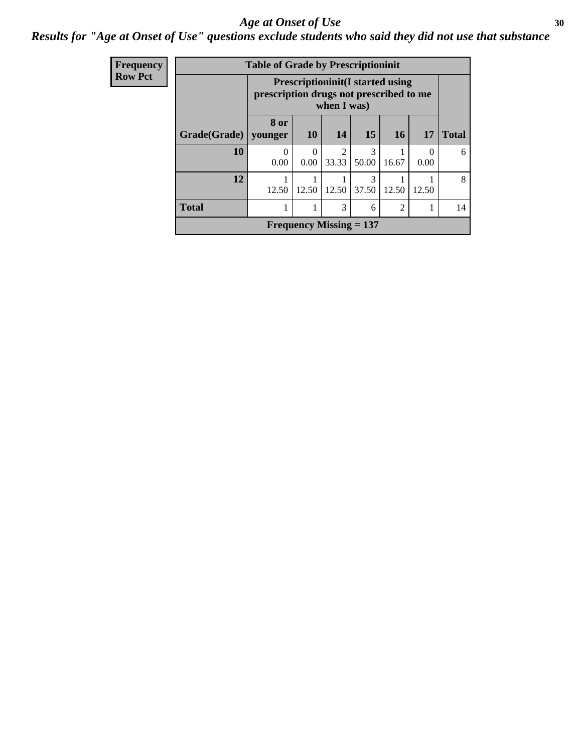# *Age at Onset of Use*

## *Results for "Age at Onset of Use" questions exclude students who said they did not use that substance*

| Frequency Row Pct | | | | | | | |
|---|---|---|---|---|---|---|---|

**Table of Grade by Prescriptioninit**

| Grade(Grade) | Prescriptioninit(I started using prescription drugs not prescribed to me when I was) | | | | | | Total |
|---|---|---|---|---|---|---|---|
| | 8 or younger | 10 | 14 | 15 | 16 | 17 | |
| **10** | 0<br>0.00 | 0<br>0.00 | 2<br>33.33 | 3<br>50.00 | 1<br>16.67 | 0<br>0.00 | 6 |
| **12** | 1<br>12.50 | 1<br>12.50 | 1<br>12.50 | 3<br>37.50 | 1<br>12.50 | 1<br>12.50 | 8 |
| **Total** | 1 | 1 | 3 | 6 | 2 | 1 | 14 |

**Frequency Missing = 137**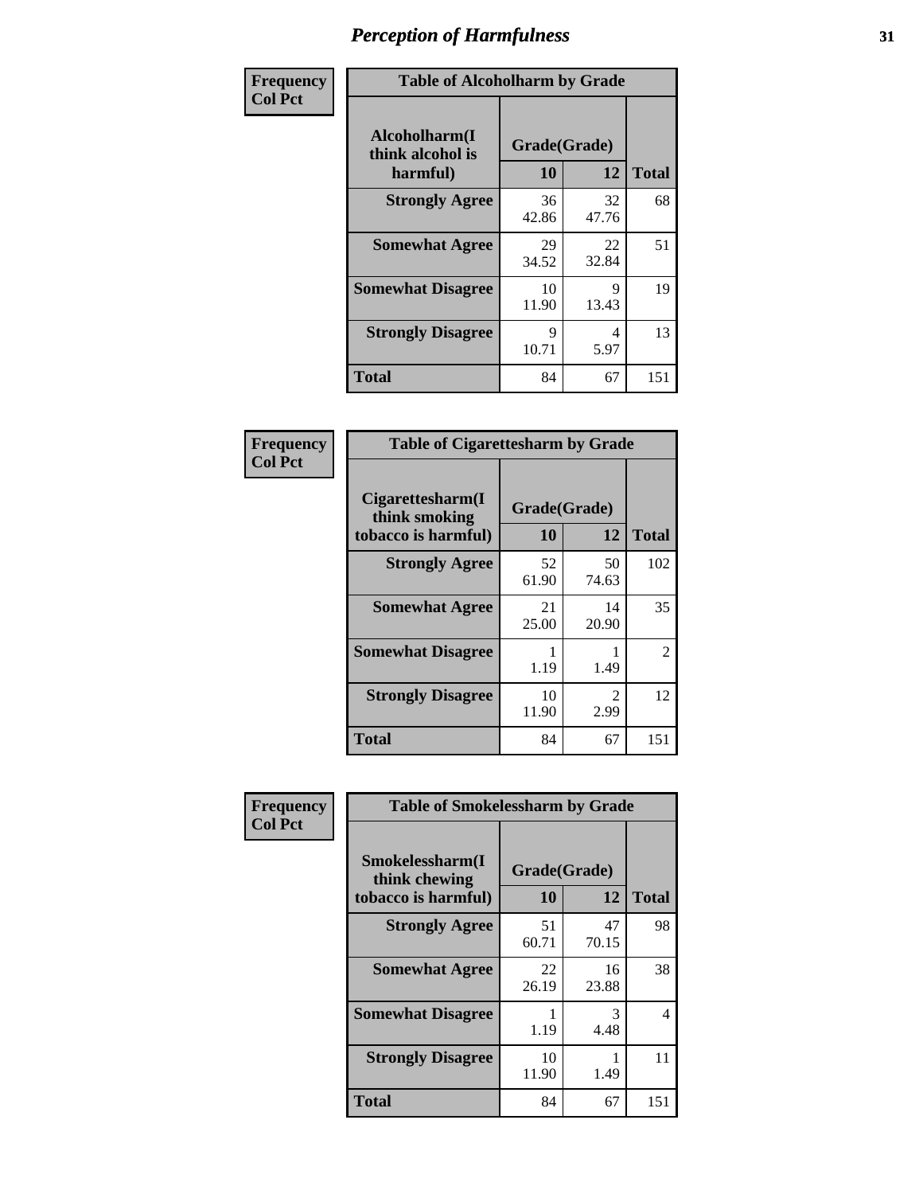# Perception of Harmfulness

**Frequency**
**Col Pct**

**Table of Alcoholharm by Grade**

| Alcoholharm(I think alcohol is harmful) | Grade(Grade) | | Total |
|---|---|---|---|
| | 10 | 12 | |
| **Strongly Agree** | 36<br>42.86 | 32<br>47.76 | 68 |
| **Somewhat Agree** | 29<br>34.52 | 22<br>32.84 | 51 |
| **Somewhat Disagree** | 10<br>11.90 | 9<br>13.43 | 19 |
| **Strongly Disagree** | 9<br>10.71 | 4<br>5.97 | 13 |
| **Total** | 84 | 67 | 151 |

**Frequency**
**Col Pct**

**Table of Cigarettesharm by Grade**

| Cigarettesharm(I think smoking tobacco is harmful) | Grade(Grade) | | Total |
|---|---|---|---|
| | 10 | 12 | |
| **Strongly Agree** | 52<br>61.90 | 50<br>74.63 | 102 |
| **Somewhat Agree** | 21<br>25.00 | 14<br>20.90 | 35 |
| **Somewhat Disagree** | 1<br>1.19 | 1<br>1.49 | 2 |
| **Strongly Disagree** | 10<br>11.90 | 2<br>2.99 | 12 |
| **Total** | 84 | 67 | 151 |

**Frequency**
**Col Pct**

**Table of Smokelessharm by Grade**

| Smokelessharm(I think chewing tobacco is harmful) | Grade(Grade) | | Total |
|---|---|---|---|
| | 10 | 12 | |
| **Strongly Agree** | 51<br>60.71 | 47<br>70.15 | 98 |
| **Somewhat Agree** | 22<br>26.19 | 16<br>23.88 | 38 |
| **Somewhat Disagree** | 1<br>1.19 | 3<br>4.48 | 4 |
| **Strongly Disagree** | 10<br>11.90 | 1<br>1.49 | 11 |
| **Total** | 84 | 67 | 151 |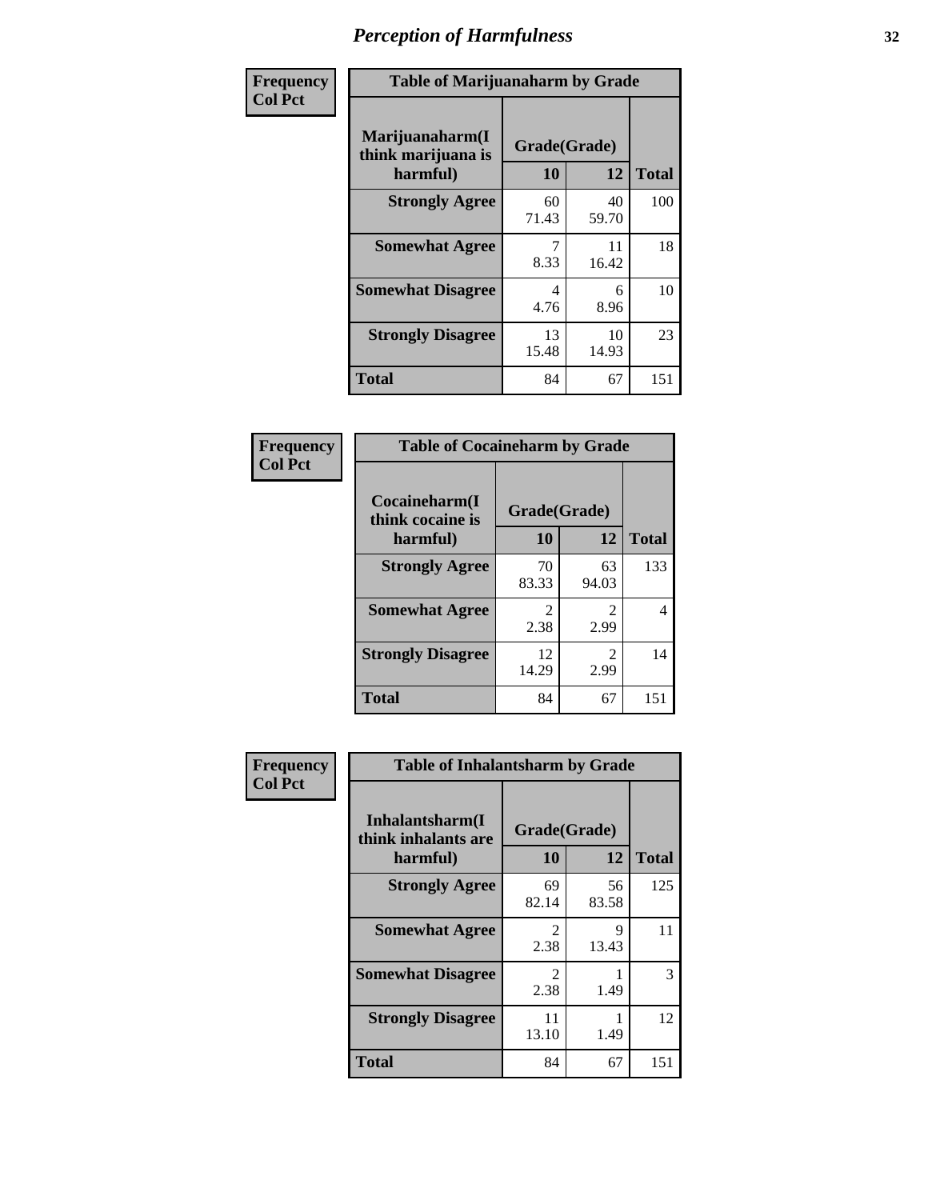# Perception of Harmfulness

**Frequency**
**Col Pct**

| Table of Marijuanaharm by Grade | | | |
|---|---|---|---|
| **Marijuanaharm(I think marijuana is harmful)** | **Grade(Grade)** | | **Total** |
| | **10** | **12** | |
| **Strongly Agree** | 60<br>71.43 | 40<br>59.70 | 100 |
| **Somewhat Agree** | 7<br>8.33 | 11<br>16.42 | 18 |
| **Somewhat Disagree** | 4<br>4.76 | 6<br>8.96 | 10 |
| **Strongly Disagree** | 13<br>15.48 | 10<br>14.93 | 23 |
| **Total** | 84 | 67 | 151 |

**Frequency**
**Col Pct**

| Table of Cocaineharm by Grade | | | |
|---|---|---|---|
| **Cocaineharm(I think cocaine is harmful)** | **Grade(Grade)** | | **Total** |
| | **10** | **12** | |
| **Strongly Agree** | 70<br>83.33 | 63<br>94.03 | 133 |
| **Somewhat Agree** | 2<br>2.38 | 2<br>2.99 | 4 |
| **Strongly Disagree** | 12<br>14.29 | 2<br>2.99 | 14 |
| **Total** | 84 | 67 | 151 |

**Frequency**
**Col Pct**

| Table of Inhalantsharm by Grade | | | |
|---|---|---|---|
| **Inhalantsharm(I think inhalants are harmful)** | **Grade(Grade)** | | **Total** |
| | **10** | **12** | |
| **Strongly Agree** | 69<br>82.14 | 56<br>83.58 | 125 |
| **Somewhat Agree** | 2<br>2.38 | 9<br>13.43 | 11 |
| **Somewhat Disagree** | 2<br>2.38 | 1<br>1.49 | 3 |
| **Strongly Disagree** | 11<br>13.10 | 1<br>1.49 | 12 |
| **Total** | 84 | 67 | 151 |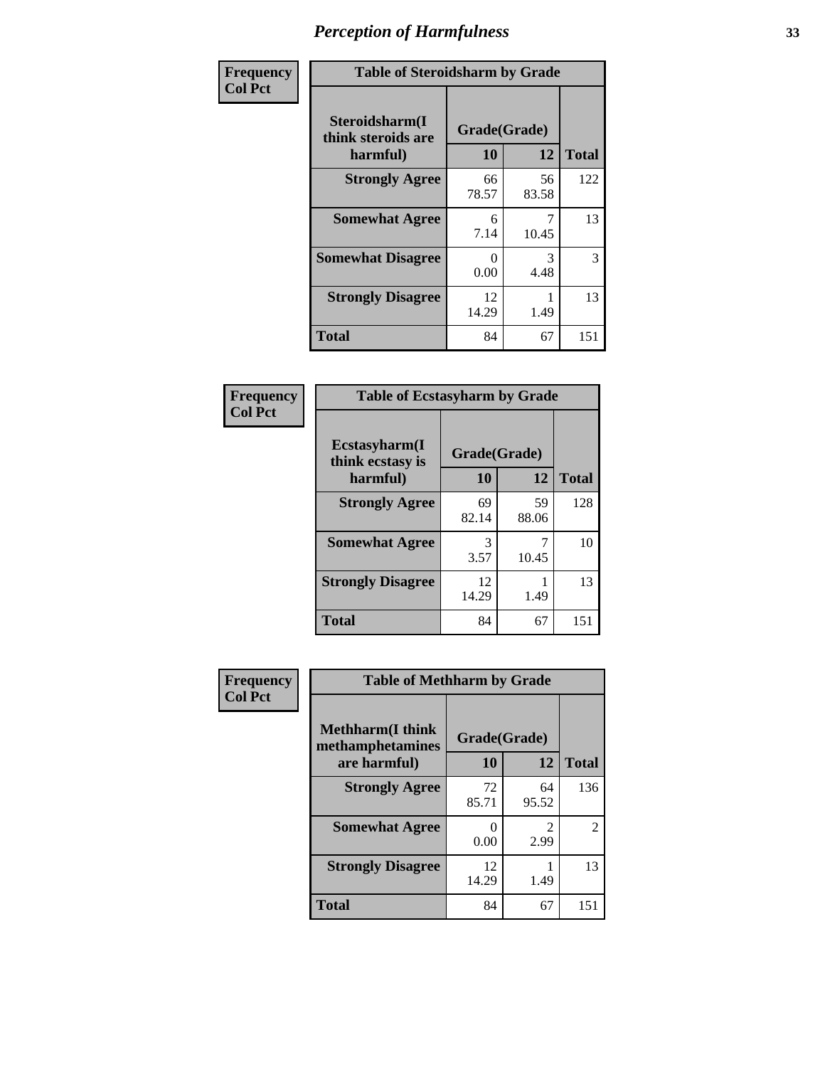# Perception of Harmfulness

**Frequency**
**Col Pct**

| Table of Steroidsharm by Grade | | | |
|---|---|---|---|
| Steroidsharm(I think steroids are harmful) | Grade(Grade) | | |
| | 10 | 12 | Total |
| Strongly Agree | 66<br>78.57 | 56<br>83.58 | 122 |
| Somewhat Agree | 6<br>7.14 | 7<br>10.45 | 13 |
| Somewhat Disagree | 0<br>0.00 | 3<br>4.48 | 3 |
| Strongly Disagree | 12<br>14.29 | 1<br>1.49 | 13 |
| Total | 84 | 67 | 151 |

**Frequency**
**Col Pct**

| Table of Ecstasyharm by Grade | | | |
|---|---|---|---|
| Ecstasyharm(I think ecstasy is harmful) | Grade(Grade) | | |
| | 10 | 12 | Total |
| Strongly Agree | 69<br>82.14 | 59<br>88.06 | 128 |
| Somewhat Agree | 3<br>3.57 | 7<br>10.45 | 10 |
| Strongly Disagree | 12<br>14.29 | 1<br>1.49 | 13 |
| Total | 84 | 67 | 151 |

**Frequency**
**Col Pct**

| Table of Methharm by Grade | | | |
|---|---|---|---|
| Methharm(I think methamphetamines are harmful) | Grade(Grade) | | |
| | 10 | 12 | Total |
| Strongly Agree | 72<br>85.71 | 64<br>95.52 | 136 |
| Somewhat Agree | 0<br>0.00 | 2<br>2.99 | 2 |
| Strongly Disagree | 12<br>14.29 | 1<br>1.49 | 13 |
| Total | 84 | 67 | 151 |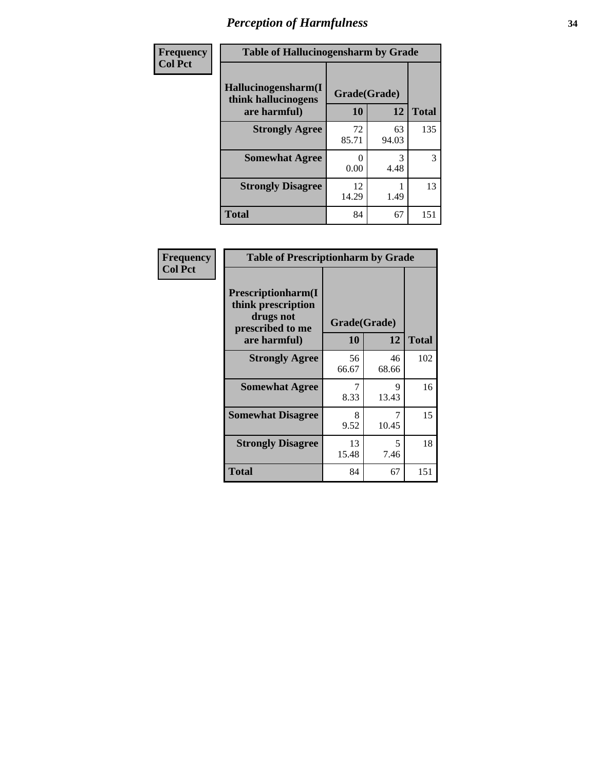## Perception of Harmfulness

| Frequency<br>Col Pct | | | |
|---|---|---|---|
| **Table of Hallucinogensharm by Grade** | | | |
| **Hallucinogensharm(I think hallucinogens are harmful)** | **Grade(Grade)** | | **Total** |
| | **10** | **12** | |
| **Strongly Agree** | 72<br>85.71 | 63<br>94.03 | 135 |
| **Somewhat Agree** | 0<br>0.00 | 3<br>4.48 | 3 |
| **Strongly Disagree** | 12<br>14.29 | 1<br>1.49 | 13 |
| **Total** | 84 | 67 | 151 |

| Frequency<br>Col Pct | | | |
|---|---|---|---|
| **Table of Prescriptionharm by Grade** | | | |
| **Prescriptionharm(I think prescription drugs not prescribed to me are harmful)** | **Grade(Grade)** | | **Total** |
| | **10** | **12** | |
| **Strongly Agree** | 56<br>66.67 | 46<br>68.66 | 102 |
| **Somewhat Agree** | 7<br>8.33 | 9<br>13.43 | 16 |
| **Somewhat Disagree** | 8<br>9.52 | 7<br>10.45 | 15 |
| **Strongly Disagree** | 13<br>15.48 | 5<br>7.46 | 18 |
| **Total** | 84 | 67 | 151 |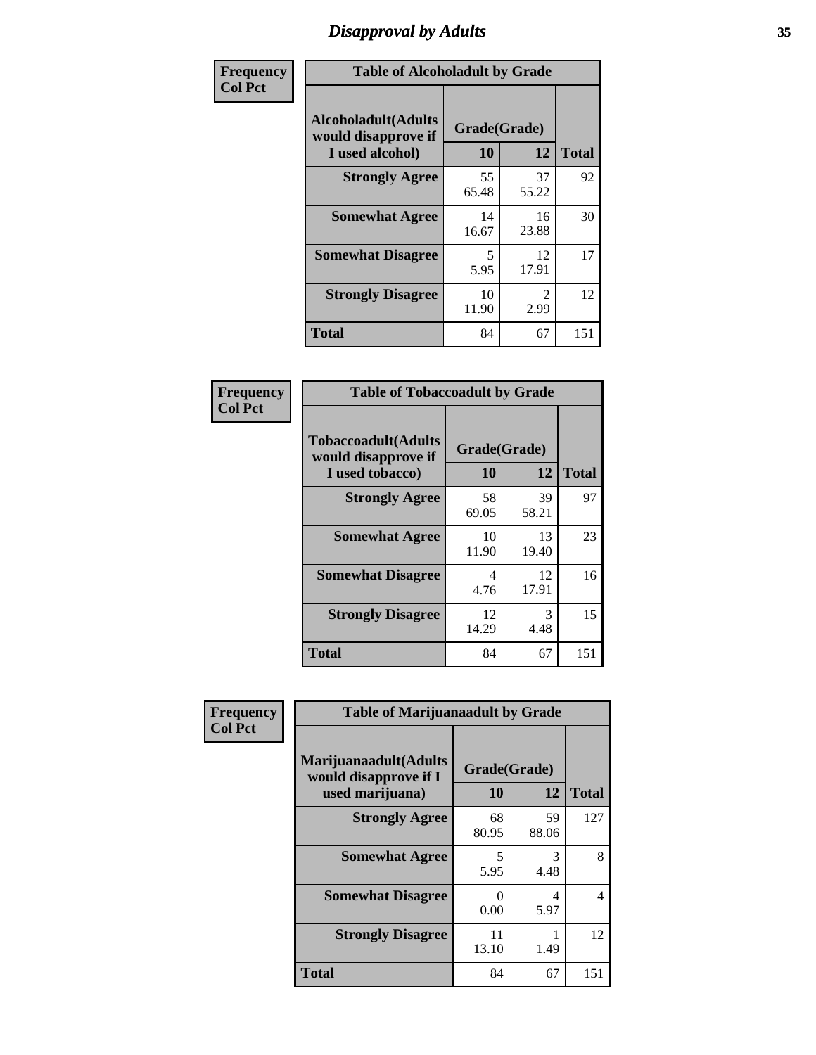# Disapproval by Adults

| Frequency Col Pct | Table of Alcoholadult by Grade | | |
|---|---|---|---|
| Alcoholadult(Adults would disapprove if I used alcohol) | Grade(Grade) | | |
| | 10 | 12 | Total |
| Strongly Agree | 55<br>65.48 | 37<br>55.22 | 92 |
| Somewhat Agree | 14<br>16.67 | 16<br>23.88 | 30 |
| Somewhat Disagree | 5<br>5.95 | 12<br>17.91 | 17 |
| Strongly Disagree | 10<br>11.90 | 2<br>2.99 | 12 |
| Total | 84 | 67 | 151 |

| Frequency Col Pct | Table of Tobaccoadult by Grade | | |
|---|---|---|---|
| Tobaccoadult(Adults would disapprove if I used tobacco) | Grade(Grade) | | |
| | 10 | 12 | Total |
| Strongly Agree | 58<br>69.05 | 39<br>58.21 | 97 |
| Somewhat Agree | 10<br>11.90 | 13<br>19.40 | 23 |
| Somewhat Disagree | 4<br>4.76 | 12<br>17.91 | 16 |
| Strongly Disagree | 12<br>14.29 | 3<br>4.48 | 15 |
| Total | 84 | 67 | 151 |

| Frequency Col Pct | Table of Marijuanaadult by Grade | | |
|---|---|---|---|
| Marijuanaadult(Adults would disapprove if I used marijuana) | Grade(Grade) | | |
| | 10 | 12 | Total |
| Strongly Agree | 68<br>80.95 | 59<br>88.06 | 127 |
| Somewhat Agree | 5<br>5.95 | 3<br>4.48 | 8 |
| Somewhat Disagree | 0<br>0.00 | 4<br>5.97 | 4 |
| Strongly Disagree | 11<br>13.10 | 1<br>1.49 | 12 |
| Total | 84 | 67 | 151 |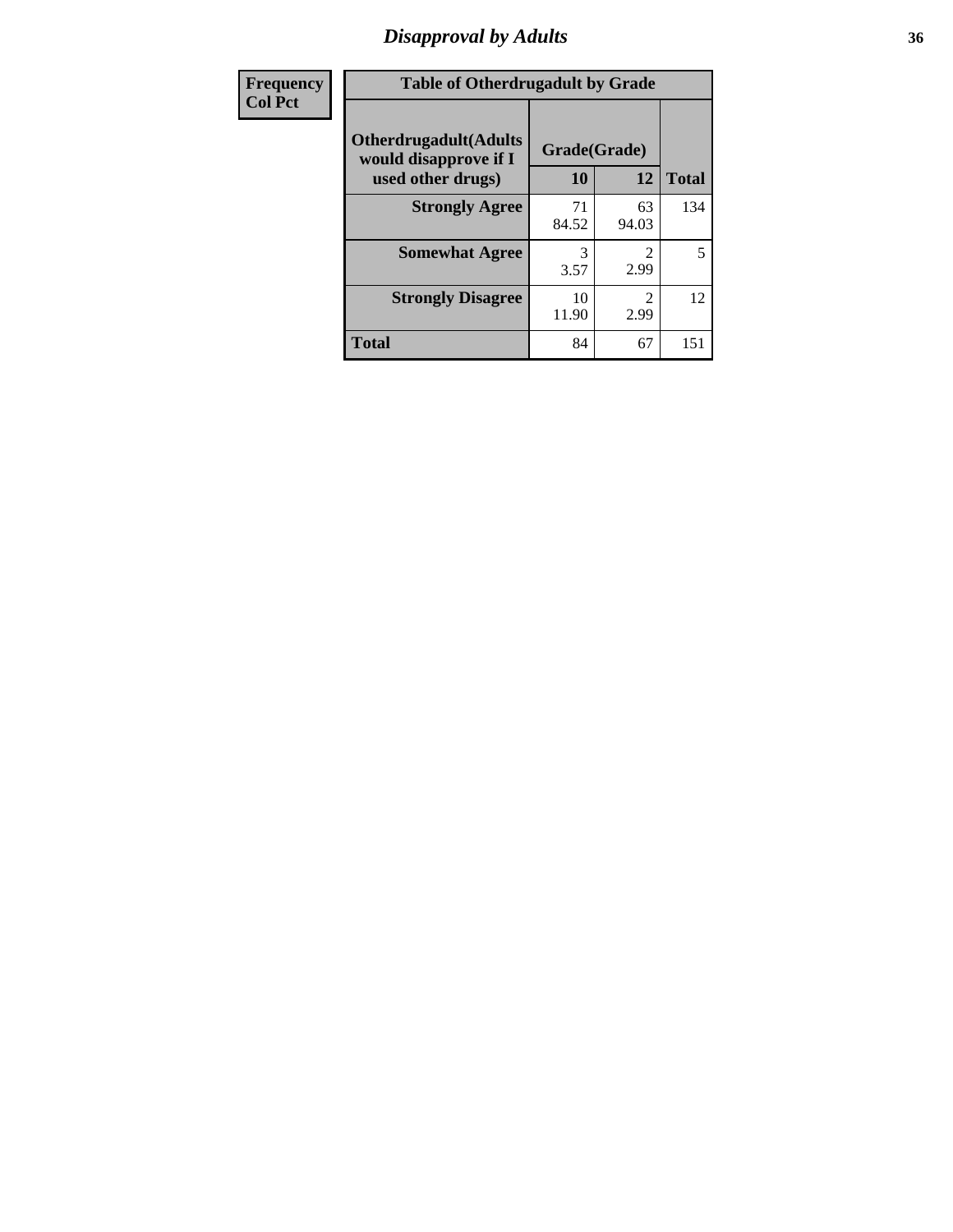## Disapproval by Adults

| Frequency<br>Col Pct | | | |
|---|---|---|---|

**Table of Otherdrugadult by Grade**

| Otherdrugadult(Adults would disapprove if I used other drugs) | Grade(Grade) 10 | 12 | Total |
|---|---|---|---|
| **Strongly Agree** | 71<br>84.52 | 63<br>94.03 | 134 |
| **Somewhat Agree** | 3<br>3.57 | 2<br>2.99 | 5 |
| **Strongly Disagree** | 10<br>11.90 | 2<br>2.99 | 12 |
| **Total** | 84 | 67 | 151 |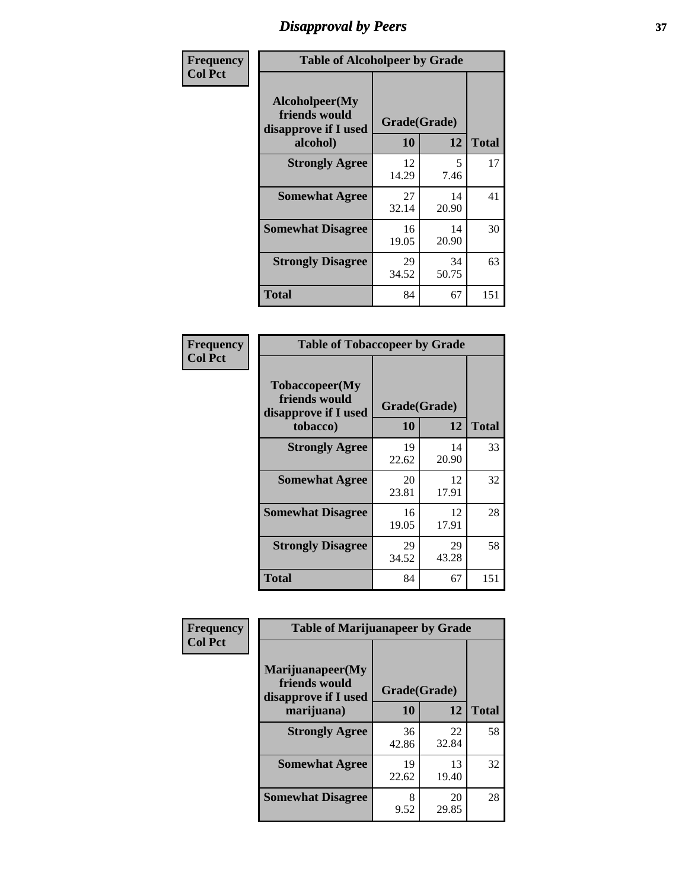# Disapproval by Peers

| Frequency Col Pct | Table of Alcoholpeer by Grade | | |
|---|---|---|---|
| Alcoholpeer(My friends would disapprove if I used alcohol) | Grade(Grade) | | |
| | 10 | 12 | Total |
| Strongly Agree | 12<br>14.29 | 5<br>7.46 | 17 |
| Somewhat Agree | 27<br>32.14 | 14<br>20.90 | 41 |
| Somewhat Disagree | 16<br>19.05 | 14<br>20.90 | 30 |
| Strongly Disagree | 29<br>34.52 | 34<br>50.75 | 63 |
| Total | 84 | 67 | 151 |

| Frequency Col Pct | Table of Tobaccopeer by Grade | | |
|---|---|---|---|
| Tobaccopeer(My friends would disapprove if I used tobacco) | Grade(Grade) | | |
| | 10 | 12 | Total |
| Strongly Agree | 19<br>22.62 | 14<br>20.90 | 33 |
| Somewhat Agree | 20<br>23.81 | 12<br>17.91 | 32 |
| Somewhat Disagree | 16<br>19.05 | 12<br>17.91 | 28 |
| Strongly Disagree | 29<br>34.52 | 29<br>43.28 | 58 |
| Total | 84 | 67 | 151 |

| Frequency Col Pct | Table of Marijuanapeer by Grade | | |
|---|---|---|---|
| Marijuanapeer(My friends would disapprove if I used marijuana) | Grade(Grade) | | |
| | 10 | 12 | Total |
| Strongly Agree | 36<br>42.86 | 22<br>32.84 | 58 |
| Somewhat Agree | 19<br>22.62 | 13<br>19.40 | 32 |
| Somewhat Disagree | 8<br>9.52 | 20<br>29.85 | 28 |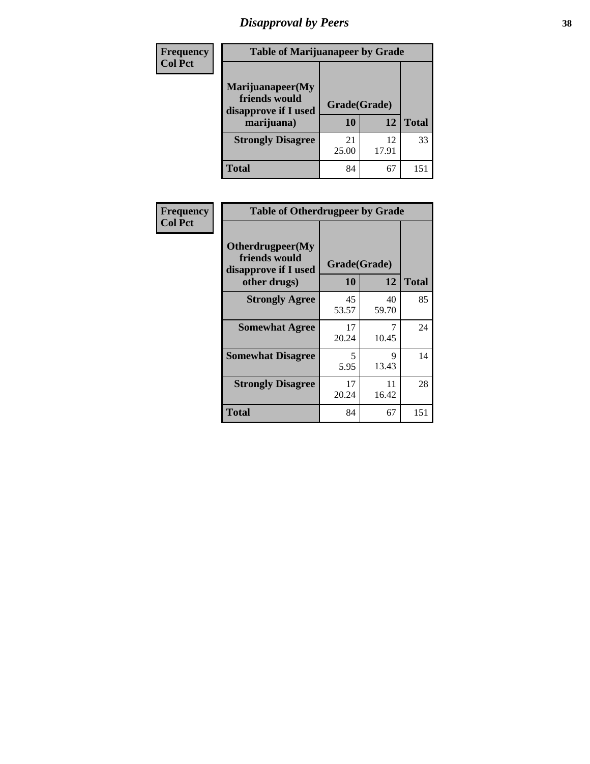# Disapproval by Peers

| Frequency<br>Col Pct | Table of Marijuanapeer by Grade | | |
|---|---|---|---|
| Marijuanapeer(My friends would disapprove if I used marijuana) | Grade(Grade) | | |
| | 10 | 12 | Total |
| Strongly Disagree | 21<br>25.00 | 12<br>17.91 | 33 |
| Total | 84 | 67 | 151 |

| Frequency<br>Col Pct | Table of Otherdrugpeer by Grade | | |
|---|---|---|---|
| Otherdrugpeer(My friends would disapprove if I used other drugs) | Grade(Grade) | | |
| | 10 | 12 | Total |
| Strongly Agree | 45<br>53.57 | 40<br>59.70 | 85 |
| Somewhat Agree | 17<br>20.24 | 7<br>10.45 | 24 |
| Somewhat Disagree | 5<br>5.95 | 9<br>13.43 | 14 |
| Strongly Disagree | 17<br>20.24 | 11<br>16.42 | 28 |
| Total | 84 | 67 | 151 |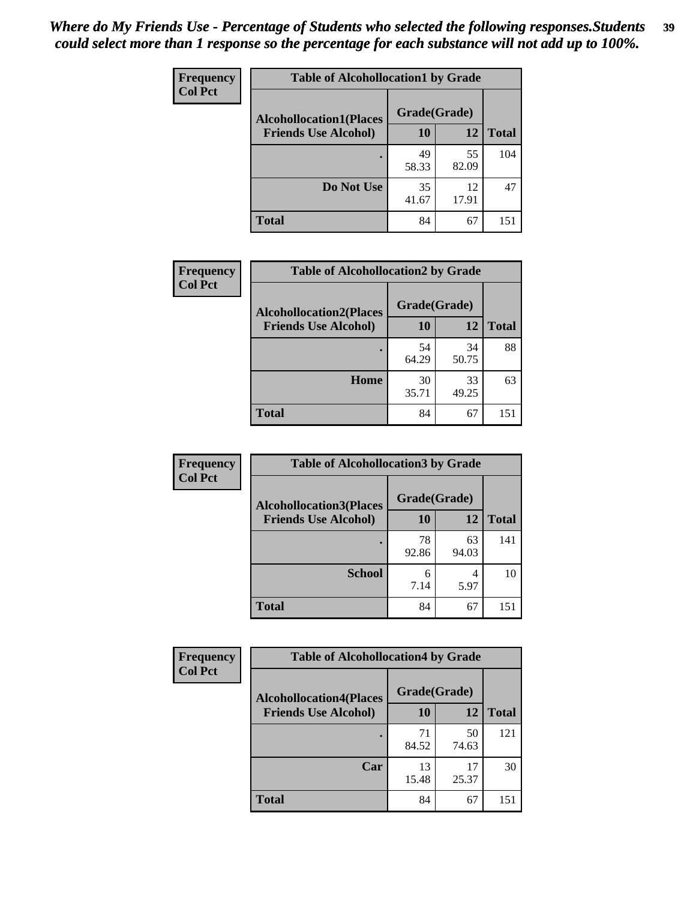*Where do My Friends Use - Percentage of Students who selected the following responses.Students could select more than 1 response so the percentage for each substance will not add up to 100%.*

| Frequency<br>Col Pct | Table of Alcohollocation1 by Grade | | |
|---|---|---|---|
| Alcohollocation1(Places Friends Use Alcohol) | Grade(Grade) | | |
| | 10 | 12 | Total |
| . | 49<br>58.33 | 55<br>82.09 | 104 |
| Do Not Use | 35<br>41.67 | 12<br>17.91 | 47 |
| Total | 84 | 67 | 151 |

| Frequency<br>Col Pct | Table of Alcohollocation2 by Grade | | |
|---|---|---|---|
| Alcohollocation2(Places Friends Use Alcohol) | Grade(Grade) | | |
| | 10 | 12 | Total |
| . | 54<br>64.29 | 34<br>50.75 | 88 |
| Home | 30<br>35.71 | 33<br>49.25 | 63 |
| Total | 84 | 67 | 151 |

| Frequency<br>Col Pct | Table of Alcohollocation3 by Grade | | |
|---|---|---|---|
| Alcohollocation3(Places Friends Use Alcohol) | Grade(Grade) | | |
| | 10 | 12 | Total |
| . | 78<br>92.86 | 63<br>94.03 | 141 |
| School | 6<br>7.14 | 4<br>5.97 | 10 |
| Total | 84 | 67 | 151 |

| Frequency<br>Col Pct | Table of Alcohollocation4 by Grade | | |
|---|---|---|---|
| Alcohollocation4(Places Friends Use Alcohol) | Grade(Grade) | | |
| | 10 | 12 | Total |
| . | 71<br>84.52 | 50<br>74.63 | 121 |
| Car | 13<br>15.48 | 17<br>25.37 | 30 |
| Total | 84 | 67 | 151 |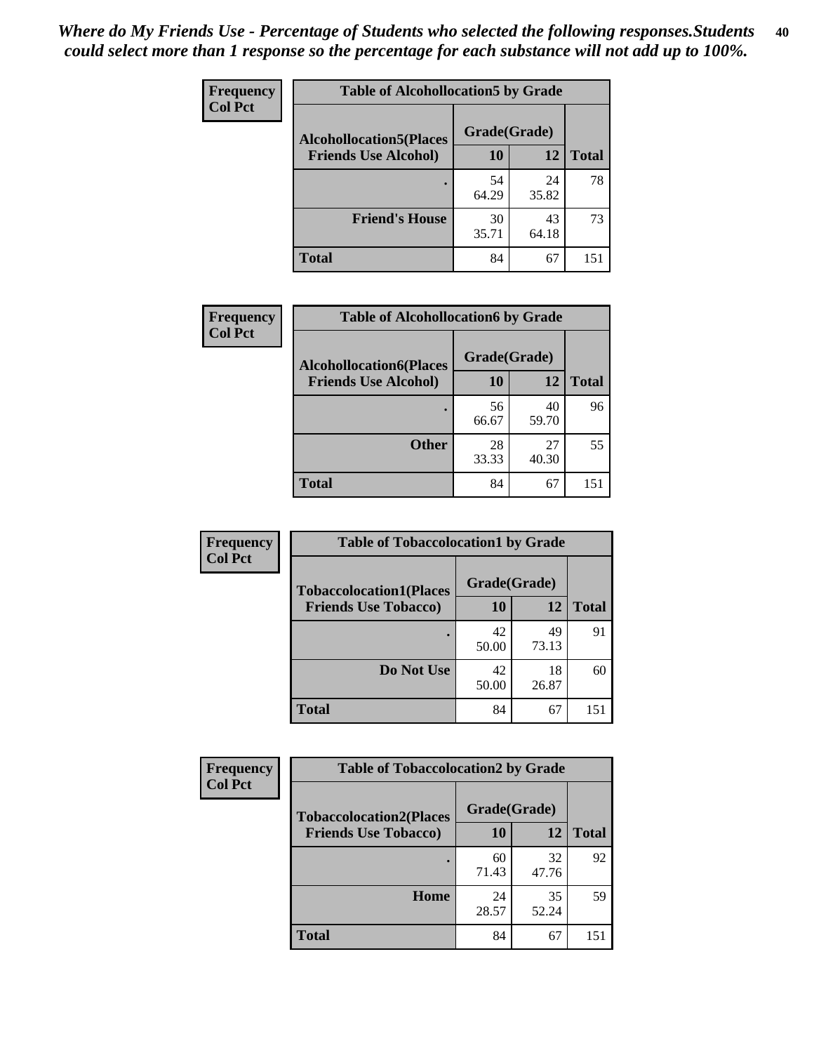*Where do My Friends Use - Percentage of Students who selected the following responses.Students could select more than 1 response so the percentage for each substance will not add up to 100%.*

**Frequency**
**Col Pct**

| Table of Alcohollocation5 by Grade | | | |
|---|---|---|---|
| **Alcohollocation5(Places Friends Use Alcohol)** | **Grade(Grade)** | | |
| | **10** | **12** | **Total** |
| . | 54<br>64.29 | 24<br>35.82 | 78 |
| **Friend's House** | 30<br>35.71 | 43<br>64.18 | 73 |
| **Total** | 84 | 67 | 151 |

**Frequency**
**Col Pct**

| Table of Alcohollocation6 by Grade | | | |
|---|---|---|---|
| **Alcohollocation6(Places Friends Use Alcohol)** | **Grade(Grade)** | | |
| | **10** | **12** | **Total** |
| . | 56<br>66.67 | 40<br>59.70 | 96 |
| **Other** | 28<br>33.33 | 27<br>40.30 | 55 |
| **Total** | 84 | 67 | 151 |

**Frequency**
**Col Pct**

| Table of Tobaccolocation1 by Grade | | | |
|---|---|---|---|
| **Tobaccolocation1(Places Friends Use Tobacco)** | **Grade(Grade)** | | |
| | **10** | **12** | **Total** |
| . | 42<br>50.00 | 49<br>73.13 | 91 |
| **Do Not Use** | 42<br>50.00 | 18<br>26.87 | 60 |
| **Total** | 84 | 67 | 151 |

**Frequency**
**Col Pct**

| Table of Tobaccolocation2 by Grade | | | |
|---|---|---|---|
| **Tobaccolocation2(Places Friends Use Tobacco)** | **Grade(Grade)** | | |
| | **10** | **12** | **Total** |
| . | 60<br>71.43 | 32<br>47.76 | 92 |
| **Home** | 24<br>28.57 | 35<br>52.24 | 59 |
| **Total** | 84 | 67 | 151 |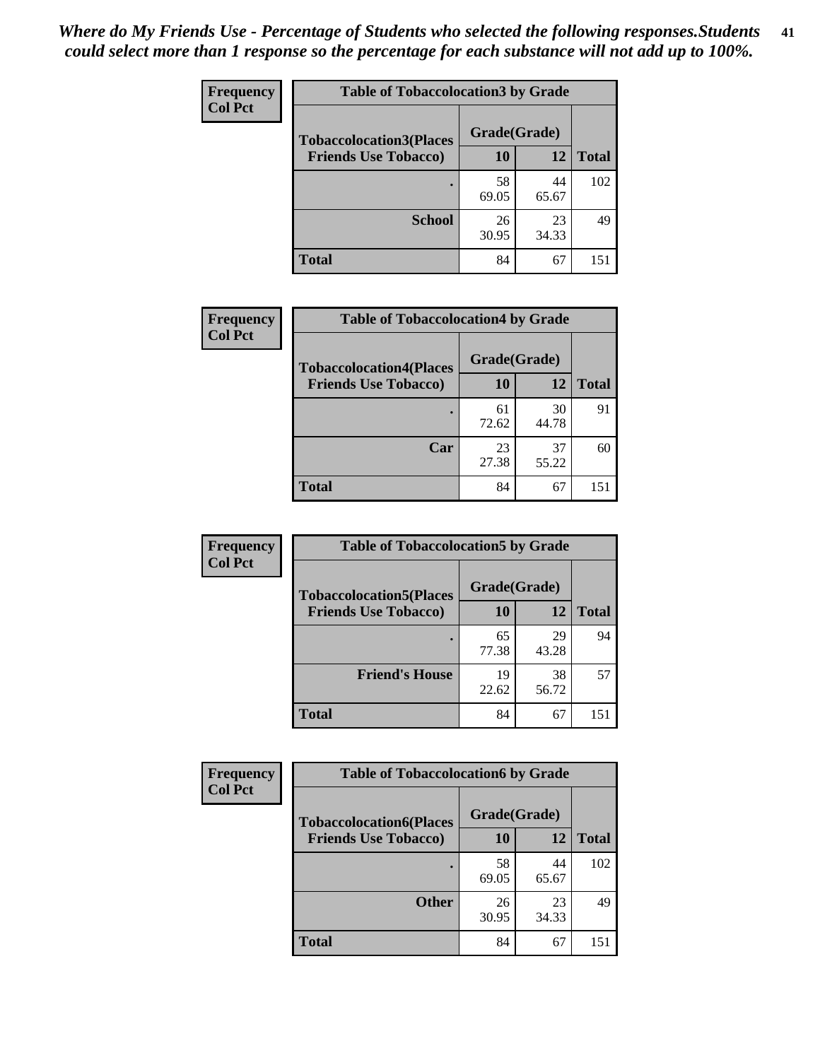*Where do My Friends Use - Percentage of Students who selected the following responses.Students could select more than 1 response so the percentage for each substance will not add up to 100%.*

**Frequency**
**Col Pct**

| Table of Tobaccolocation3 by Grade | | | |
|---|---|---|---|
| **Tobaccolocation3(Places Friends Use Tobacco)** | **Grade(Grade)** | | **Total** |
| | **10** | **12** | |
| **.** | 58<br>69.05 | 44<br>65.67 | 102 |
| **School** | 26<br>30.95 | 23<br>34.33 | 49 |
| **Total** | 84 | 67 | 151 |

**Frequency**
**Col Pct**

| Table of Tobaccolocation4 by Grade | | | |
|---|---|---|---|
| **Tobaccolocation4(Places Friends Use Tobacco)** | **Grade(Grade)** | | **Total** |
| | **10** | **12** | |
| **.** | 61<br>72.62 | 30<br>44.78 | 91 |
| **Car** | 23<br>27.38 | 37<br>55.22 | 60 |
| **Total** | 84 | 67 | 151 |

**Frequency**
**Col Pct**

| Table of Tobaccolocation5 by Grade | | | |
|---|---|---|---|
| **Tobaccolocation5(Places Friends Use Tobacco)** | **Grade(Grade)** | | **Total** |
| | **10** | **12** | |
| **.** | 65<br>77.38 | 29<br>43.28 | 94 |
| **Friend's House** | 19<br>22.62 | 38<br>56.72 | 57 |
| **Total** | 84 | 67 | 151 |

**Frequency**
**Col Pct**

| Table of Tobaccolocation6 by Grade | | | |
|---|---|---|---|
| **Tobaccolocation6(Places Friends Use Tobacco)** | **Grade(Grade)** | | **Total** |
| | **10** | **12** | |
| **.** | 58<br>69.05 | 44<br>65.67 | 102 |
| **Other** | 26<br>30.95 | 23<br>34.33 | 49 |
| **Total** | 84 | 67 | 151 |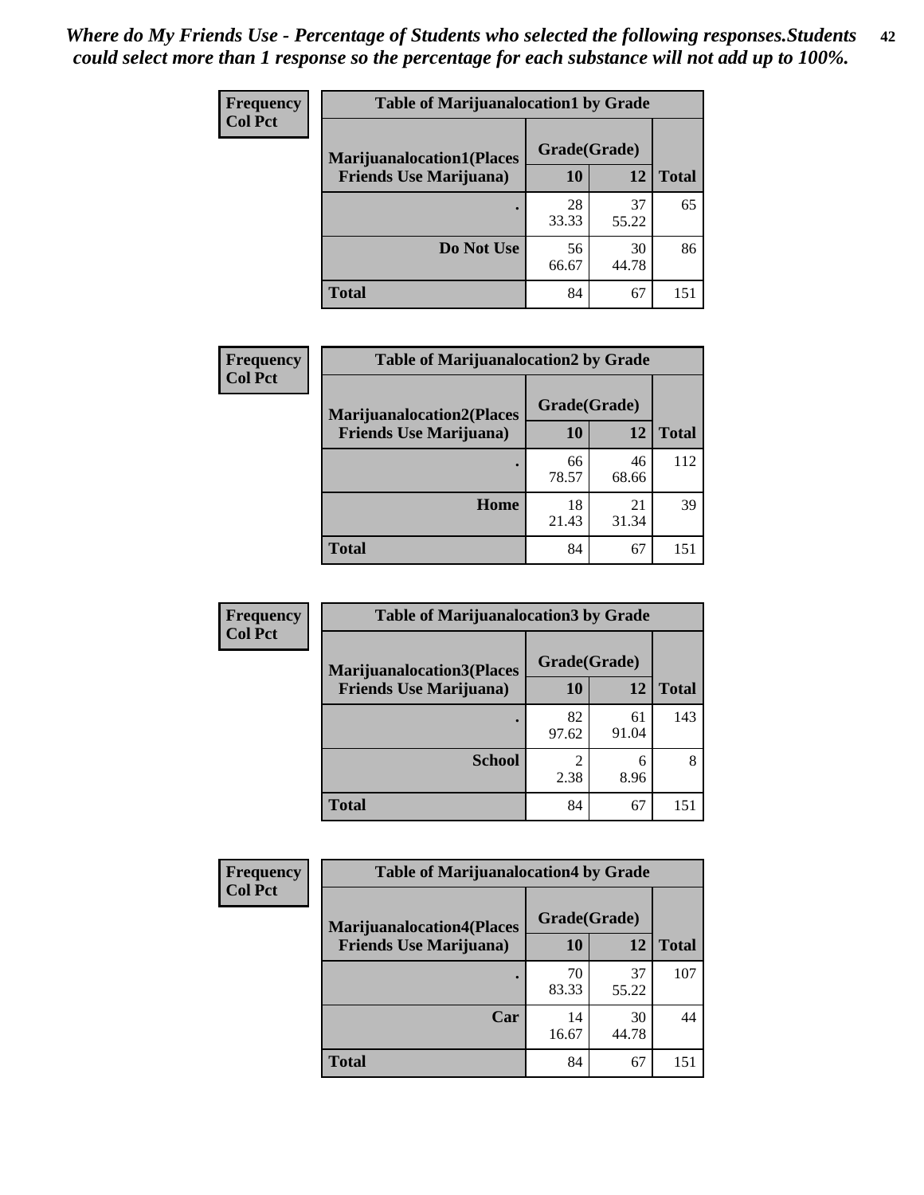*Where do My Friends Use - Percentage of Students who selected the following responses.Students could select more than 1 response so the percentage for each substance will not add up to 100%.*

**Frequency**
**Col Pct**

| Table of Marijuanalocation1 by Grade | | | |
|---|---|---|---|
| **Marijuanalocation1(Places Friends Use Marijuana)** | **Grade(Grade)** | | |
| | **10** | **12** | **Total** |
| **.** | 28<br>33.33 | 37<br>55.22 | 65 |
| **Do Not Use** | 56<br>66.67 | 30<br>44.78 | 86 |
| **Total** | 84 | 67 | 151 |

**Frequency**
**Col Pct**

| Table of Marijuanalocation2 by Grade | | | |
|---|---|---|---|
| **Marijuanalocation2(Places Friends Use Marijuana)** | **Grade(Grade)** | | |
| | **10** | **12** | **Total** |
| **.** | 66<br>78.57 | 46<br>68.66 | 112 |
| **Home** | 18<br>21.43 | 21<br>31.34 | 39 |
| **Total** | 84 | 67 | 151 |

**Frequency**
**Col Pct**

| Table of Marijuanalocation3 by Grade | | | |
|---|---|---|---|
| **Marijuanalocation3(Places Friends Use Marijuana)** | **Grade(Grade)** | | |
| | **10** | **12** | **Total** |
| **.** | 82<br>97.62 | 61<br>91.04 | 143 |
| **School** | 2<br>2.38 | 6<br>8.96 | 8 |
| **Total** | 84 | 67 | 151 |

**Frequency**
**Col Pct**

| Table of Marijuanalocation4 by Grade | | | |
|---|---|---|---|
| **Marijuanalocation4(Places Friends Use Marijuana)** | **Grade(Grade)** | | |
| | **10** | **12** | **Total** |
| **.** | 70<br>83.33 | 37<br>55.22 | 107 |
| **Car** | 14<br>16.67 | 30<br>44.78 | 44 |
| **Total** | 84 | 67 | 151 |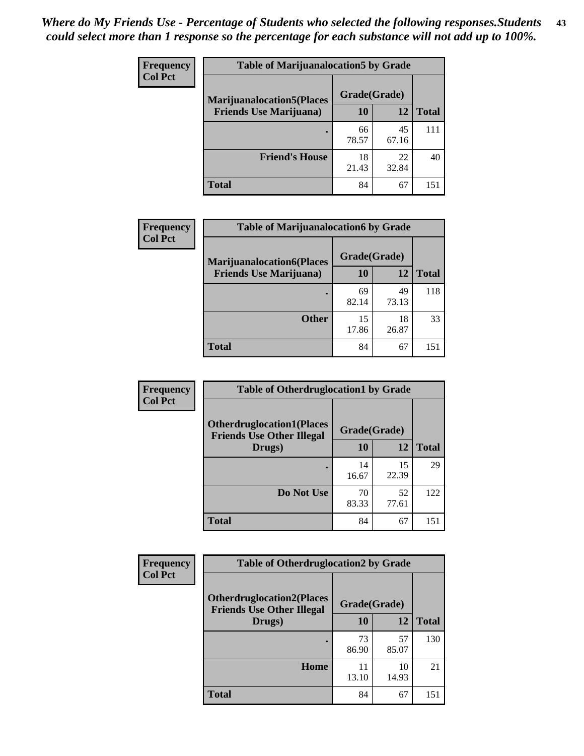*Where do My Friends Use - Percentage of Students who selected the following responses.Students could select more than 1 response so the percentage for each substance will not add up to 100%.*

**Frequency**
**Col Pct**

| Table of Marijuanalocation5 by Grade | | | |
|---|---|---|---|
| **Marijuanalocation5(Places Friends Use Marijuana)** | **Grade(Grade)** | | **Total** |
| | **10** | **12** | |
| **.** | 66<br>78.57 | 45<br>67.16 | 111 |
| **Friend's House** | 18<br>21.43 | 22<br>32.84 | 40 |
| **Total** | 84 | 67 | 151 |

**Frequency**
**Col Pct**

| Table of Marijuanalocation6 by Grade | | | |
|---|---|---|---|
| **Marijuanalocation6(Places Friends Use Marijuana)** | **Grade(Grade)** | | **Total** |
| | **10** | **12** | |
| **.** | 69<br>82.14 | 49<br>73.13 | 118 |
| **Other** | 15<br>17.86 | 18<br>26.87 | 33 |
| **Total** | 84 | 67 | 151 |

**Frequency**
**Col Pct**

| Table of Otherdruglocation1 by Grade | | | |
|---|---|---|---|
| **Otherdruglocation1(Places Friends Use Other Illegal Drugs)** | **Grade(Grade)** | | **Total** |
| | **10** | **12** | |
| **.** | 14<br>16.67 | 15<br>22.39 | 29 |
| **Do Not Use** | 70<br>83.33 | 52<br>77.61 | 122 |
| **Total** | 84 | 67 | 151 |

**Frequency**
**Col Pct**

| Table of Otherdruglocation2 by Grade | | | |
|---|---|---|---|
| **Otherdruglocation2(Places Friends Use Other Illegal Drugs)** | **Grade(Grade)** | | **Total** |
| | **10** | **12** | |
| **.** | 73<br>86.90 | 57<br>85.07 | 130 |
| **Home** | 11<br>13.10 | 10<br>14.93 | 21 |
| **Total** | 84 | 67 | 151 |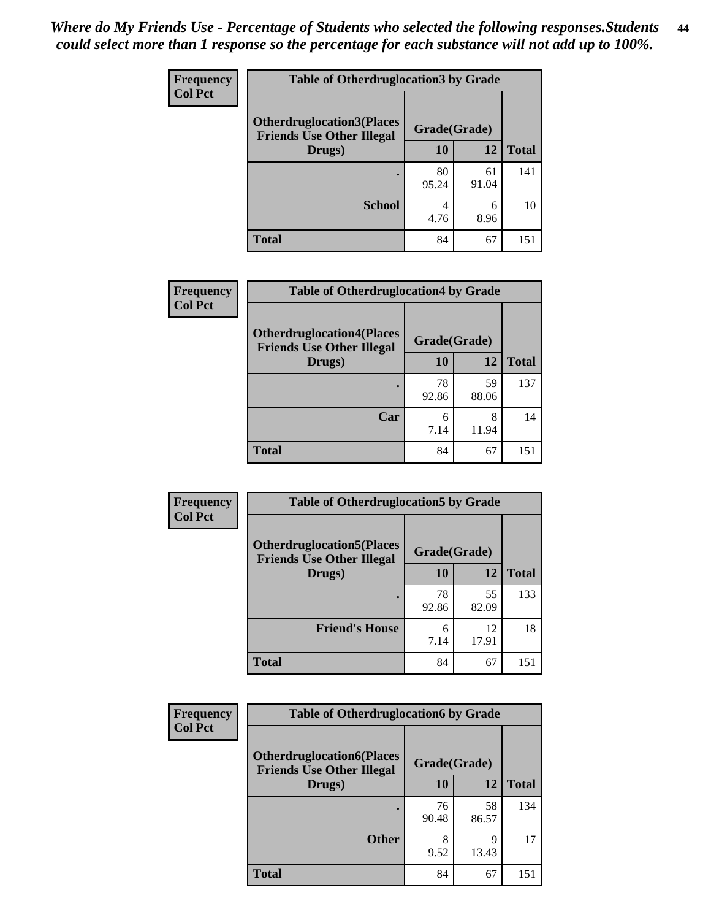*Where do My Friends Use - Percentage of Students who selected the following responses.Students could select more than 1 response so the percentage for each substance will not add up to 100%.*

Frequency
Col Pct

| Table of Otherdruglocation3 by Grade | | | |
|---|---|---|---|
| Otherdruglocation3(Places Friends Use Other Illegal Drugs) | Grade(Grade) | | |
| | 10 | 12 | Total |
| . | 80<br>95.24 | 61<br>91.04 | 141 |
| School | 4<br>4.76 | 6<br>8.96 | 10 |
| Total | 84 | 67 | 151 |

Frequency
Col Pct

| Table of Otherdruglocation4 by Grade | | | |
|---|---|---|---|
| Otherdruglocation4(Places Friends Use Other Illegal Drugs) | Grade(Grade) | | |
| | 10 | 12 | Total |
| . | 78<br>92.86 | 59<br>88.06 | 137 |
| Car | 6<br>7.14 | 8<br>11.94 | 14 |
| Total | 84 | 67 | 151 |

Frequency
Col Pct

| Table of Otherdruglocation5 by Grade | | | |
|---|---|---|---|
| Otherdruglocation5(Places Friends Use Other Illegal Drugs) | Grade(Grade) | | |
| | 10 | 12 | Total |
| . | 78<br>92.86 | 55<br>82.09 | 133 |
| Friend's House | 6<br>7.14 | 12<br>17.91 | 18 |
| Total | 84 | 67 | 151 |

Frequency
Col Pct

| Table of Otherdruglocation6 by Grade | | | |
|---|---|---|---|
| Otherdruglocation6(Places Friends Use Other Illegal Drugs) | Grade(Grade) | | |
| | 10 | 12 | Total |
| . | 76<br>90.48 | 58<br>86.57 | 134 |
| Other | 8<br>9.52 | 9<br>13.43 | 17 |
| Total | 84 | 67 | 151 |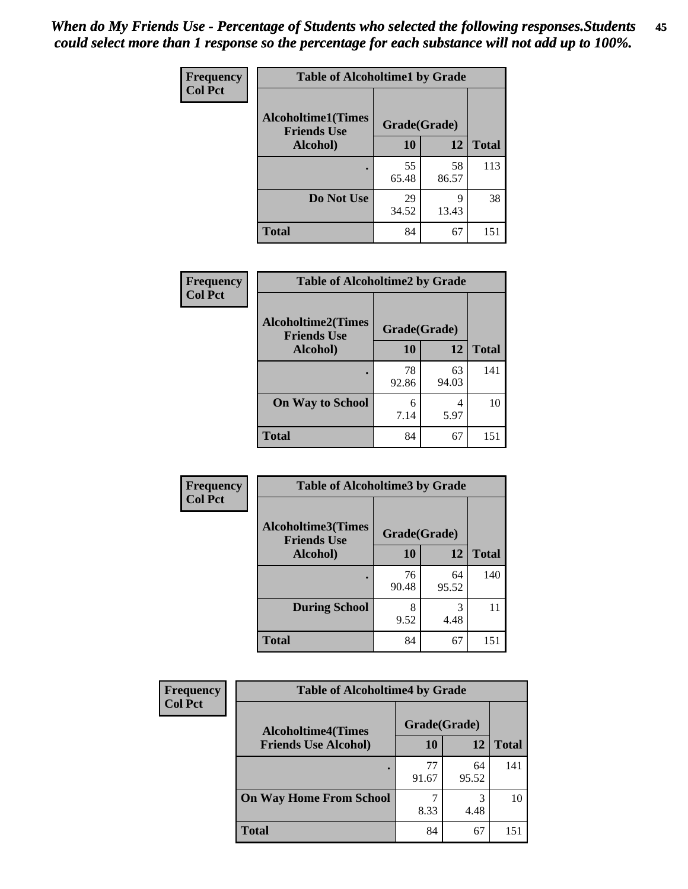*When do My Friends Use - Percentage of Students who selected the following responses.Students could select more than 1 response so the percentage for each substance will not add up to 100%.*

**Frequency**
**Col Pct**

| Table of Alcoholtime1 by Grade | | | |
|---|---|---|---|
| **Alcoholtime1(Times Friends Use Alcohol)** | **Grade(Grade)** | | |
| | **10** | **12** | **Total** |
| **.** | 55<br>65.48 | 58<br>86.57 | 113 |
| **Do Not Use** | 29<br>34.52 | 9<br>13.43 | 38 |
| **Total** | 84 | 67 | 151 |

**Frequency**
**Col Pct**

| Table of Alcoholtime2 by Grade | | | |
|---|---|---|---|
| **Alcoholtime2(Times Friends Use Alcohol)** | **Grade(Grade)** | | |
| | **10** | **12** | **Total** |
| **.** | 78<br>92.86 | 63<br>94.03 | 141 |
| **On Way to School** | 6<br>7.14 | 4<br>5.97 | 10 |
| **Total** | 84 | 67 | 151 |

**Frequency**
**Col Pct**

| Table of Alcoholtime3 by Grade | | | |
|---|---|---|---|
| **Alcoholtime3(Times Friends Use Alcohol)** | **Grade(Grade)** | | |
| | **10** | **12** | **Total** |
| **.** | 76<br>90.48 | 64<br>95.52 | 140 |
| **During School** | 8<br>9.52 | 3<br>4.48 | 11 |
| **Total** | 84 | 67 | 151 |

**Frequency**
**Col Pct**

| Table of Alcoholtime4 by Grade | | | |
|---|---|---|---|
| **Alcoholtime4(Times Friends Use Alcohol)** | **Grade(Grade)** | | |
| | **10** | **12** | **Total** |
| **.** | 77<br>91.67 | 64<br>95.52 | 141 |
| **On Way Home From School** | 7<br>8.33 | 3<br>4.48 | 10 |
| **Total** | 84 | 67 | 151 |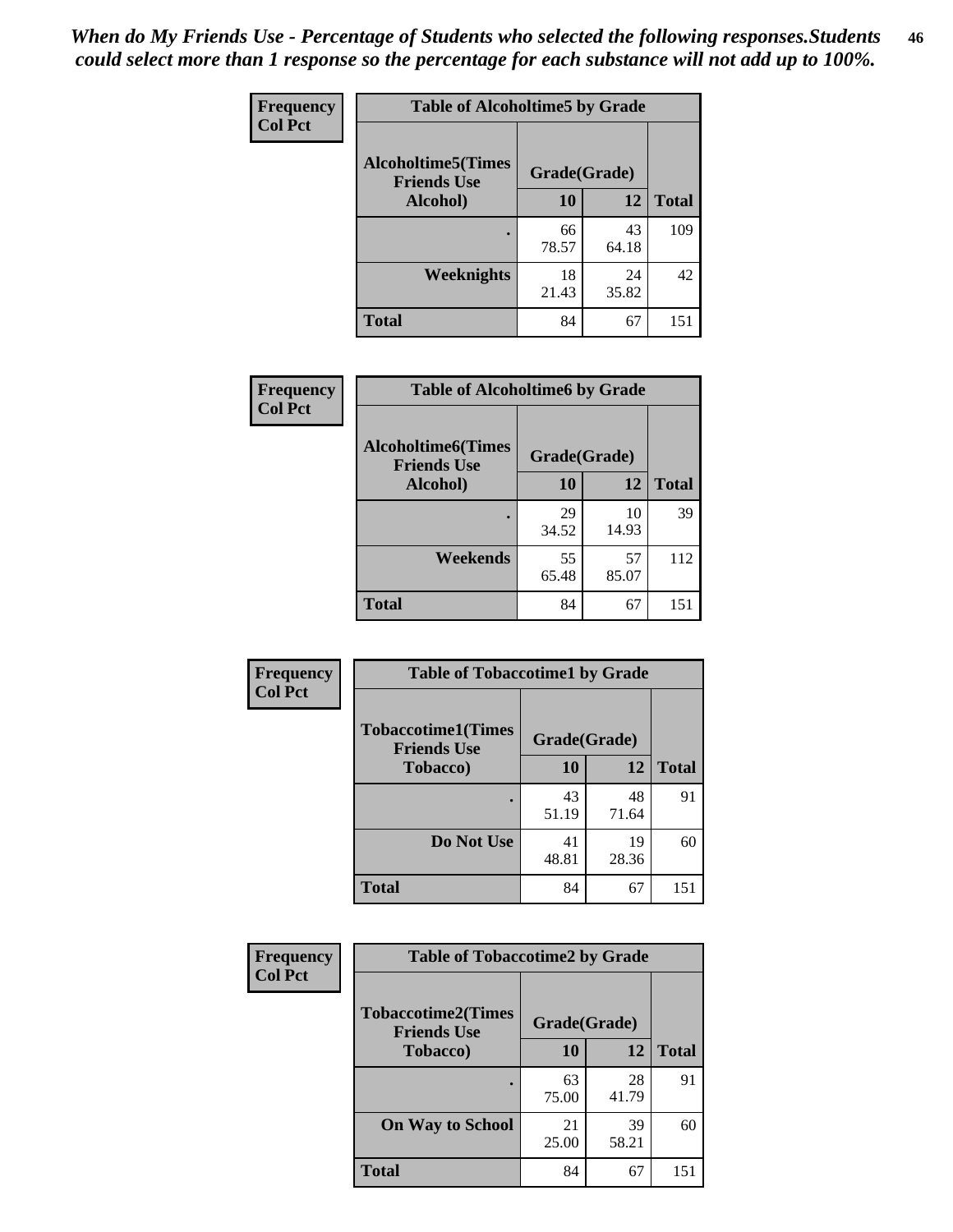***When do My Friends Use - Percentage of Students who selected the following responses.Students could select more than 1 response so the percentage for each substance will not add up to 100%.***

**Frequency**
**Col Pct**

| Table of Alcoholtime5 by Grade | | | |
|---|---|---|---|
| **Alcoholtime5(Times Friends Use Alcohol)** | **Grade(Grade)** | | **Total** |
| | **10** | **12** | |
| **.** | 66<br>78.57 | 43<br>64.18 | 109 |
| **Weeknights** | 18<br>21.43 | 24<br>35.82 | 42 |
| **Total** | 84 | 67 | 151 |

**Frequency**
**Col Pct**

| Table of Alcoholtime6 by Grade | | | |
|---|---|---|---|
| **Alcoholtime6(Times Friends Use Alcohol)** | **Grade(Grade)** | | **Total** |
| | **10** | **12** | |
| **.** | 29<br>34.52 | 10<br>14.93 | 39 |
| **Weekends** | 55<br>65.48 | 57<br>85.07 | 112 |
| **Total** | 84 | 67 | 151 |

**Frequency**
**Col Pct**

| Table of Tobaccotime1 by Grade | | | |
|---|---|---|---|
| **Tobaccotime1(Times Friends Use Tobacco)** | **Grade(Grade)** | | **Total** |
| | **10** | **12** | |
| **.** | 43<br>51.19 | 48<br>71.64 | 91 |
| **Do Not Use** | 41<br>48.81 | 19<br>28.36 | 60 |
| **Total** | 84 | 67 | 151 |

**Frequency**
**Col Pct**

| Table of Tobaccotime2 by Grade | | | |
|---|---|---|---|
| **Tobaccotime2(Times Friends Use Tobacco)** | **Grade(Grade)** | | **Total** |
| | **10** | **12** | |
| **.** | 63<br>75.00 | 28<br>41.79 | 91 |
| **On Way to School** | 21<br>25.00 | 39<br>58.21 | 60 |
| **Total** | 84 | 67 | 151 |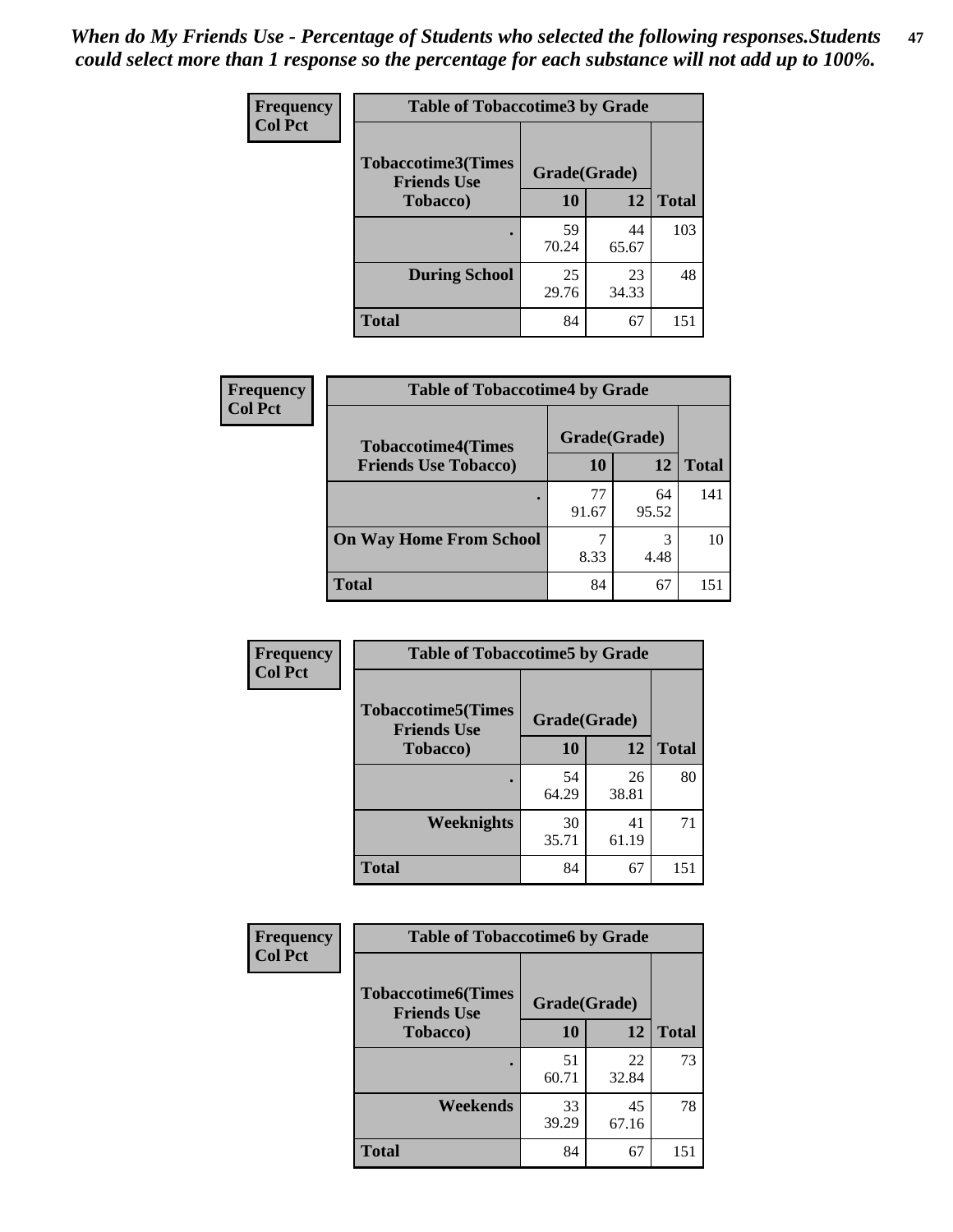*When do My Friends Use - Percentage of Students who selected the following responses.Students could select more than 1 response so the percentage for each substance will not add up to 100%.*

| Frequency Col Pct | Table of Tobaccotime3 by Grade | | |
|---|---|---|---|
| Tobaccotime3(Times Friends Use Tobacco) | Grade(Grade) | | |
| | 10 | 12 | Total |
| . | 59<br>70.24 | 44<br>65.67 | 103 |
| During School | 25<br>29.76 | 23<br>34.33 | 48 |
| Total | 84 | 67 | 151 |

| Frequency Col Pct | Table of Tobaccotime4 by Grade | | |
|---|---|---|---|
| Tobaccotime4(Times Friends Use Tobacco) | Grade(Grade) | | |
| | 10 | 12 | Total |
| . | 77<br>91.67 | 64<br>95.52 | 141 |
| On Way Home From School | 7<br>8.33 | 3<br>4.48 | 10 |
| Total | 84 | 67 | 151 |

| Frequency Col Pct | Table of Tobaccotime5 by Grade | | |
|---|---|---|---|
| Tobaccotime5(Times Friends Use Tobacco) | Grade(Grade) | | |
| | 10 | 12 | Total |
| . | 54<br>64.29 | 26<br>38.81 | 80 |
| Weeknights | 30<br>35.71 | 41<br>61.19 | 71 |
| Total | 84 | 67 | 151 |

| Frequency Col Pct | Table of Tobaccotime6 by Grade | | |
|---|---|---|---|
| Tobaccotime6(Times Friends Use Tobacco) | Grade(Grade) | | |
| | 10 | 12 | Total |
| . | 51<br>60.71 | 22<br>32.84 | 73 |
| Weekends | 33<br>39.29 | 45<br>67.16 | 78 |
| Total | 84 | 67 | 151 |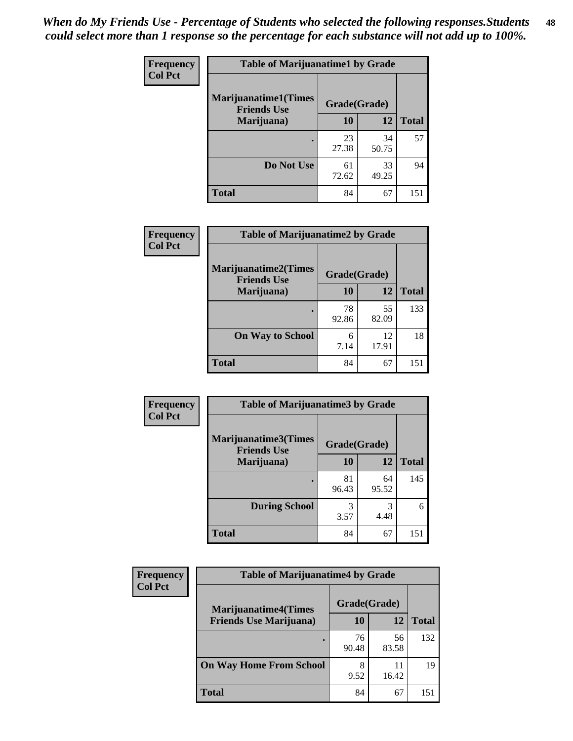*When do My Friends Use - Percentage of Students who selected the following responses.Students could select more than 1 response so the percentage for each substance will not add up to 100%.*

**Frequency**
**Col Pct**

| Table of Marijuanatime1 by Grade | | | |
|---|---|---|---|
| **Marijuanatime1(Times Friends Use Marijuana)** | **Grade(Grade)** | | |
| | **10** | **12** | **Total** |
| . | 23<br>27.38 | 34<br>50.75 | 57 |
| **Do Not Use** | 61<br>72.62 | 33<br>49.25 | 94 |
| **Total** | 84 | 67 | 151 |

**Frequency**
**Col Pct**

| Table of Marijuanatime2 by Grade | | | |
|---|---|---|---|
| **Marijuanatime2(Times Friends Use Marijuana)** | **Grade(Grade)** | | |
| | **10** | **12** | **Total** |
| . | 78<br>92.86 | 55<br>82.09 | 133 |
| **On Way to School** | 6<br>7.14 | 12<br>17.91 | 18 |
| **Total** | 84 | 67 | 151 |

**Frequency**
**Col Pct**

| Table of Marijuanatime3 by Grade | | | |
|---|---|---|---|
| **Marijuanatime3(Times Friends Use Marijuana)** | **Grade(Grade)** | | |
| | **10** | **12** | **Total** |
| . | 81<br>96.43 | 64<br>95.52 | 145 |
| **During School** | 3<br>3.57 | 3<br>4.48 | 6 |
| **Total** | 84 | 67 | 151 |

**Frequency**
**Col Pct**

| Table of Marijuanatime4 by Grade | | | |
|---|---|---|---|
| **Marijuanatime4(Times Friends Use Marijuana)** | **Grade(Grade)** | | |
| | **10** | **12** | **Total** |
| . | 76<br>90.48 | 56<br>83.58 | 132 |
| **On Way Home From School** | 8<br>9.52 | 11<br>16.42 | 19 |
| **Total** | 84 | 67 | 151 |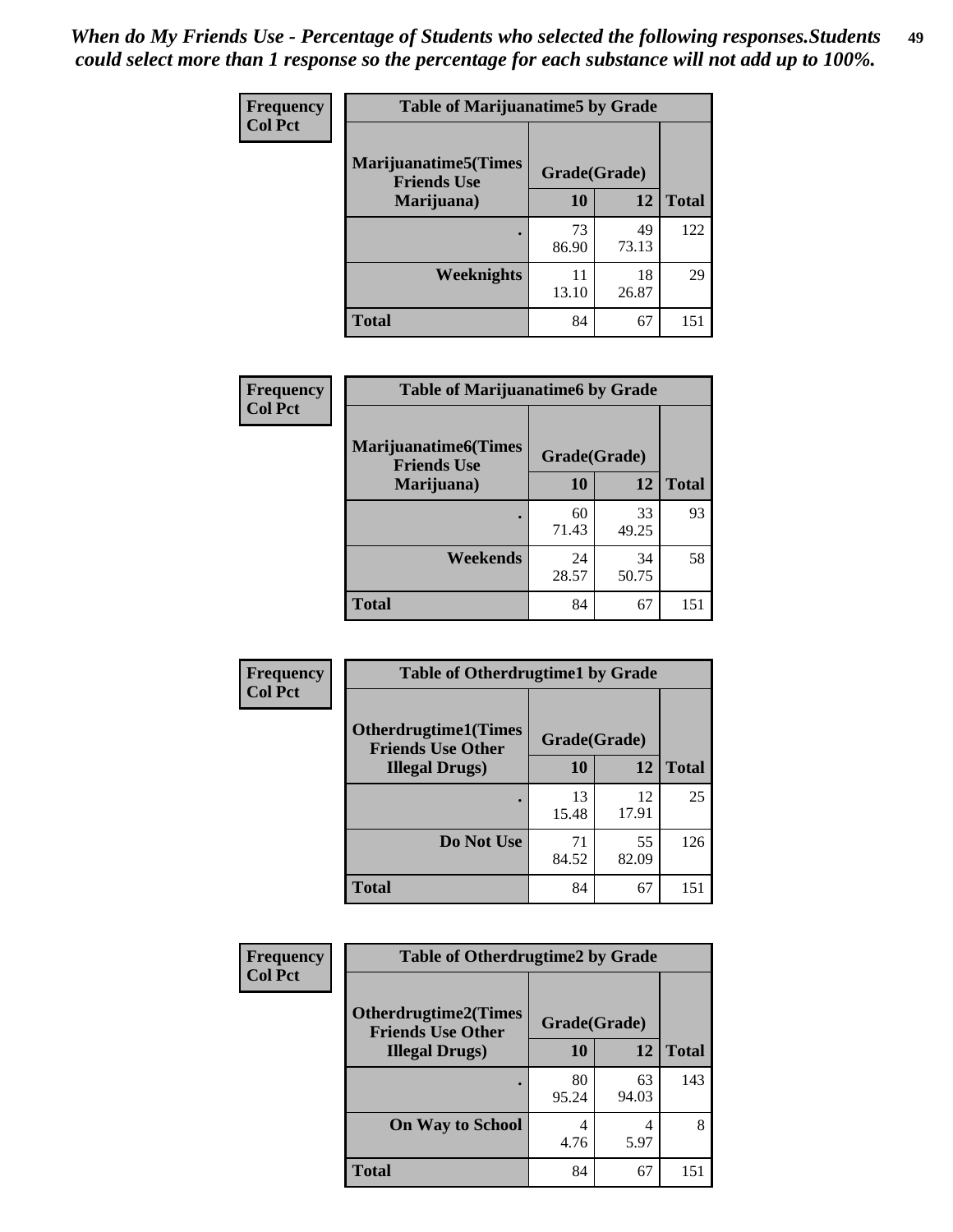*When do My Friends Use - Percentage of Students who selected the following responses.Students could select more than 1 response so the percentage for each substance will not add up to 100%.*

**Frequency**
**Col Pct**

| Table of Marijuanatime5 by Grade | | | |
|---|---|---|---|
| **Marijuanatime5(Times Friends Use Marijuana)** | **Grade(Grade)** | | |
| | **10** | **12** | **Total** |
| **.** | 73<br>86.90 | 49<br>73.13 | 122 |
| **Weeknights** | 11<br>13.10 | 18<br>26.87 | 29 |
| **Total** | 84 | 67 | 151 |

**Frequency**
**Col Pct**

| Table of Marijuanatime6 by Grade | | | |
|---|---|---|---|
| **Marijuanatime6(Times Friends Use Marijuana)** | **Grade(Grade)** | | |
| | **10** | **12** | **Total** |
| **.** | 60<br>71.43 | 33<br>49.25 | 93 |
| **Weekends** | 24<br>28.57 | 34<br>50.75 | 58 |
| **Total** | 84 | 67 | 151 |

**Frequency**
**Col Pct**

| Table of Otherdrugtime1 by Grade | | | |
|---|---|---|---|
| **Otherdrugtime1(Times Friends Use Other Illegal Drugs)** | **Grade(Grade)** | | |
| | **10** | **12** | **Total** |
| **.** | 13<br>15.48 | 12<br>17.91 | 25 |
| **Do Not Use** | 71<br>84.52 | 55<br>82.09 | 126 |
| **Total** | 84 | 67 | 151 |

**Frequency**
**Col Pct**

| Table of Otherdrugtime2 by Grade | | | |
|---|---|---|---|
| **Otherdrugtime2(Times Friends Use Other Illegal Drugs)** | **Grade(Grade)** | | |
| | **10** | **12** | **Total** |
| **.** | 80<br>95.24 | 63<br>94.03 | 143 |
| **On Way to School** | 4<br>4.76 | 4<br>5.97 | 8 |
| **Total** | 84 | 67 | 151 |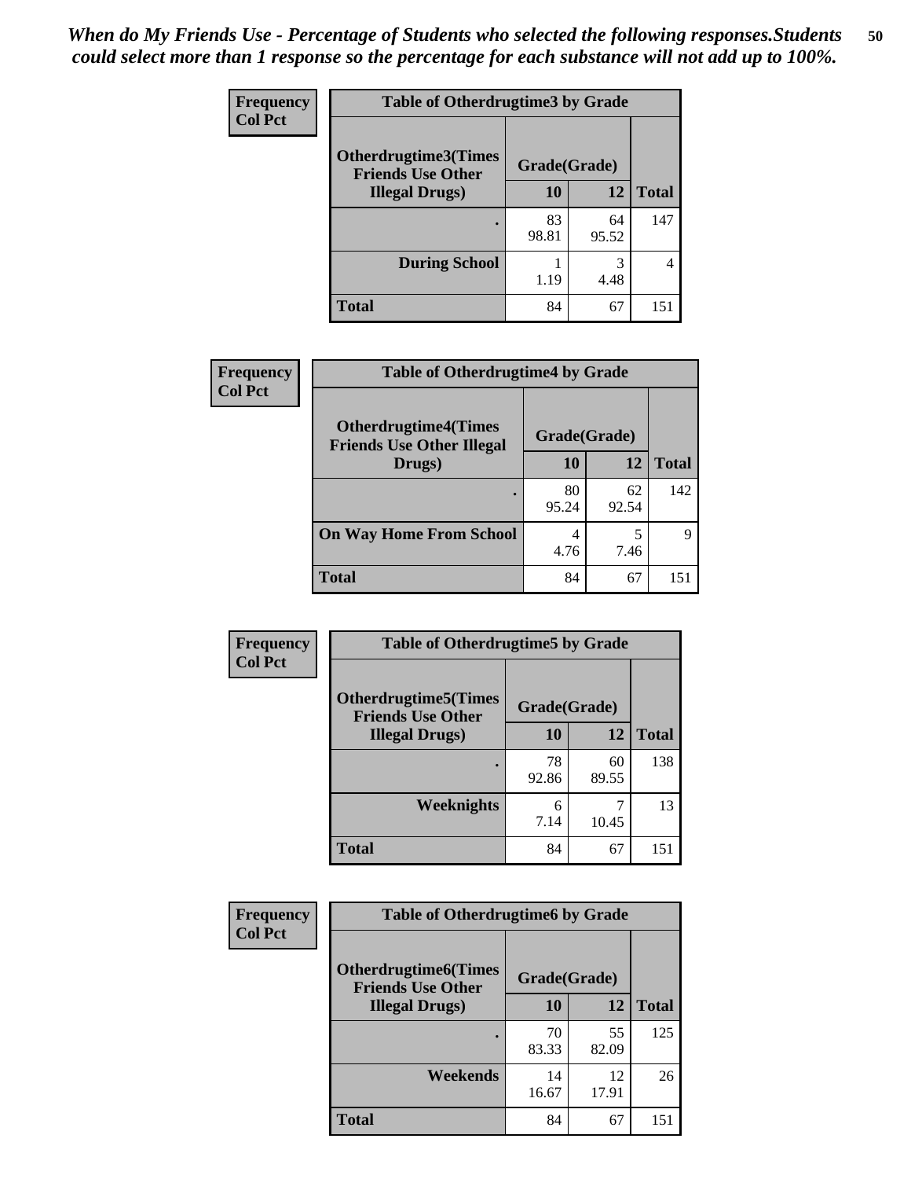*When do My Friends Use - Percentage of Students who selected the following responses.Students could select more than 1 response so the percentage for each substance will not add up to 100%.*

**Frequency**
**Col Pct**

| Table of Otherdrugtime3 by Grade | | | |
|---|---|---|---|
| **Otherdrugtime3(Times Friends Use Other Illegal Drugs)** | **Grade(Grade)** | | |
| | **10** | **12** | **Total** |
| . | 83<br>98.81 | 64<br>95.52 | 147 |
| **During School** | 1<br>1.19 | 3<br>4.48 | 4 |
| **Total** | 84 | 67 | 151 |

**Frequency**
**Col Pct**

| Table of Otherdrugtime4 by Grade | | | |
|---|---|---|---|
| **Otherdrugtime4(Times Friends Use Other Illegal Drugs)** | **Grade(Grade)** | | |
| | **10** | **12** | **Total** |
| . | 80<br>95.24 | 62<br>92.54 | 142 |
| **On Way Home From School** | 4<br>4.76 | 5<br>7.46 | 9 |
| **Total** | 84 | 67 | 151 |

**Frequency**
**Col Pct**

| Table of Otherdrugtime5 by Grade | | | |
|---|---|---|---|
| **Otherdrugtime5(Times Friends Use Other Illegal Drugs)** | **Grade(Grade)** | | |
| | **10** | **12** | **Total** |
| . | 78<br>92.86 | 60<br>89.55 | 138 |
| **Weeknights** | 6<br>7.14 | 7<br>10.45 | 13 |
| **Total** | 84 | 67 | 151 |

**Frequency**
**Col Pct**

| Table of Otherdrugtime6 by Grade | | | |
|---|---|---|---|
| **Otherdrugtime6(Times Friends Use Other Illegal Drugs)** | **Grade(Grade)** | | |
| | **10** | **12** | **Total** |
| . | 70<br>83.33 | 55<br>82.09 | 125 |
| **Weekends** | 14<br>16.67 | 12<br>17.91 | 26 |
| **Total** | 84 | 67 | 151 |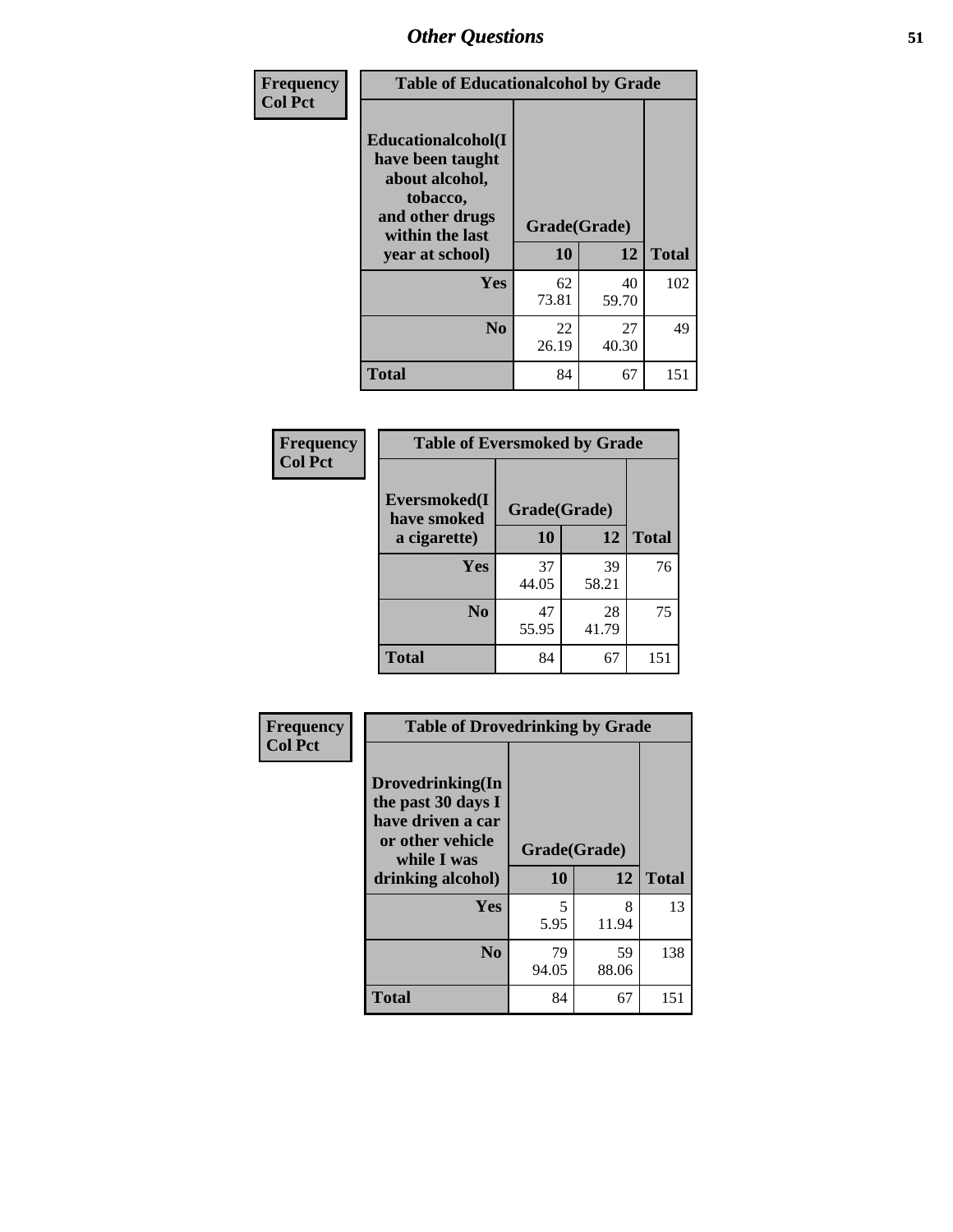## Other Questions

| Frequency<br>Col Pct | Table of Educationalcohol by Grade | | |
|---|---|---|---|
| Educationalcohol(I have been taught about alcohol, tobacco, and other drugs within the last year at school) | Grade(Grade) | | |
| | 10 | 12 | Total |
| Yes | 62<br>73.81 | 40<br>59.70 | 102 |
| No | 22<br>26.19 | 27<br>40.30 | 49 |
| Total | 84 | 67 | 151 |

| Frequency<br>Col Pct | Table of Eversmoked by Grade | | |
|---|---|---|---|
| Eversmoked(I have smoked a cigarette) | Grade(Grade) | | |
| | 10 | 12 | Total |
| Yes | 37<br>44.05 | 39<br>58.21 | 76 |
| No | 47<br>55.95 | 28<br>41.79 | 75 |
| Total | 84 | 67 | 151 |

| Frequency<br>Col Pct | Table of Drovedrinking by Grade | | |
|---|---|---|---|
| Drovedrinking(In the past 30 days I have driven a car or other vehicle while I was drinking alcohol) | Grade(Grade) | | |
| | 10 | 12 | Total |
| Yes | 5<br>5.95 | 8<br>11.94 | 13 |
| No | 79<br>94.05 | 59<br>88.06 | 138 |
| Total | 84 | 67 | 151 |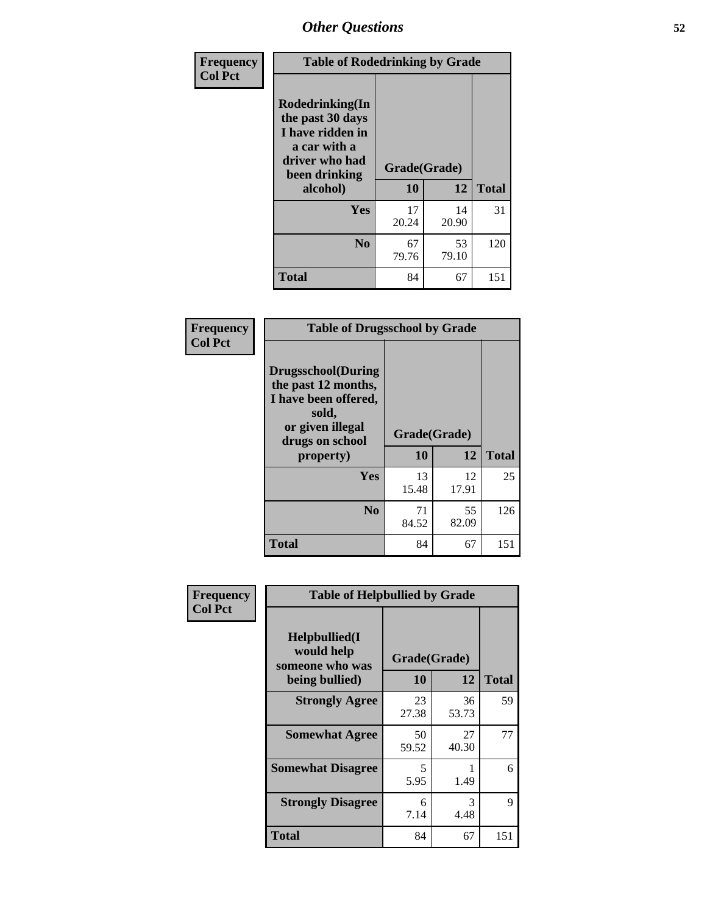# Other Questions

**Frequency**
**Col Pct**

**Table of Rodedrinking by Grade**

| Rodedrinking(In the past 30 days I have ridden in a car with a driver who had been drinking alcohol) | Grade(Grade) 10 | 12 | Total |
|---|---|---|---|
| **Yes** | 17<br>20.24 | 14<br>20.90 | 31 |
| **No** | 67<br>79.76 | 53<br>79.10 | 120 |
| **Total** | 84 | 67 | 151 |

**Frequency**
**Col Pct**

**Table of Drugsschool by Grade**

| Drugsschool(During the past 12 months, I have been offered, sold, or given illegal drugs on school property) | Grade(Grade) 10 | 12 | Total |
|---|---|---|---|
| **Yes** | 13<br>15.48 | 12<br>17.91 | 25 |
| **No** | 71<br>84.52 | 55<br>82.09 | 126 |
| **Total** | 84 | 67 | 151 |

**Frequency**
**Col Pct**

**Table of Helpbullied by Grade**

| Helpbullied(I would help someone who was being bullied) | Grade(Grade) 10 | 12 | Total |
|---|---|---|---|
| **Strongly Agree** | 23<br>27.38 | 36<br>53.73 | 59 |
| **Somewhat Agree** | 50<br>59.52 | 27<br>40.30 | 77 |
| **Somewhat Disagree** | 5<br>5.95 | 1<br>1.49 | 6 |
| **Strongly Disagree** | 6<br>7.14 | 3<br>4.48 | 9 |
| **Total** | 84 | 67 | 151 |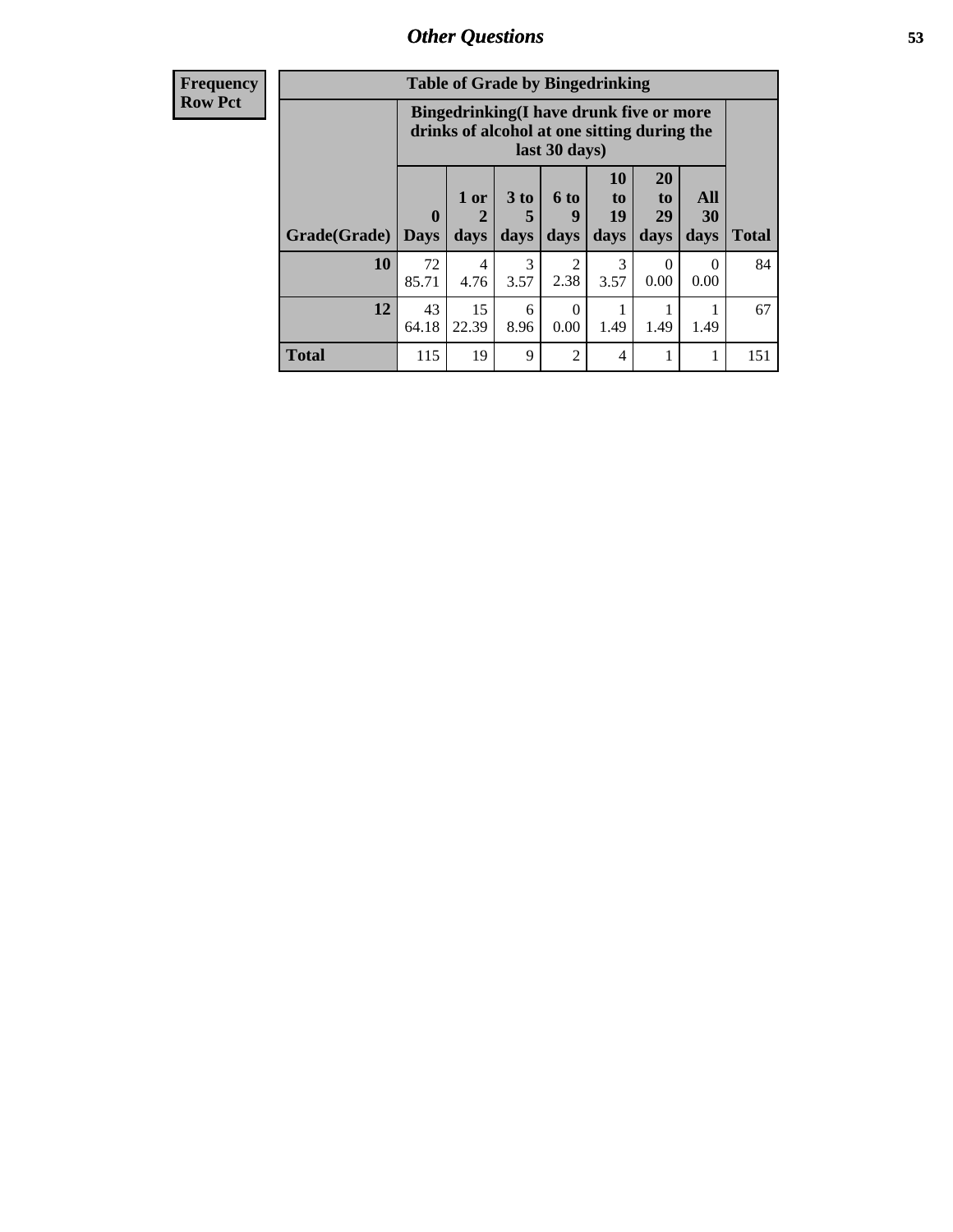| Frequency |
|---|
| Row Pct |

**Table of Grade by Bingedrinking**

| Grade(Grade) | Bingedrinking(I have drunk five or more drinks of alcohol at one sitting during the last 30 days) | | | | | | | Total |
|---|---|---|---|---|---|---|---|---|
| | 0 Days | 1 or 2 days | 3 to 5 days | 6 to 9 days | 10 to 19 days | 20 to 29 days | All 30 days | |
| **10** | 72<br>85.71 | 4<br>4.76 | 3<br>3.57 | 2<br>2.38 | 3<br>3.57 | 0<br>0.00 | 0<br>0.00 | 84 |
| **12** | 43<br>64.18 | 15<br>22.39 | 6<br>8.96 | 0<br>0.00 | 1<br>1.49 | 1<br>1.49 | 1<br>1.49 | 67 |
| **Total** | 115 | 19 | 9 | 2 | 4 | 1 | 1 | 151 |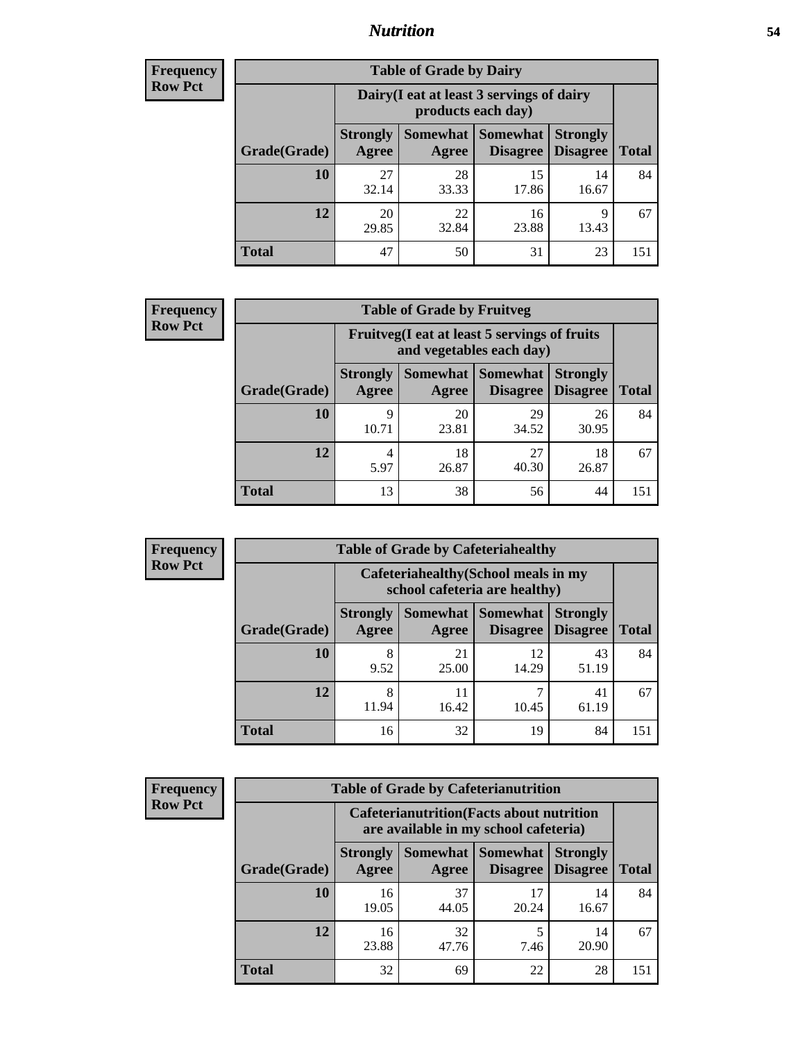## Nutrition

**Frequency**
**Row Pct**

| Table of Grade by Dairy | | | | | |
|---|---|---|---|---|---|
| | Dairy(I eat at least 3 servings of dairy products each day) | | | | |
| Grade(Grade) | Strongly Agree | Somewhat Agree | Somewhat Disagree | Strongly Disagree | Total |
| 10 | 27<br>32.14 | 28<br>33.33 | 15<br>17.86 | 14<br>16.67 | 84 |
| 12 | 20<br>29.85 | 22<br>32.84 | 16<br>23.88 | 9<br>13.43 | 67 |
| Total | 47 | 50 | 31 | 23 | 151 |

**Frequency**
**Row Pct**

| Table of Grade by Fruitveg | | | | | |
|---|---|---|---|---|---|
| | Fruitveg(I eat at least 5 servings of fruits and vegetables each day) | | | | |
| Grade(Grade) | Strongly Agree | Somewhat Agree | Somewhat Disagree | Strongly Disagree | Total |
| 10 | 9<br>10.71 | 20<br>23.81 | 29<br>34.52 | 26<br>30.95 | 84 |
| 12 | 4<br>5.97 | 18<br>26.87 | 27<br>40.30 | 18<br>26.87 | 67 |
| Total | 13 | 38 | 56 | 44 | 151 |

**Frequency**
**Row Pct**

| Table of Grade by Cafeteriahealthy | | | | | |
|---|---|---|---|---|---|
| | Cafeteriahealthy(School meals in my school cafeteria are healthy) | | | | |
| Grade(Grade) | Strongly Agree | Somewhat Agree | Somewhat Disagree | Strongly Disagree | Total |
| 10 | 8<br>9.52 | 21<br>25.00 | 12<br>14.29 | 43<br>51.19 | 84 |
| 12 | 8<br>11.94 | 11<br>16.42 | 7<br>10.45 | 41<br>61.19 | 67 |
| Total | 16 | 32 | 19 | 84 | 151 |

**Frequency**
**Row Pct**

| Table of Grade by Cafeterianutrition | | | | | |
|---|---|---|---|---|---|
| | Cafeterianutrition(Facts about nutrition are available in my school cafeteria) | | | | |
| Grade(Grade) | Strongly Agree | Somewhat Agree | Somewhat Disagree | Strongly Disagree | Total |
| 10 | 16<br>19.05 | 37<br>44.05 | 17<br>20.24 | 14<br>16.67 | 84 |
| 12 | 16<br>23.88 | 32<br>47.76 | 5<br>7.46 | 14<br>20.90 | 67 |
| Total | 32 | 69 | 22 | 28 | 151 |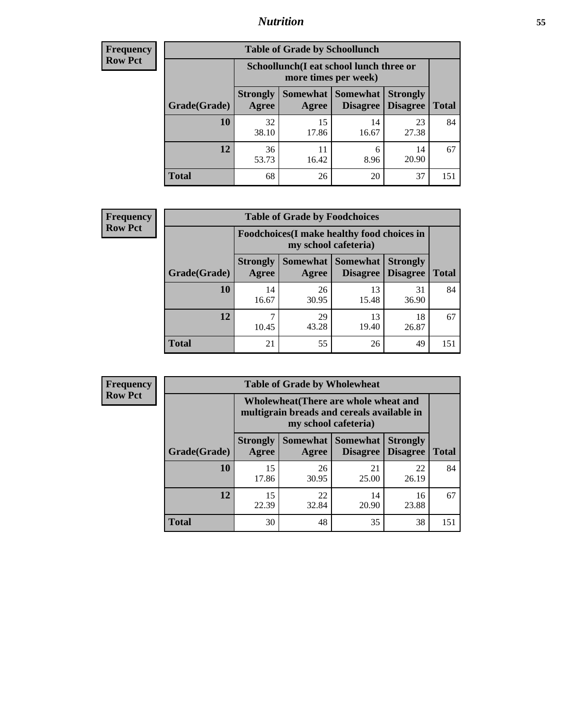| Frequency |
|---|
| Row Pct |

**Table of Grade by Schoollunch**

| Grade(Grade) | Schoollunch(I eat school lunch three or more times per week) | | | | Total |
|---|---|---|---|---|---|
| | Strongly Agree | Somewhat Agree | Somewhat Disagree | Strongly Disagree | |
| 10 | 32<br>38.10 | 15<br>17.86 | 14<br>16.67 | 23<br>27.38 | 84 |
| 12 | 36<br>53.73 | 11<br>16.42 | 6<br>8.96 | 14<br>20.90 | 67 |
| Total | 68 | 26 | 20 | 37 | 151 |

| Frequency |
|---|
| Row Pct |

**Table of Grade by Foodchoices**

| Grade(Grade) | Foodchoices(I make healthy food choices in my school cafeteria) | | | | Total |
|---|---|---|---|---|---|
| | Strongly Agree | Somewhat Agree | Somewhat Disagree | Strongly Disagree | |
| 10 | 14<br>16.67 | 26<br>30.95 | 13<br>15.48 | 31<br>36.90 | 84 |
| 12 | 7<br>10.45 | 29<br>43.28 | 13<br>19.40 | 18<br>26.87 | 67 |
| Total | 21 | 55 | 26 | 49 | 151 |

| Frequency |
|---|
| Row Pct |

**Table of Grade by Wholewheat**

| Grade(Grade) | Wholewheat(There are whole wheat and multigrain breads and cereals available in my school cafeteria) | | | | Total |
|---|---|---|---|---|---|
| | Strongly Agree | Somewhat Agree | Somewhat Disagree | Strongly Disagree | |
| 10 | 15<br>17.86 | 26<br>30.95 | 21<br>25.00 | 22<br>26.19 | 84 |
| 12 | 15<br>22.39 | 22<br>32.84 | 14<br>20.90 | 16<br>23.88 | 67 |
| Total | 30 | 48 | 35 | 38 | 151 |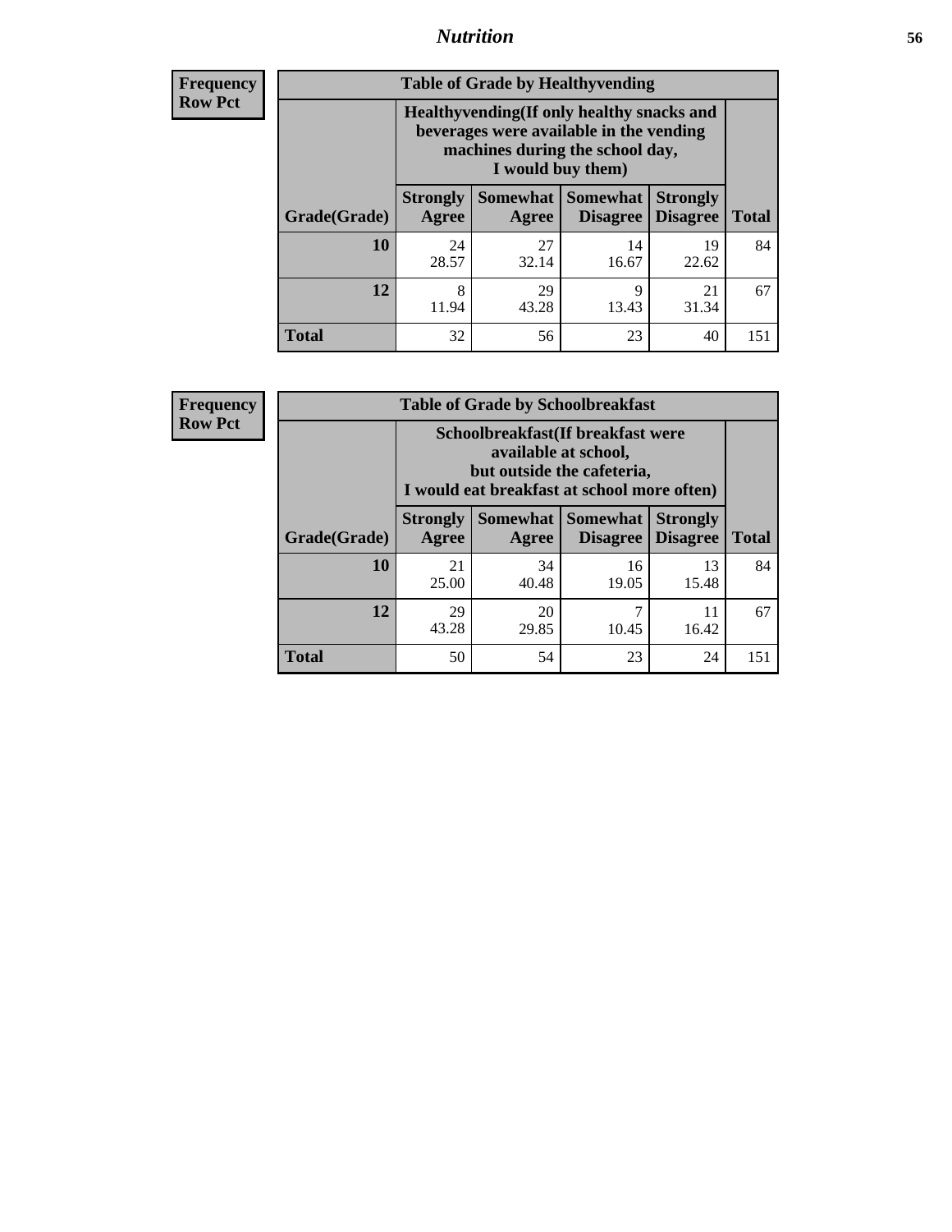# Nutrition

**Frequency**
**Row Pct**

| Table of Grade by Healthyvending | | | | | |
|---|---|---|---|---|---|
| | Healthyvending(If only healthy snacks and beverages were available in the vending machines during the school day, I would buy them) | | | | |
| Grade(Grade) | Strongly Agree | Somewhat Agree | Somewhat Disagree | Strongly Disagree | Total |
| **10** | 24<br>28.57 | 27<br>32.14 | 14<br>16.67 | 19<br>22.62 | 84 |
| **12** | 8<br>11.94 | 29<br>43.28 | 9<br>13.43 | 21<br>31.34 | 67 |
| **Total** | 32 | 56 | 23 | 40 | 151 |

**Frequency**
**Row Pct**

| Table of Grade by Schoolbreakfast | | | | | |
|---|---|---|---|---|---|
| | Schoolbreakfast(If breakfast were available at school, but outside the cafeteria, I would eat breakfast at school more often) | | | | |
| Grade(Grade) | Strongly Agree | Somewhat Agree | Somewhat Disagree | Strongly Disagree | Total |
| **10** | 21<br>25.00 | 34<br>40.48 | 16<br>19.05 | 13<br>15.48 | 84 |
| **12** | 29<br>43.28 | 20<br>29.85 | 7<br>10.45 | 11<br>16.42 | 67 |
| **Total** | 50 | 54 | 23 | 24 | 151 |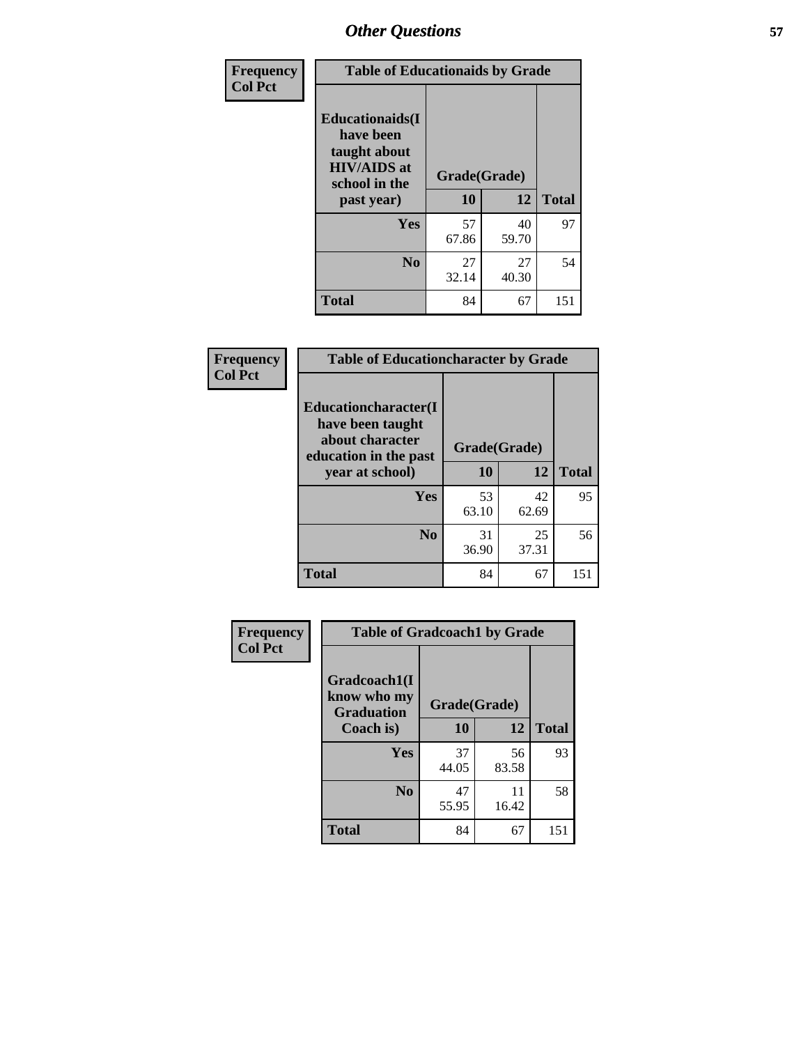## Other Questions

| Frequency<br>Col Pct | Table of Educationaids by Grade | | |
|---|---|---|---|
| Educationaids(I have been taught about HIV/AIDS at school in the past year) | Grade(Grade) | | |
| | 10 | 12 | Total |
| Yes | 57<br>67.86 | 40<br>59.70 | 97 |
| No | 27<br>32.14 | 27<br>40.30 | 54 |
| Total | 84 | 67 | 151 |

| Frequency<br>Col Pct | Table of Educationcharacter by Grade | | |
|---|---|---|---|
| Educationcharacter(I have been taught about character education in the past year at school) | Grade(Grade) | | |
| | 10 | 12 | Total |
| Yes | 53<br>63.10 | 42<br>62.69 | 95 |
| No | 31<br>36.90 | 25<br>37.31 | 56 |
| Total | 84 | 67 | 151 |

| Frequency<br>Col Pct | Table of Gradcoach1 by Grade | | |
|---|---|---|---|
| Gradcoach1(I know who my Graduation Coach is) | Grade(Grade) | | |
| | 10 | 12 | Total |
| Yes | 37<br>44.05 | 56<br>83.58 | 93 |
| No | 47<br>55.95 | 11<br>16.42 | 58 |
| Total | 84 | 67 | 151 |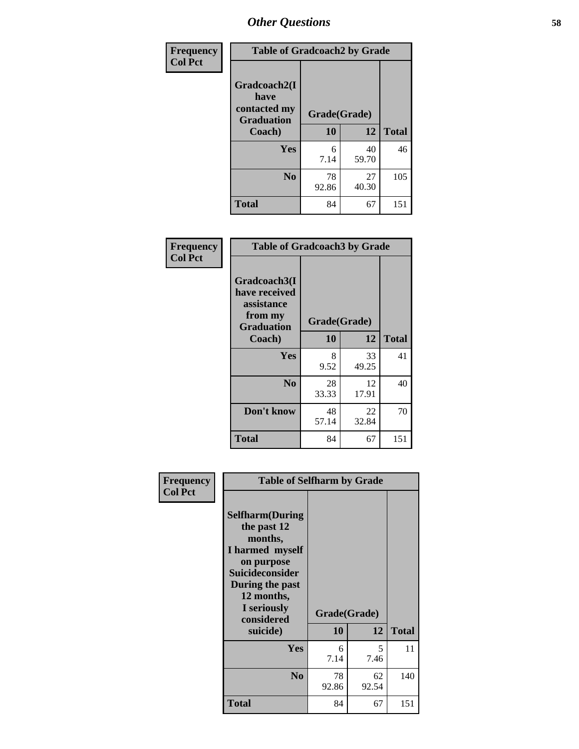# Other Questions

**Frequency**
**Col Pct**

| Table of Gradcoach2 by Grade | | | |
|---|---|---|---|
| Gradcoach2(I have contacted my Graduation Coach) | Grade(Grade) | | Total |
| | 10 | 12 | |
| **Yes** | 6<br>7.14 | 40<br>59.70 | 46 |
| **No** | 78<br>92.86 | 27<br>40.30 | 105 |
| **Total** | 84 | 67 | 151 |

**Frequency**
**Col Pct**

| Table of Gradcoach3 by Grade | | | |
|---|---|---|---|
| Gradcoach3(I have received assistance from my Graduation Coach) | Grade(Grade) | | Total |
| | 10 | 12 | |
| **Yes** | 8<br>9.52 | 33<br>49.25 | 41 |
| **No** | 28<br>33.33 | 12<br>17.91 | 40 |
| **Don't know** | 48<br>57.14 | 22<br>32.84 | 70 |
| **Total** | 84 | 67 | 151 |

**Frequency**
**Col Pct**

| Table of Selfharm by Grade | | | |
|---|---|---|---|
| Selfharm(During the past 12 months, I harmed myself on purpose Suicideconsider During the past 12 months, I seriously considered suicide) | Grade(Grade) | | Total |
| | 10 | 12 | |
| **Yes** | 6<br>7.14 | 5<br>7.46 | 11 |
| **No** | 78<br>92.86 | 62<br>92.54 | 140 |
| **Total** | 84 | 67 | 151 |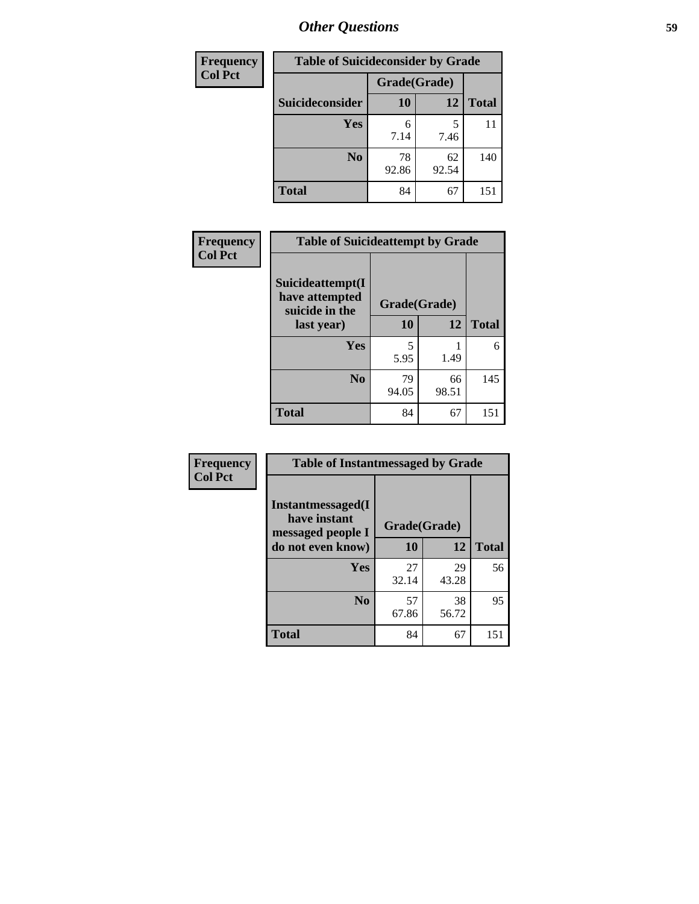## Other Questions

| Frequency Col Pct | | | |
|---|---|---|---|
| **Table of Suicideconsider by Grade** | | | |
| | **Grade(Grade)** | | |
| **Suicideconsider** | **10** | **12** | **Total** |
| **Yes** | 6<br>7.14 | 5<br>7.46 | 11 |
| **No** | 78<br>92.86 | 62<br>92.54 | 140 |
| **Total** | 84 | 67 | 151 |

| Frequency Col Pct | | | |
|---|---|---|---|
| **Table of Suicideattempt by Grade** | | | |
| **Suicideattempt(I have attempted suicide in the last year)** | **Grade(Grade)** | | |
| | **10** | **12** | **Total** |
| **Yes** | 5<br>5.95 | 1<br>1.49 | 6 |
| **No** | 79<br>94.05 | 66<br>98.51 | 145 |
| **Total** | 84 | 67 | 151 |

| Frequency Col Pct | | | |
|---|---|---|---|
| **Table of Instantmessaged by Grade** | | | |
| **Instantmessaged(I have instant messaged people I do not even know)** | **Grade(Grade)** | | |
| | **10** | **12** | **Total** |
| **Yes** | 27<br>32.14 | 29<br>43.28 | 56 |
| **No** | 57<br>67.86 | 38<br>56.72 | 95 |
| **Total** | 84 | 67 | 151 |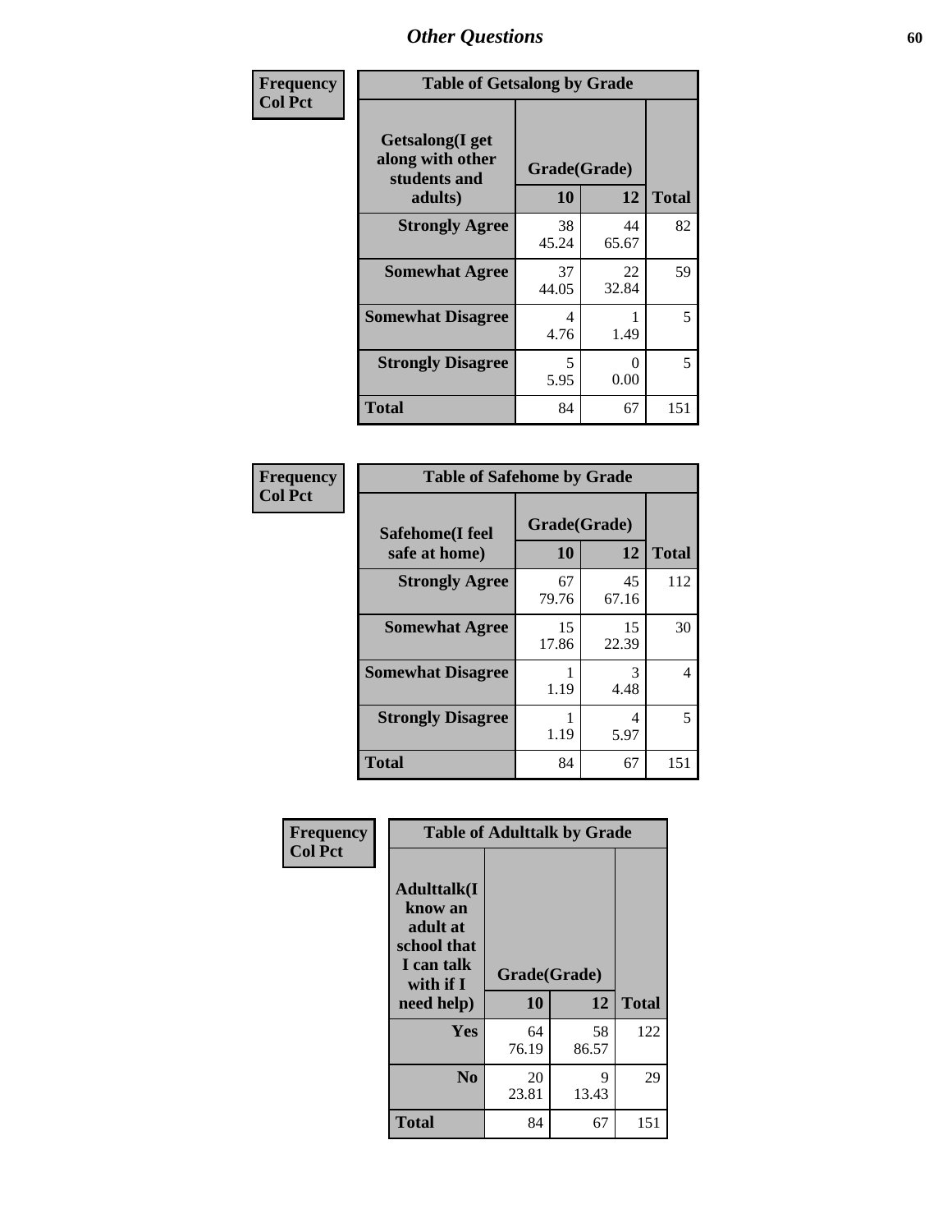| Frequency Col Pct | Table of Getsalong by Grade | | |
|---|---|---|---|
| Getsalong(I get along with other students and adults) | Grade(Grade) | | |
| | 10 | 12 | Total |
| Strongly Agree | 38<br>45.24 | 44<br>65.67 | 82 |
| Somewhat Agree | 37<br>44.05 | 22<br>32.84 | 59 |
| Somewhat Disagree | 4<br>4.76 | 1<br>1.49 | 5 |
| Strongly Disagree | 5<br>5.95 | 0<br>0.00 | 5 |
| Total | 84 | 67 | 151 |

| Frequency Col Pct | Table of Safehome by Grade | | |
|---|---|---|---|
| Safehome(I feel safe at home) | Grade(Grade) | | |
| | 10 | 12 | Total |
| Strongly Agree | 67<br>79.76 | 45<br>67.16 | 112 |
| Somewhat Agree | 15<br>17.86 | 15<br>22.39 | 30 |
| Somewhat Disagree | 1<br>1.19 | 3<br>4.48 | 4 |
| Strongly Disagree | 1<br>1.19 | 4<br>5.97 | 5 |
| Total | 84 | 67 | 151 |

| Frequency Col Pct | Table of Adulttalk by Grade | | |
|---|---|---|---|
| Adulttalk(I know an adult at school that I can talk with if I need help) | Grade(Grade) | | |
| | 10 | 12 | Total |
| Yes | 64<br>76.19 | 58<br>86.57 | 122 |
| No | 20<br>23.81 | 9<br>13.43 | 29 |
| Total | 84 | 67 | 151 |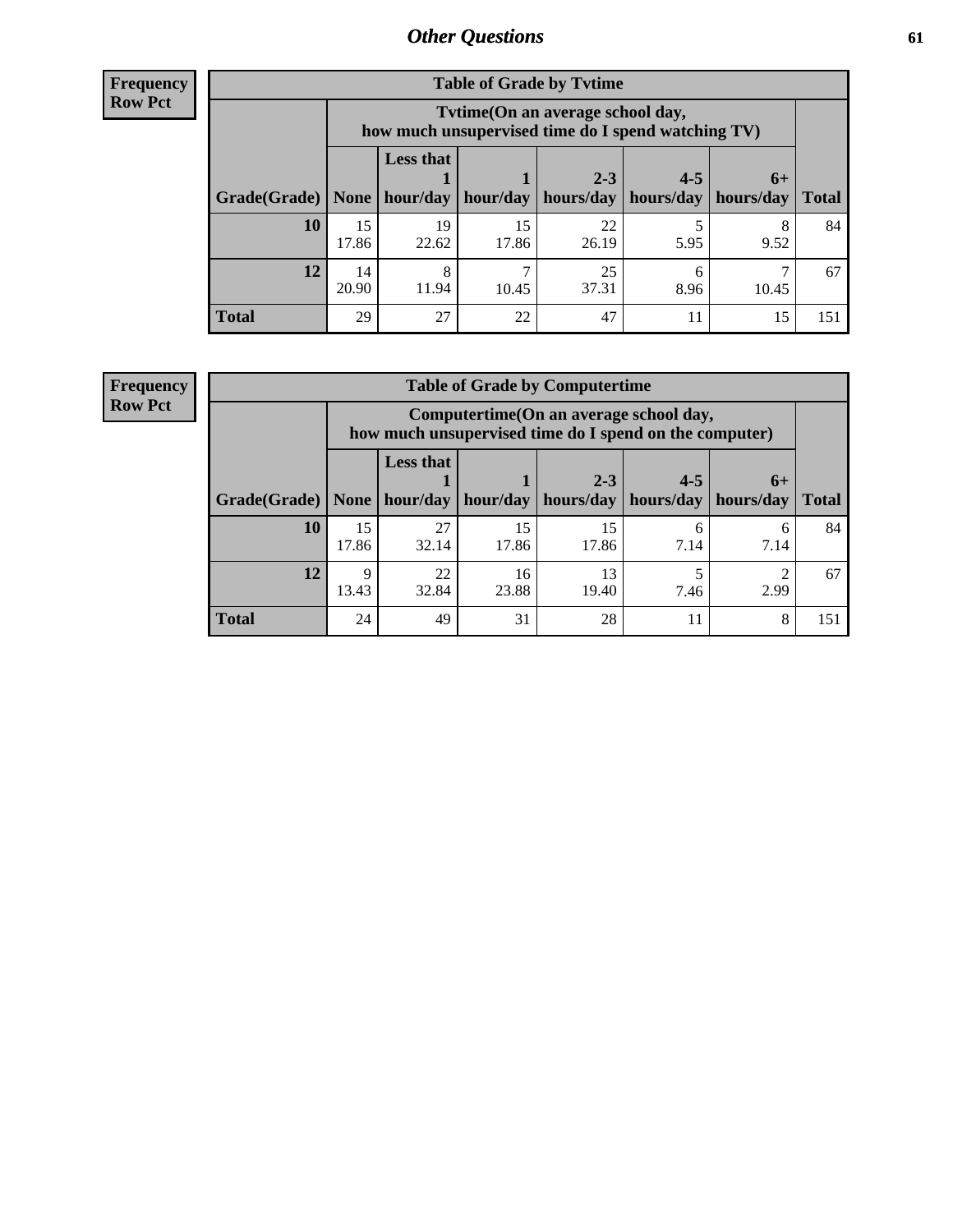**Frequency**
**Row Pct**

| Table of Grade by Tvtime | | | | | | | |
|---|---|---|---|---|---|---|---|
| | Tvtime(On an average school day, how much unsupervised time do I spend watching TV) | | | | | | |
| Grade(Grade) | None | Less that 1 hour/day | 1 hour/day | 2-3 hours/day | 4-5 hours/day | 6+ hours/day | Total |
| **10** | 15<br>17.86 | 19<br>22.62 | 15<br>17.86 | 22<br>26.19 | 5<br>5.95 | 8<br>9.52 | 84 |
| **12** | 14<br>20.90 | 8<br>11.94 | 7<br>10.45 | 25<br>37.31 | 6<br>8.96 | 7<br>10.45 | 67 |
| **Total** | 29 | 27 | 22 | 47 | 11 | 15 | 151 |

**Frequency**
**Row Pct**

| Table of Grade by Computertime | | | | | | | |
|---|---|---|---|---|---|---|---|
| | Computertime(On an average school day, how much unsupervised time do I spend on the computer) | | | | | | |
| Grade(Grade) | None | Less that 1 hour/day | 1 hour/day | 2-3 hours/day | 4-5 hours/day | 6+ hours/day | Total |
| **10** | 15<br>17.86 | 27<br>32.14 | 15<br>17.86 | 15<br>17.86 | 6<br>7.14 | 6<br>7.14 | 84 |
| **12** | 9<br>13.43 | 22<br>32.84 | 16<br>23.88 | 13<br>19.40 | 5<br>7.46 | 2<br>2.99 | 67 |
| **Total** | 24 | 49 | 31 | 28 | 11 | 8 | 151 |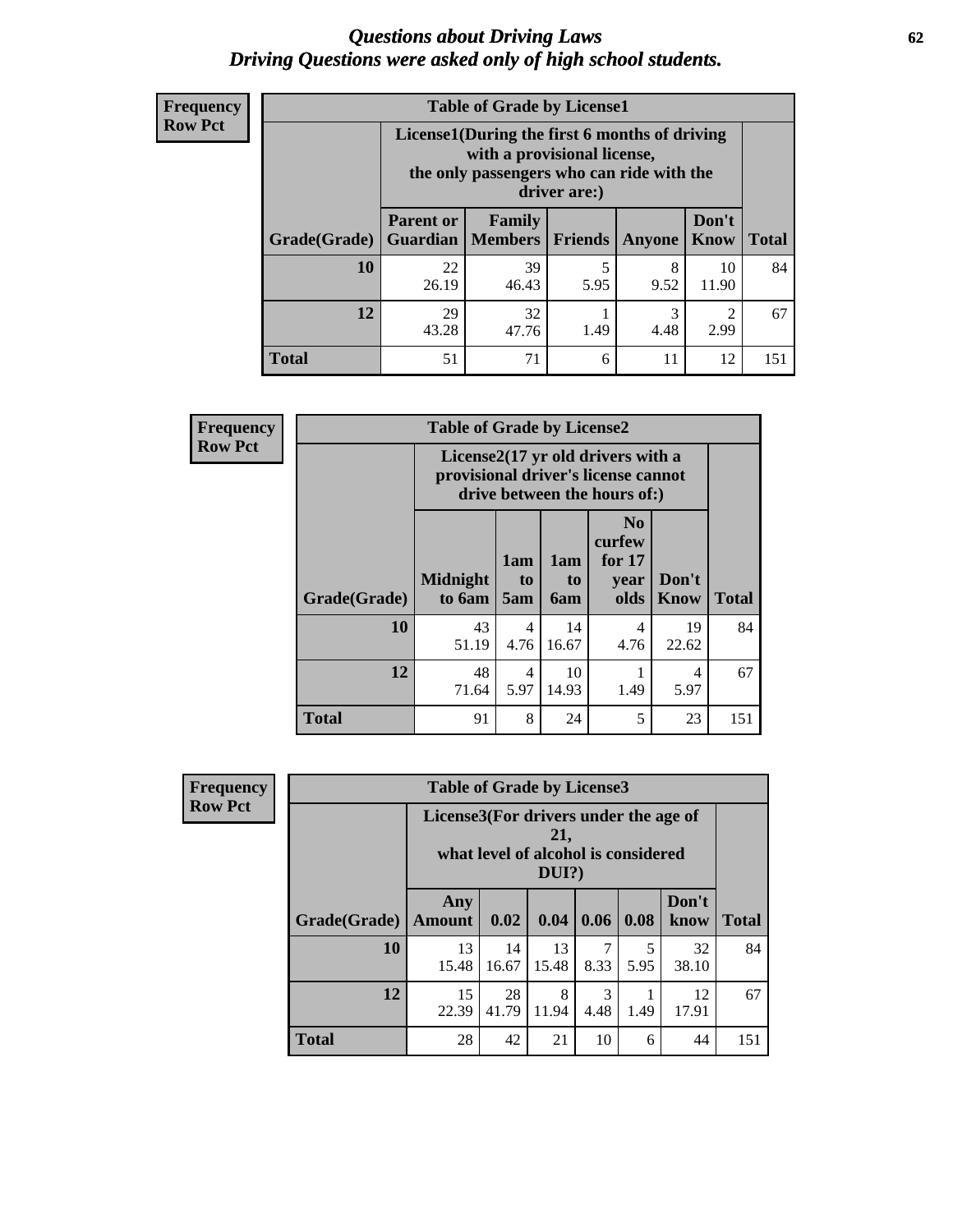# *Questions about Driving Laws*
# *Driving Questions were asked only of high school students.*

**Frequency**
**Row Pct**

**Table of Grade by License1**

| Grade(Grade) | License1(During the first 6 months of driving with a provisional license, the only passengers who can ride with the driver are:) | | | | | Total |
|---|---|---|---|---|---|---|
| | Parent or Guardian | Family Members | Friends | Anyone | Don't Know | |
| 10 | 22<br>26.19 | 39<br>46.43 | 5<br>5.95 | 8<br>9.52 | 10<br>11.90 | 84 |
| 12 | 29<br>43.28 | 32<br>47.76 | 1<br>1.49 | 3<br>4.48 | 2<br>2.99 | 67 |
| Total | 51 | 71 | 6 | 11 | 12 | 151 |

**Frequency**
**Row Pct**

**Table of Grade by License2**

| Grade(Grade) | License2(17 yr old drivers with a provisional driver's license cannot drive between the hours of:) | | | | | Total |
|---|---|---|---|---|---|---|
| | Midnight to 6am | 1am to 5am | 1am to 6am | No curfew for 17 year olds | Don't Know | |
| 10 | 43<br>51.19 | 4<br>4.76 | 14<br>16.67 | 4<br>4.76 | 19<br>22.62 | 84 |
| 12 | 48<br>71.64 | 4<br>5.97 | 10<br>14.93 | 1<br>1.49 | 4<br>5.97 | 67 |
| Total | 91 | 8 | 24 | 5 | 23 | 151 |

**Frequency**
**Row Pct**

**Table of Grade by License3**

| Grade(Grade) | License3(For drivers under the age of 21, what level of alcohol is considered DUI?) | | | | | | Total |
|---|---|---|---|---|---|---|---|
| | Any Amount | 0.02 | 0.04 | 0.06 | 0.08 | Don't know | |
| 10 | 13<br>15.48 | 14<br>16.67 | 13<br>15.48 | 7<br>8.33 | 5<br>5.95 | 32<br>38.10 | 84 |
| 12 | 15<br>22.39 | 28<br>41.79 | 8<br>11.94 | 3<br>4.48 | 1<br>1.49 | 12<br>17.91 | 67 |
| Total | 28 | 42 | 21 | 10 | 6 | 44 | 151 |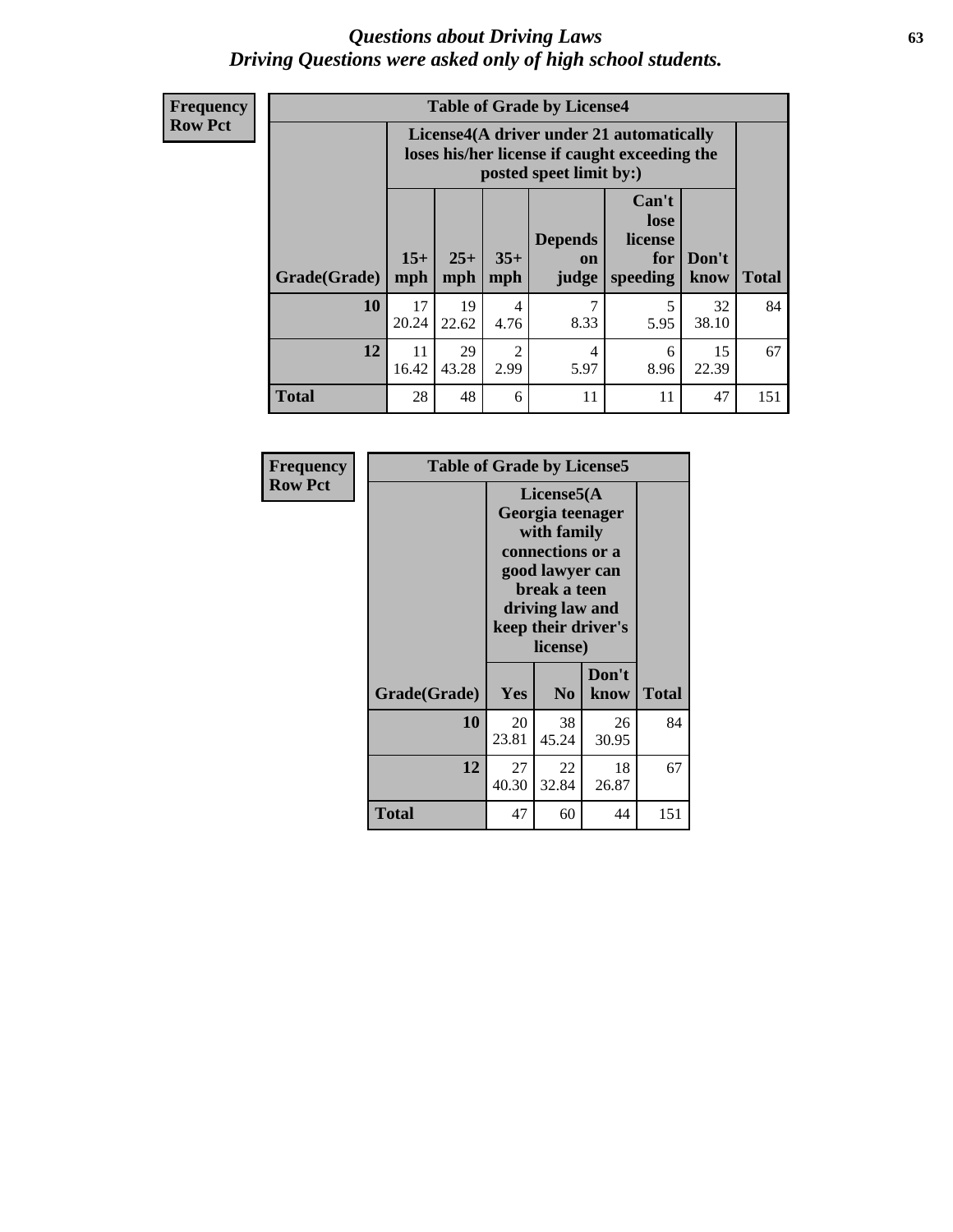# *Questions about Driving Laws*
## *Driving Questions were asked only of high school students.*

**Frequency**
**Row Pct**

| Table of Grade by License4 | | | | | | | |
|---|---|---|---|---|---|---|---|
| | License4(A driver under 21 automatically loses his/her license if caught exceeding the posted speet limit by:) | | | | | | |
| Grade(Grade) | 15+ mph | 25+ mph | 35+ mph | Depends on judge | Can't lose license for speeding | Don't know | Total |
| **10** | 17<br>20.24 | 19<br>22.62 | 4<br>4.76 | 7<br>8.33 | 5<br>5.95 | 32<br>38.10 | 84 |
| **12** | 11<br>16.42 | 29<br>43.28 | 2<br>2.99 | 4<br>5.97 | 6<br>8.96 | 15<br>22.39 | 67 |
| **Total** | 28 | 48 | 6 | 11 | 11 | 47 | 151 |

**Frequency**
**Row Pct**

| Table of Grade by License5 | | | | |
|---|---|---|---|---|
| | License5(A Georgia teenager with family connections or a good lawyer can break a teen driving law and keep their driver's license) | | | |
| Grade(Grade) | Yes | No | Don't know | Total |
| **10** | 20<br>23.81 | 38<br>45.24 | 26<br>30.95 | 84 |
| **12** | 27<br>40.30 | 22<br>32.84 | 18<br>26.87 | 67 |
| **Total** | 47 | 60 | 44 | 151 |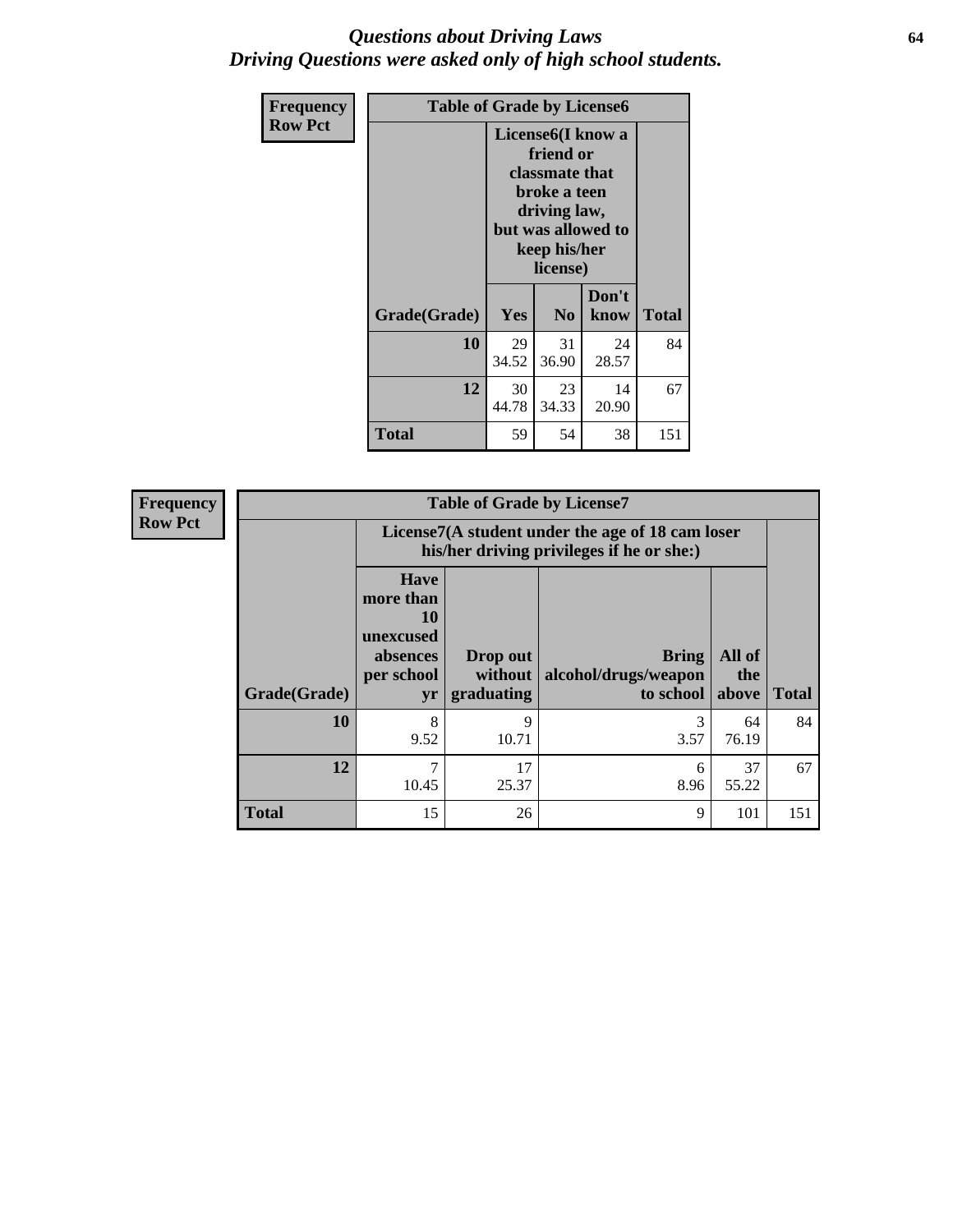# *Questions about Driving Laws*
# *Driving Questions were asked only of high school students.*

| Frequency<br>Row Pct | Table of Grade by License6 | | | |
|---|---|---|---|---|
| | License6(I know a friend or classmate that broke a teen driving law, but was allowed to keep his/her license) | | | |
| Grade(Grade) | Yes | No | Don't know | Total |
| 10 | 29<br>34.52 | 31<br>36.90 | 24<br>28.57 | 84 |
| 12 | 30<br>44.78 | 23<br>34.33 | 14<br>20.90 | 67 |
| Total | 59 | 54 | 38 | 151 |

| Frequency<br>Row Pct | Table of Grade by License7 | | | | |
|---|---|---|---|---|---|
| | License7(A student under the age of 18 cam loser his/her driving privileges if he or she:) | | | | |
| Grade(Grade) | Have more than 10 unexcused absences per school yr | Drop out without graduating | Bring alcohol/drugs/weapon to school | All of the above | Total |
| 10 | 8<br>9.52 | 9<br>10.71 | 3<br>3.57 | 64<br>76.19 | 84 |
| 12 | 7<br>10.45 | 17<br>25.37 | 6<br>8.96 | 37<br>55.22 | 67 |
| Total | 15 | 26 | 9 | 101 | 151 |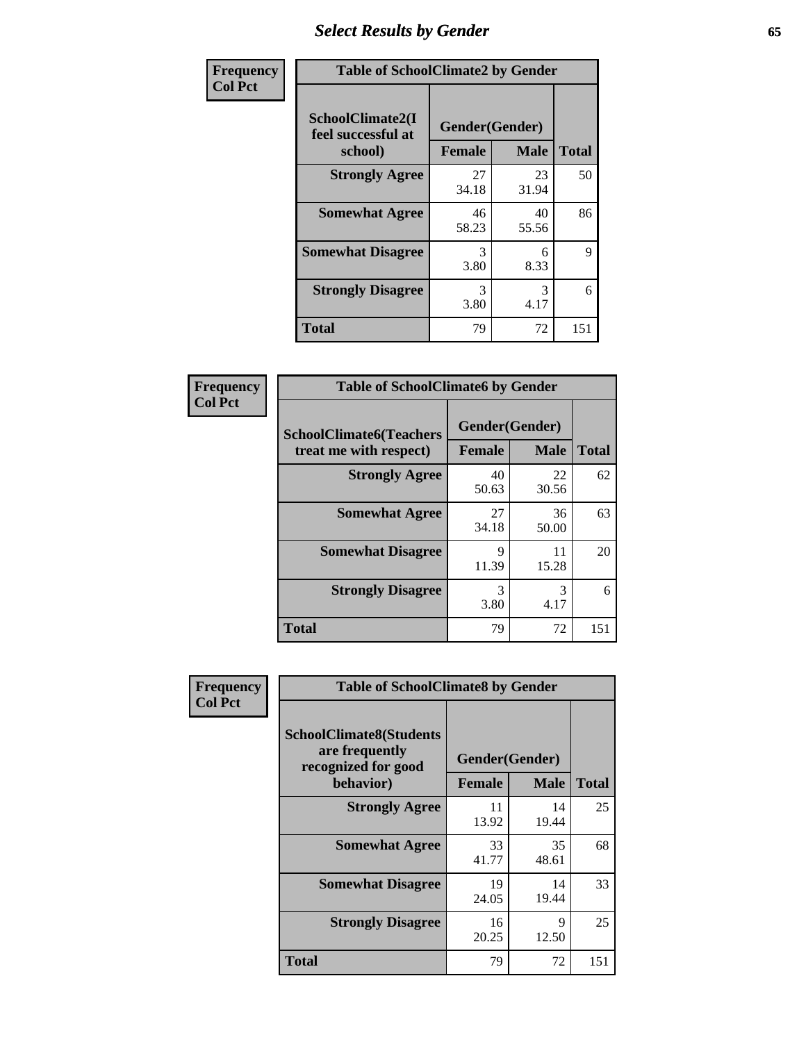# Select Results by Gender

**Frequency**
**Col Pct**

| Table of SchoolClimate2 by Gender | | | |
|---|---|---|---|
| SchoolClimate2(I feel successful at school) | Gender(Gender) | | |
| | Female | Male | Total |
| Strongly Agree | 27<br>34.18 | 23<br>31.94 | 50 |
| Somewhat Agree | 46<br>58.23 | 40<br>55.56 | 86 |
| Somewhat Disagree | 3<br>3.80 | 6<br>8.33 | 9 |
| Strongly Disagree | 3<br>3.80 | 3<br>4.17 | 6 |
| Total | 79 | 72 | 151 |

**Frequency**
**Col Pct**

| Table of SchoolClimate6 by Gender | | | |
|---|---|---|---|
| SchoolClimate6(Teachers treat me with respect) | Gender(Gender) | | |
| | Female | Male | Total |
| Strongly Agree | 40<br>50.63 | 22<br>30.56 | 62 |
| Somewhat Agree | 27<br>34.18 | 36<br>50.00 | 63 |
| Somewhat Disagree | 9<br>11.39 | 11<br>15.28 | 20 |
| Strongly Disagree | 3<br>3.80 | 3<br>4.17 | 6 |
| Total | 79 | 72 | 151 |

**Frequency**
**Col Pct**

| Table of SchoolClimate8 by Gender | | | |
|---|---|---|---|
| SchoolClimate8(Students are frequently recognized for good behavior) | Gender(Gender) | | |
| | Female | Male | Total |
| Strongly Agree | 11<br>13.92 | 14<br>19.44 | 25 |
| Somewhat Agree | 33<br>41.77 | 35<br>48.61 | 68 |
| Somewhat Disagree | 19<br>24.05 | 14<br>19.44 | 33 |
| Strongly Disagree | 16<br>20.25 | 9<br>12.50 | 25 |
| Total | 79 | 72 | 151 |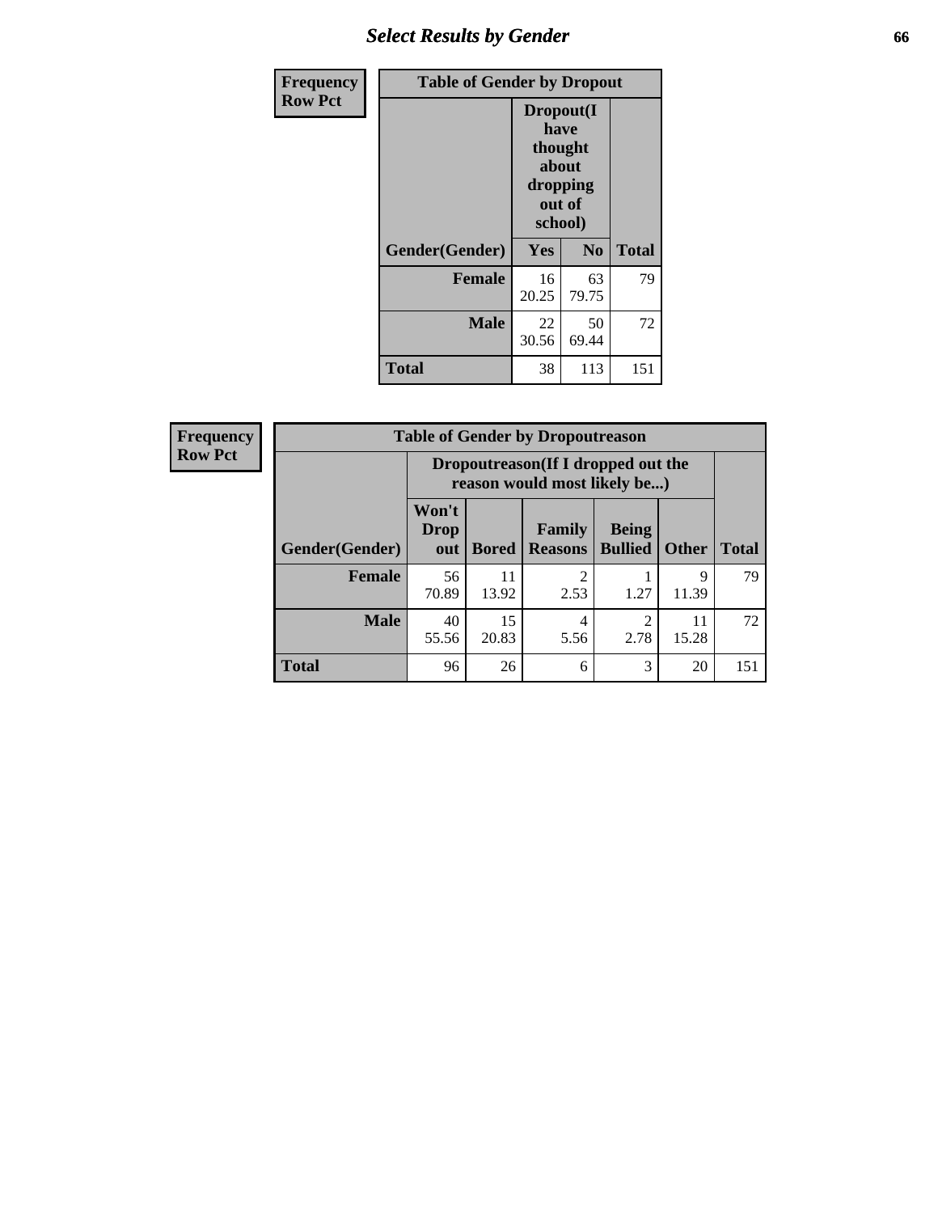## Select Results by Gender

**Frequency**
**Row Pct**

| Table of Gender by Dropout | | | |
|---|---|---|---|
| | Dropout(I have thought about dropping out of school) | | |
| Gender(Gender) | Yes | No | Total |
| **Female** | 16<br>20.25 | 63<br>79.75 | 79 |
| **Male** | 22<br>30.56 | 50<br>69.44 | 72 |
| **Total** | 38 | 113 | 151 |

**Frequency**
**Row Pct**

| Table of Gender by Dropoutreason | | | | | | |
|---|---|---|---|---|---|---|
| | Dropoutreason(If I dropped out the reason would most likely be...) | | | | | |
| Gender(Gender) | Won't Drop out | Bored | Family Reasons | Being Bullied | Other | Total |
| **Female** | 56<br>70.89 | 11<br>13.92 | 2<br>2.53 | 1<br>1.27 | 9<br>11.39 | 79 |
| **Male** | 40<br>55.56 | 15<br>20.83 | 4<br>5.56 | 2<br>2.78 | 11<br>15.28 | 72 |
| **Total** | 96 | 26 | 6 | 3 | 20 | 151 |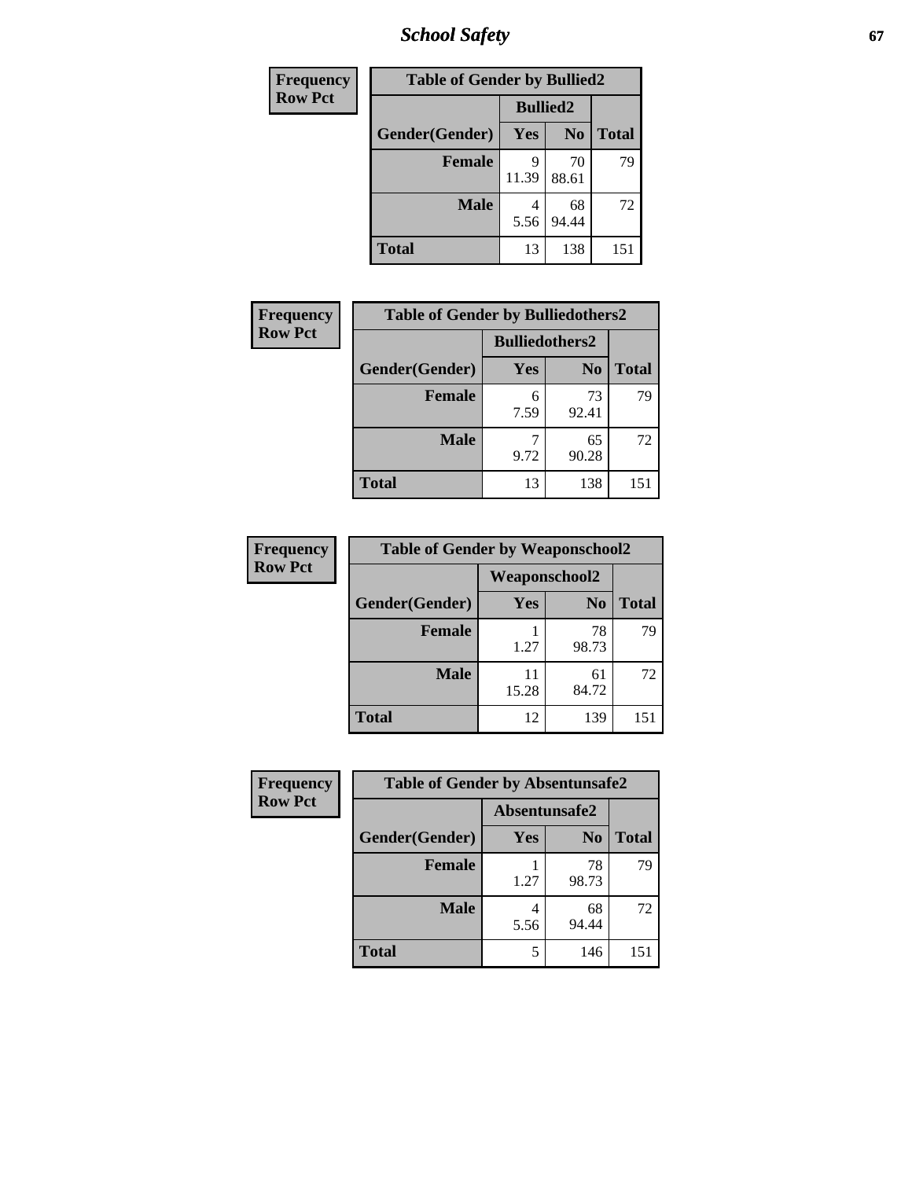| Frequency Row Pct | Table of Gender by Bullied2 | | |
|---|---|---|---|
| | Bullied2 | | |
| Gender(Gender) | Yes | No | Total |
| Female | 9<br>11.39 | 70<br>88.61 | 79 |
| Male | 4<br>5.56 | 68<br>94.44 | 72 |
| Total | 13 | 138 | 151 |

| Frequency Row Pct | Table of Gender by Bulliedothers2 | | |
|---|---|---|---|
| | Bulliedothers2 | | |
| Gender(Gender) | Yes | No | Total |
| Female | 6<br>7.59 | 73<br>92.41 | 79 |
| Male | 7<br>9.72 | 65<br>90.28 | 72 |
| Total | 13 | 138 | 151 |

| Frequency Row Pct | Table of Gender by Weaponschool2 | | |
|---|---|---|---|
| | Weaponschool2 | | |
| Gender(Gender) | Yes | No | Total |
| Female | 1<br>1.27 | 78<br>98.73 | 79 |
| Male | 11<br>15.28 | 61<br>84.72 | 72 |
| Total | 12 | 139 | 151 |

| Frequency Row Pct | Table of Gender by Absentunsafe2 | | |
|---|---|---|---|
| | Absentunsafe2 | | |
| Gender(Gender) | Yes | No | Total |
| Female | 1<br>1.27 | 78<br>98.73 | 79 |
| Male | 4<br>5.56 | 68<br>94.44 | 72 |
| Total | 5 | 146 | 151 |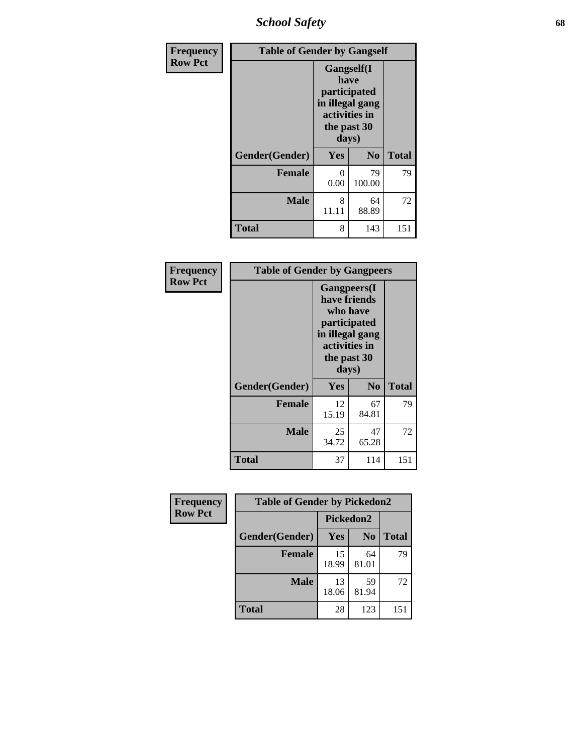| Frequency Row Pct | Table of Gender by Gangself | | |
|---|---|---|---|
| | Gangself(I have participated in illegal gang activities in the past 30 days) | | |
| Gender(Gender) | Yes | No | Total |
| Female | 0<br>0.00 | 79<br>100.00 | 79 |
| Male | 8<br>11.11 | 64<br>88.89 | 72 |
| Total | 8 | 143 | 151 |

| Frequency Row Pct | Table of Gender by Gangpeers | | |
|---|---|---|---|
| | Gangpeers(I have friends who have participated in illegal gang activities in the past 30 days) | | |
| Gender(Gender) | Yes | No | Total |
| Female | 12<br>15.19 | 67<br>84.81 | 79 |
| Male | 25<br>34.72 | 47<br>65.28 | 72 |
| Total | 37 | 114 | 151 |

| Frequency Row Pct | Table of Gender by Pickedon2 | | |
|---|---|---|---|
| | Pickedon2 | | |
| Gender(Gender) | Yes | No | Total |
| Female | 15<br>18.99 | 64<br>81.01 | 79 |
| Male | 13<br>18.06 | 59<br>81.94 | 72 |
| Total | 28 | 123 | 151 |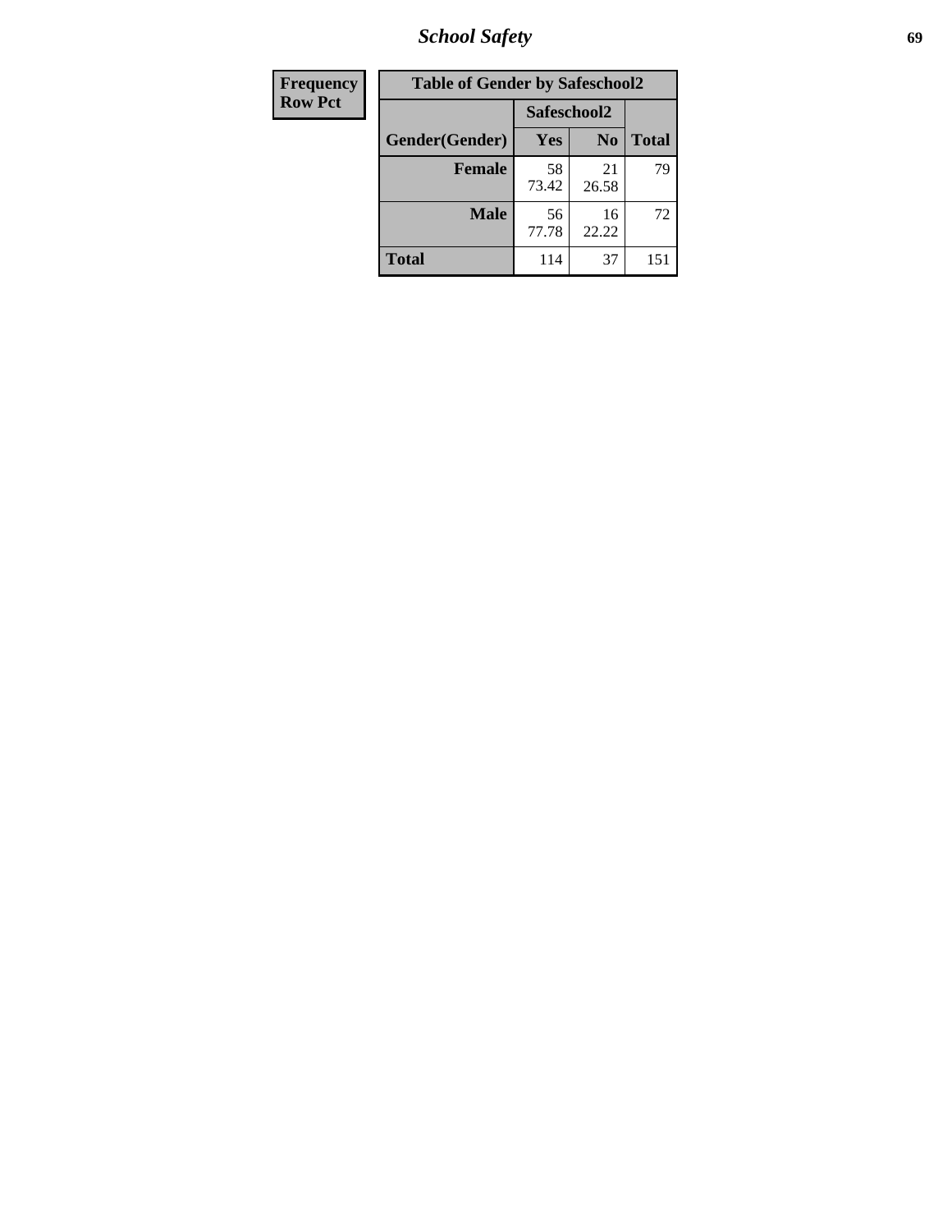| Frequency Row Pct |
|---|

**Table of Gender by Safeschool2**

| Gender(Gender) | Safeschool2 Yes | Safeschool2 No | Total |
|---|---|---|---|
| **Female** | 58<br>73.42 | 21<br>26.58 | 79 |
| **Male** | 56<br>77.78 | 16<br>22.22 | 72 |
| **Total** | 114 | 37 | 151 |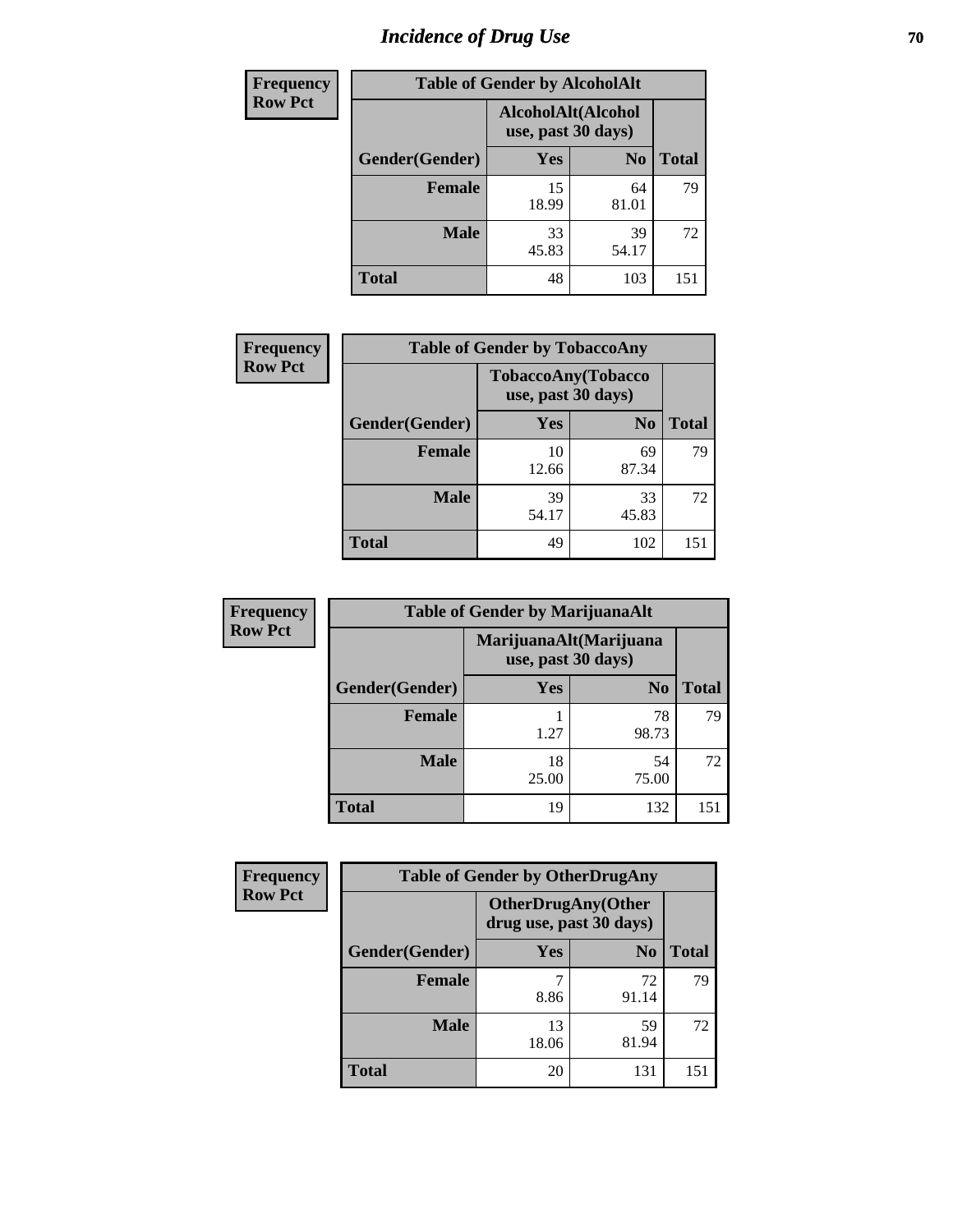# Incidence of Drug Use

| Frequency Row Pct | Table of Gender by AlcoholAlt | | |
|---|---|---|---|
| | AlcoholAlt(Alcohol use, past 30 days) | | |
| Gender(Gender) | Yes | No | Total |
| Female | 15<br>18.99 | 64<br>81.01 | 79 |
| Male | 33<br>45.83 | 39<br>54.17 | 72 |
| Total | 48 | 103 | 151 |

| Frequency Row Pct | Table of Gender by TobaccoAny | | |
|---|---|---|---|
| | TobaccoAny(Tobacco use, past 30 days) | | |
| Gender(Gender) | Yes | No | Total |
| Female | 10<br>12.66 | 69<br>87.34 | 79 |
| Male | 39<br>54.17 | 33<br>45.83 | 72 |
| Total | 49 | 102 | 151 |

| Frequency Row Pct | Table of Gender by MarijuanaAlt | | |
|---|---|---|---|
| | MarijuanaAlt(Marijuana use, past 30 days) | | |
| Gender(Gender) | Yes | No | Total |
| Female | 1<br>1.27 | 78<br>98.73 | 79 |
| Male | 18<br>25.00 | 54<br>75.00 | 72 |
| Total | 19 | 132 | 151 |

| Frequency Row Pct | Table of Gender by OtherDrugAny | | |
|---|---|---|---|
| | OtherDrugAny(Other drug use, past 30 days) | | |
| Gender(Gender) | Yes | No | Total |
| Female | 7<br>8.86 | 72<br>91.14 | 79 |
| Male | 13<br>18.06 | 59<br>81.94 | 72 |
| Total | 20 | 131 | 151 |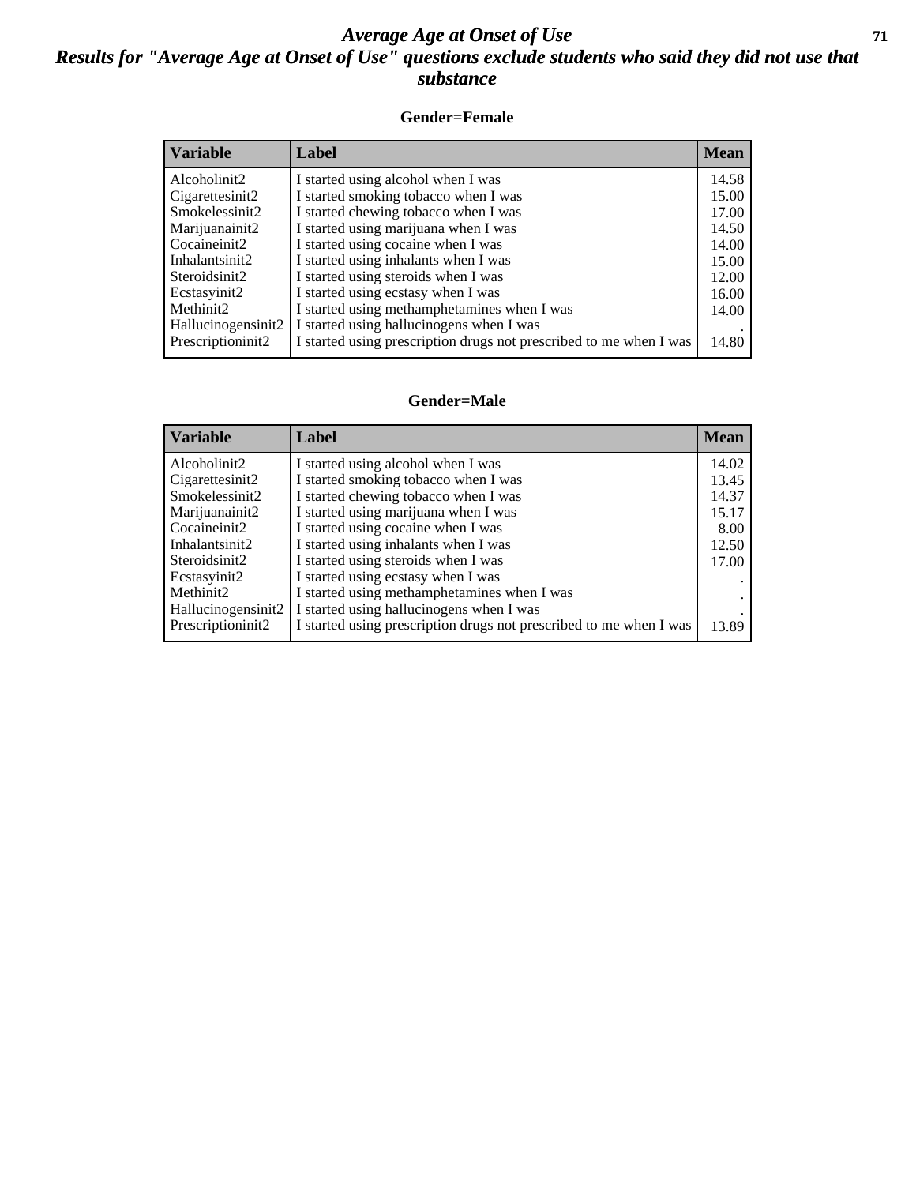# Average Age at Onset of Use

## Results for "Average Age at Onset of Use" questions exclude students who said they did not use that substance

### Gender=Female

| Variable | Label | Mean |
|---|---|---|
| Alcoholinit2 | I started using alcohol when I was | 14.58 |
| Cigarettesinit2 | I started smoking tobacco when I was | 15.00 |
| Smokelessinit2 | I started chewing tobacco when I was | 17.00 |
| Marijuanainit2 | I started using marijuana when I was | 14.50 |
| Cocaineinit2 | I started using cocaine when I was | 14.00 |
| Inhalantsinit2 | I started using inhalants when I was | 15.00 |
| Steroidsinit2 | I started using steroids when I was | 12.00 |
| Ecstasyinit2 | I started using ecstasy when I was | 16.00 |
| Methinit2 | I started using methamphetamines when I was | 14.00 |
| Hallucinogensinit2 | I started using hallucinogens when I was | . |
| Prescriptioninit2 | I started using prescription drugs not prescribed to me when I was | 14.80 |

### Gender=Male

| Variable | Label | Mean |
|---|---|---|
| Alcoholinit2 | I started using alcohol when I was | 14.02 |
| Cigarettesinit2 | I started smoking tobacco when I was | 13.45 |
| Smokelessinit2 | I started chewing tobacco when I was | 14.37 |
| Marijuanainit2 | I started using marijuana when I was | 15.17 |
| Cocaineinit2 | I started using cocaine when I was | 8.00 |
| Inhalantsinit2 | I started using inhalants when I was | 12.50 |
| Steroidsinit2 | I started using steroids when I was | 17.00 |
| Ecstasyinit2 | I started using ecstasy when I was | . |
| Methinit2 | I started using methamphetamines when I was | . |
| Hallucinogensinit2 | I started using hallucinogens when I was | . |
| Prescriptioninit2 | I started using prescription drugs not prescribed to me when I was | 13.89 |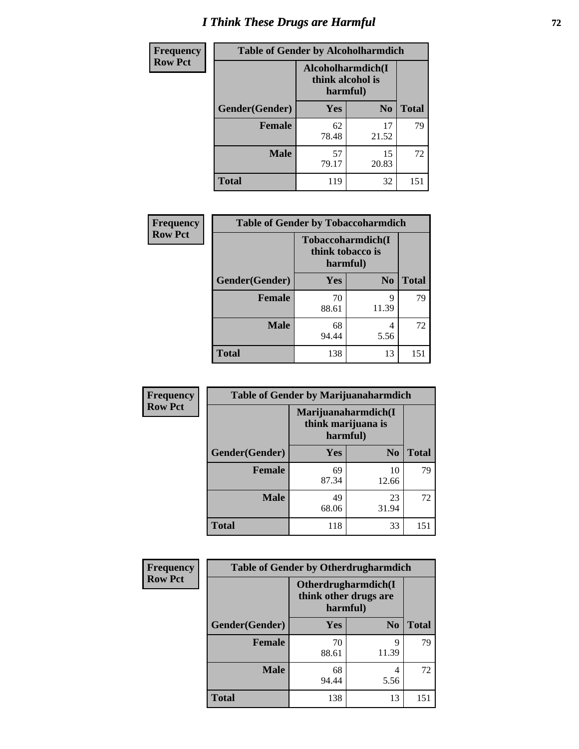# I Think These Drugs are Harmful

| Frequency<br>Row Pct | Table of Gender by Alcoholharmdich | | |
|---|---|---|---|
| | Alcoholharmdich(I think alcohol is harmful) | | |
| Gender(Gender) | Yes | No | Total |
| Female | 62<br>78.48 | 17<br>21.52 | 79 |
| Male | 57<br>79.17 | 15<br>20.83 | 72 |
| Total | 119 | 32 | 151 |

| Frequency<br>Row Pct | Table of Gender by Tobaccoharmdich | | |
|---|---|---|---|
| | Tobaccoharmdich(I think tobacco is harmful) | | |
| Gender(Gender) | Yes | No | Total |
| Female | 70<br>88.61 | 9<br>11.39 | 79 |
| Male | 68<br>94.44 | 4<br>5.56 | 72 |
| Total | 138 | 13 | 151 |

| Frequency<br>Row Pct | Table of Gender by Marijuanaharmdich | | |
|---|---|---|---|
| | Marijuanaharmdich(I think marijuana is harmful) | | |
| Gender(Gender) | Yes | No | Total |
| Female | 69<br>87.34 | 10<br>12.66 | 79 |
| Male | 49<br>68.06 | 23<br>31.94 | 72 |
| Total | 118 | 33 | 151 |

| Frequency<br>Row Pct | Table of Gender by Otherdrugharmdich | | |
|---|---|---|---|
| | Otherdrugharmdich(I think other drugs are harmful) | | |
| Gender(Gender) | Yes | No | Total |
| Female | 70<br>88.61 | 9<br>11.39 | 79 |
| Male | 68<br>94.44 | 4<br>5.56 | 72 |
| Total | 138 | 13 | 151 |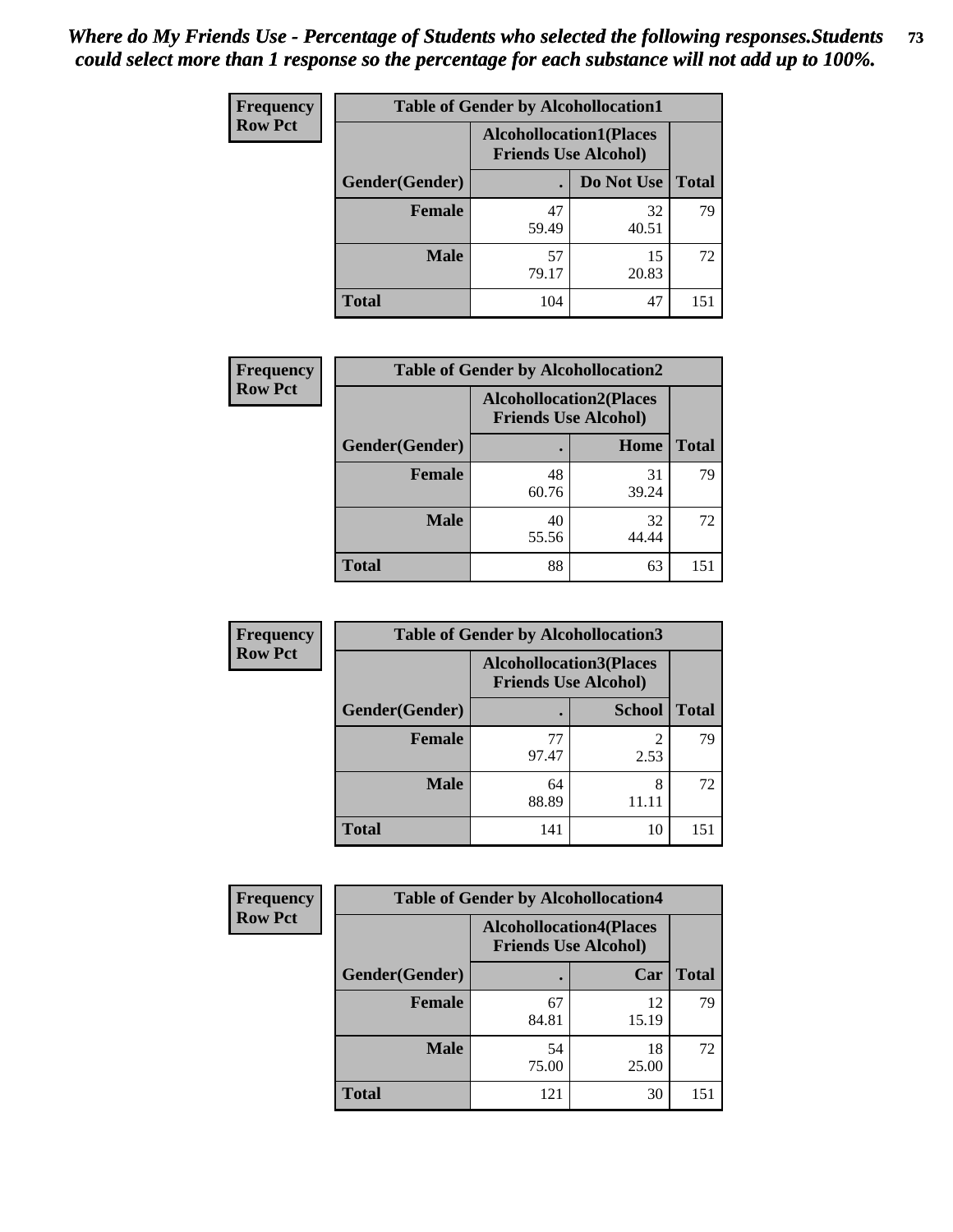*Where do My Friends Use - Percentage of Students who selected the following responses.Students could select more than 1 response so the percentage for each substance will not add up to 100%.*

**Frequency**
**Row Pct**

| Table of Gender by Alcohollocation1 | | | |
|---|---|---|---|
| | Alcohollocation1(Places Friends Use Alcohol) | | |
| Gender(Gender) | . | Do Not Use | Total |
| Female | 47<br>59.49 | 32<br>40.51 | 79 |
| Male | 57<br>79.17 | 15<br>20.83 | 72 |
| Total | 104 | 47 | 151 |

**Frequency**
**Row Pct**

| Table of Gender by Alcohollocation2 | | | |
|---|---|---|---|
| | Alcohollocation2(Places Friends Use Alcohol) | | |
| Gender(Gender) | . | Home | Total |
| Female | 48<br>60.76 | 31<br>39.24 | 79 |
| Male | 40<br>55.56 | 32<br>44.44 | 72 |
| Total | 88 | 63 | 151 |

**Frequency**
**Row Pct**

| Table of Gender by Alcohollocation3 | | | |
|---|---|---|---|
| | Alcohollocation3(Places Friends Use Alcohol) | | |
| Gender(Gender) | . | School | Total |
| Female | 77<br>97.47 | 2<br>2.53 | 79 |
| Male | 64<br>88.89 | 8<br>11.11 | 72 |
| Total | 141 | 10 | 151 |

**Frequency**
**Row Pct**

| Table of Gender by Alcohollocation4 | | | |
|---|---|---|---|
| | Alcohollocation4(Places Friends Use Alcohol) | | |
| Gender(Gender) | . | Car | Total |
| Female | 67<br>84.81 | 12<br>15.19 | 79 |
| Male | 54<br>75.00 | 18<br>25.00 | 72 |
| Total | 121 | 30 | 151 |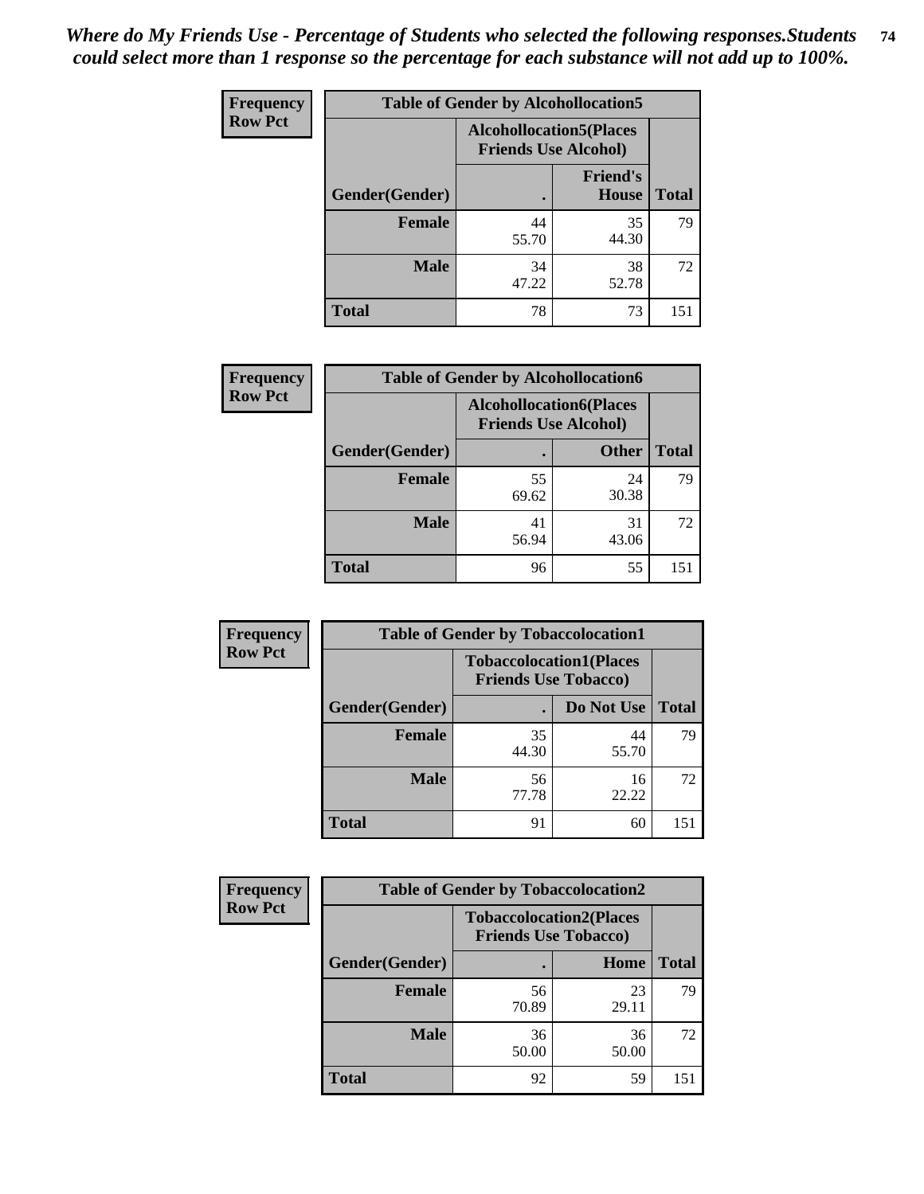*Where do My Friends Use - Percentage of Students who selected the following responses.Students could select more than 1 response so the percentage for each substance will not add up to 100%.*

**Frequency**
**Row Pct**

| Table of Gender by Alcohollocation5 | | | |
|---|---|---|---|
| | Alcohollocation5(Places Friends Use Alcohol) | | |
| Gender(Gender) | . | Friend's House | Total |
| Female | 44<br>55.70 | 35<br>44.30 | 79 |
| Male | 34<br>47.22 | 38<br>52.78 | 72 |
| Total | 78 | 73 | 151 |

**Frequency**
**Row Pct**

| Table of Gender by Alcohollocation6 | | | |
|---|---|---|---|
| | Alcohollocation6(Places Friends Use Alcohol) | | |
| Gender(Gender) | . | Other | Total |
| Female | 55<br>69.62 | 24<br>30.38 | 79 |
| Male | 41<br>56.94 | 31<br>43.06 | 72 |
| Total | 96 | 55 | 151 |

**Frequency**
**Row Pct**

| Table of Gender by Tobaccolocation1 | | | |
|---|---|---|---|
| | Tobaccolocation1(Places Friends Use Tobacco) | | |
| Gender(Gender) | . | Do Not Use | Total |
| Female | 35<br>44.30 | 44<br>55.70 | 79 |
| Male | 56<br>77.78 | 16<br>22.22 | 72 |
| Total | 91 | 60 | 151 |

**Frequency**
**Row Pct**

| Table of Gender by Tobaccolocation2 | | | |
|---|---|---|---|
| | Tobaccolocation2(Places Friends Use Tobacco) | | |
| Gender(Gender) | . | Home | Total |
| Female | 56<br>70.89 | 23<br>29.11 | 79 |
| Male | 36<br>50.00 | 36<br>50.00 | 72 |
| Total | 92 | 59 | 151 |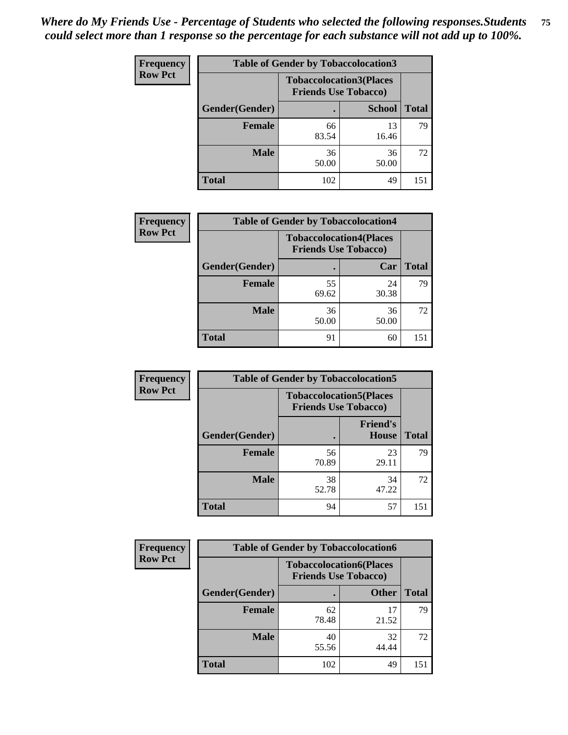*Where do My Friends Use - Percentage of Students who selected the following responses.Students could select more than 1 response so the percentage for each substance will not add up to 100%.*

**Frequency**
**Row Pct**

| Table of Gender by Tobaccolocation3 | | | |
|---|---|---|---|
| | Tobaccolocation3(Places Friends Use Tobacco) | | |
| Gender(Gender) | . | School | Total |
| Female | 66<br>83.54 | 13<br>16.46 | 79 |
| Male | 36<br>50.00 | 36<br>50.00 | 72 |
| Total | 102 | 49 | 151 |

**Frequency**
**Row Pct**

| Table of Gender by Tobaccolocation4 | | | |
|---|---|---|---|
| | Tobaccolocation4(Places Friends Use Tobacco) | | |
| Gender(Gender) | . | Car | Total |
| Female | 55<br>69.62 | 24<br>30.38 | 79 |
| Male | 36<br>50.00 | 36<br>50.00 | 72 |
| Total | 91 | 60 | 151 |

**Frequency**
**Row Pct**

| Table of Gender by Tobaccolocation5 | | | |
|---|---|---|---|
| | Tobaccolocation5(Places Friends Use Tobacco) | | |
| Gender(Gender) | . | Friend's House | Total |
| Female | 56<br>70.89 | 23<br>29.11 | 79 |
| Male | 38<br>52.78 | 34<br>47.22 | 72 |
| Total | 94 | 57 | 151 |

**Frequency**
**Row Pct**

| Table of Gender by Tobaccolocation6 | | | |
|---|---|---|---|
| | Tobaccolocation6(Places Friends Use Tobacco) | | |
| Gender(Gender) | . | Other | Total |
| Female | 62<br>78.48 | 17<br>21.52 | 79 |
| Male | 40<br>55.56 | 32<br>44.44 | 72 |
| Total | 102 | 49 | 151 |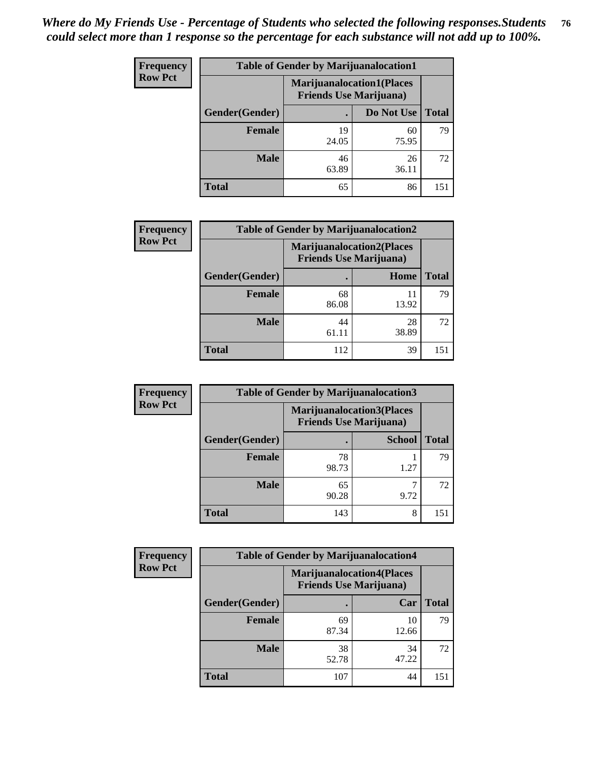*Where do My Friends Use - Percentage of Students who selected the following responses.Students could select more than 1 response so the percentage for each substance will not add up to 100%.*

**Frequency**
**Row Pct**

| Table of Gender by Marijuanalocation1 | | | |
|---|---|---|---|
| | Marijuanalocation1(Places Friends Use Marijuana) | | |
| Gender(Gender) | . | Do Not Use | Total |
| Female | 19<br>24.05 | 60<br>75.95 | 79 |
| Male | 46<br>63.89 | 26<br>36.11 | 72 |
| Total | 65 | 86 | 151 |

**Frequency**
**Row Pct**

| Table of Gender by Marijuanalocation2 | | | |
|---|---|---|---|
| | Marijuanalocation2(Places Friends Use Marijuana) | | |
| Gender(Gender) | . | Home | Total |
| Female | 68<br>86.08 | 11<br>13.92 | 79 |
| Male | 44<br>61.11 | 28<br>38.89 | 72 |
| Total | 112 | 39 | 151 |

**Frequency**
**Row Pct**

| Table of Gender by Marijuanalocation3 | | | |
|---|---|---|---|
| | Marijuanalocation3(Places Friends Use Marijuana) | | |
| Gender(Gender) | . | School | Total |
| Female | 78<br>98.73 | 1<br>1.27 | 79 |
| Male | 65<br>90.28 | 7<br>9.72 | 72 |
| Total | 143 | 8 | 151 |

**Frequency**
**Row Pct**

| Table of Gender by Marijuanalocation4 | | | |
|---|---|---|---|
| | Marijuanalocation4(Places Friends Use Marijuana) | | |
| Gender(Gender) | . | Car | Total |
| Female | 69<br>87.34 | 10<br>12.66 | 79 |
| Male | 38<br>52.78 | 34<br>47.22 | 72 |
| Total | 107 | 44 | 151 |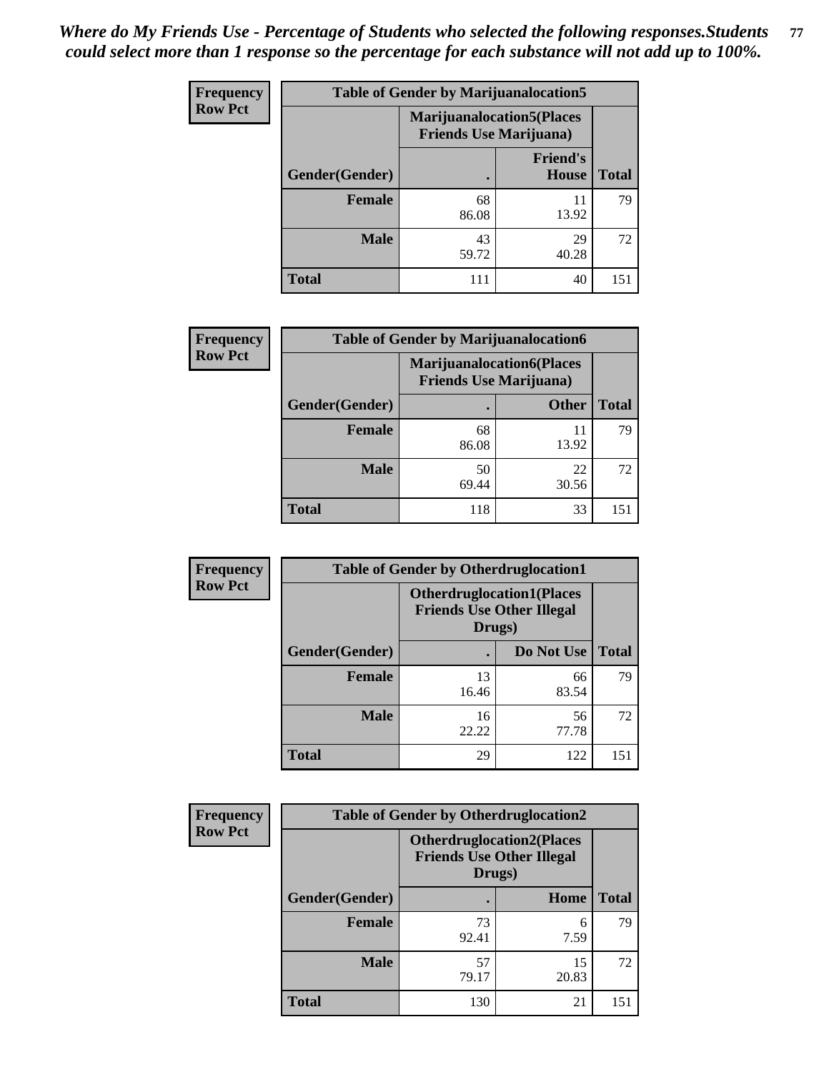*Where do My Friends Use - Percentage of Students who selected the following responses.Students could select more than 1 response so the percentage for each substance will not add up to 100%.*

**Table of Gender by Marijuanalocation5**

| Frequency Row Pct | Marijuanalocation5(Places Friends Use Marijuana) | | |
|---|---|---|---|
| Gender(Gender) | . | Friend's House | Total |
| **Female** | 68<br>86.08 | 11<br>13.92 | 79 |
| **Male** | 43<br>59.72 | 29<br>40.28 | 72 |
| **Total** | 111 | 40 | 151 |

**Table of Gender by Marijuanalocation6**

| Frequency Row Pct | Marijuanalocation6(Places Friends Use Marijuana) | | |
|---|---|---|---|
| Gender(Gender) | . | Other | Total |
| **Female** | 68<br>86.08 | 11<br>13.92 | 79 |
| **Male** | 50<br>69.44 | 22<br>30.56 | 72 |
| **Total** | 118 | 33 | 151 |

**Table of Gender by Otherdruglocation1**

| Frequency Row Pct | Otherdruglocation1(Places Friends Use Other Illegal Drugs) | | |
|---|---|---|---|
| Gender(Gender) | . | Do Not Use | Total |
| **Female** | 13<br>16.46 | 66<br>83.54 | 79 |
| **Male** | 16<br>22.22 | 56<br>77.78 | 72 |
| **Total** | 29 | 122 | 151 |

**Table of Gender by Otherdruglocation2**

| Frequency Row Pct | Otherdruglocation2(Places Friends Use Other Illegal Drugs) | | |
|---|---|---|---|
| Gender(Gender) | . | Home | Total |
| **Female** | 73<br>92.41 | 6<br>7.59 | 79 |
| **Male** | 57<br>79.17 | 15<br>20.83 | 72 |
| **Total** | 130 | 21 | 151 |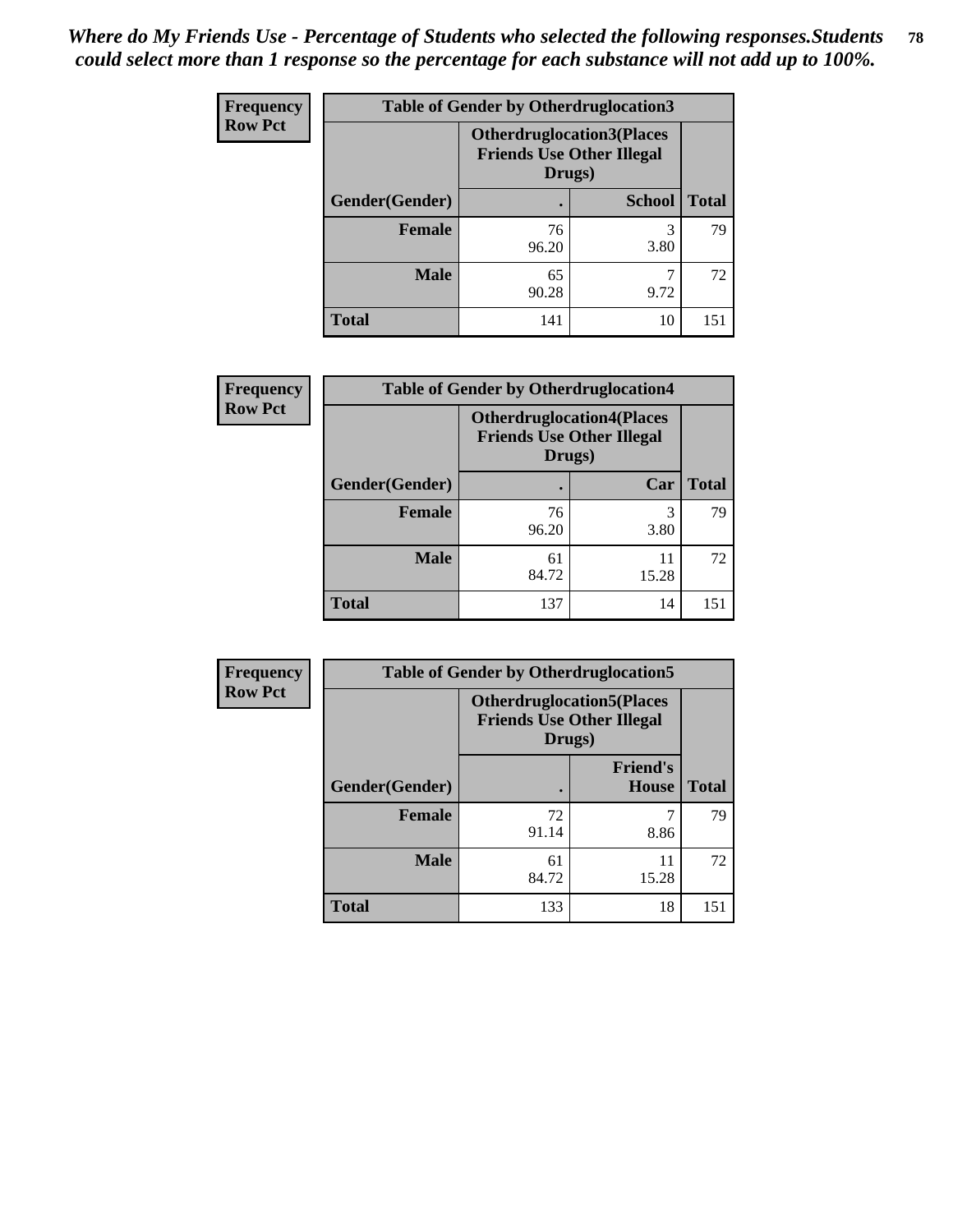*Where do My Friends Use - Percentage of Students who selected the following responses.Students could select more than 1 response so the percentage for each substance will not add up to 100%.*

| Frequency Row Pct | Table of Gender by Otherdruglocation3 | | |
|---|---|---|---|
| | **Otherdruglocation3(Places Friends Use Other Illegal Drugs)** | | |
| **Gender(Gender)** | **.** | **School** | **Total** |
| **Female** | 76<br>96.20 | 3<br>3.80 | 79 |
| **Male** | 65<br>90.28 | 7<br>9.72 | 72 |
| **Total** | 141 | 10 | 151 |

| Frequency Row Pct | Table of Gender by Otherdruglocation4 | | |
|---|---|---|---|
| | **Otherdruglocation4(Places Friends Use Other Illegal Drugs)** | | |
| **Gender(Gender)** | **.** | **Car** | **Total** |
| **Female** | 76<br>96.20 | 3<br>3.80 | 79 |
| **Male** | 61<br>84.72 | 11<br>15.28 | 72 |
| **Total** | 137 | 14 | 151 |

| Frequency Row Pct | Table of Gender by Otherdruglocation5 | | |
|---|---|---|---|
| | **Otherdruglocation5(Places Friends Use Other Illegal Drugs)** | | |
| **Gender(Gender)** | **.** | **Friend's House** | **Total** |
| **Female** | 72<br>91.14 | 7<br>8.86 | 79 |
| **Male** | 61<br>84.72 | 11<br>15.28 | 72 |
| **Total** | 133 | 18 | 151 |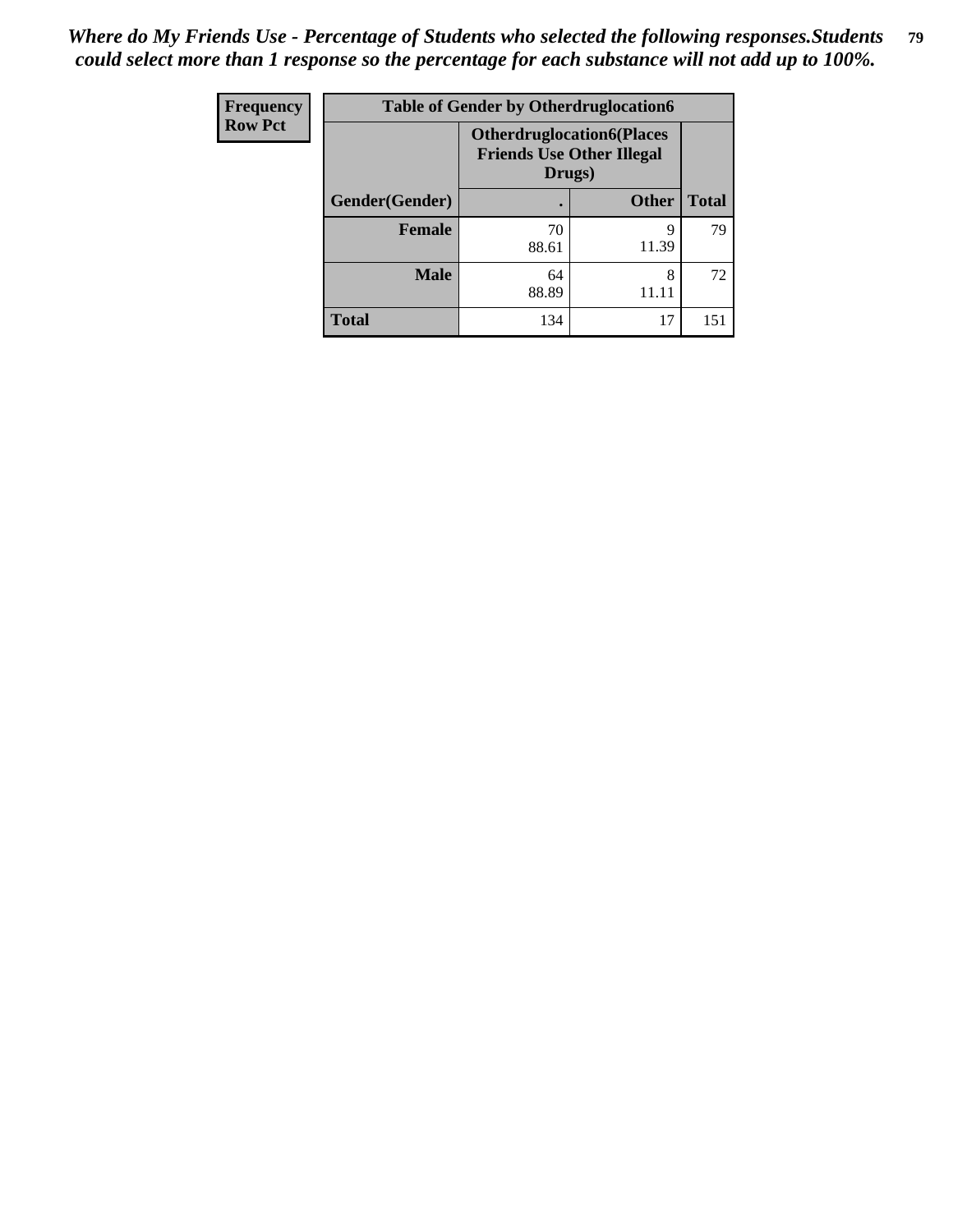*Where do My Friends Use - Percentage of Students who selected the following responses.Students could select more than 1 response so the percentage for each substance will not add up to 100%.*

| Frequency<br>Row Pct | Table of Gender by Otherdruglocation6 | | |
|---|---|---|---|
| | Otherdruglocation6(Places Friends Use Other Illegal Drugs) | | |
| Gender(Gender) | . | Other | Total |
| Female | 70<br>88.61 | 9<br>11.39 | 79 |
| Male | 64<br>88.89 | 8<br>11.11 | 72 |
| Total | 134 | 17 | 151 |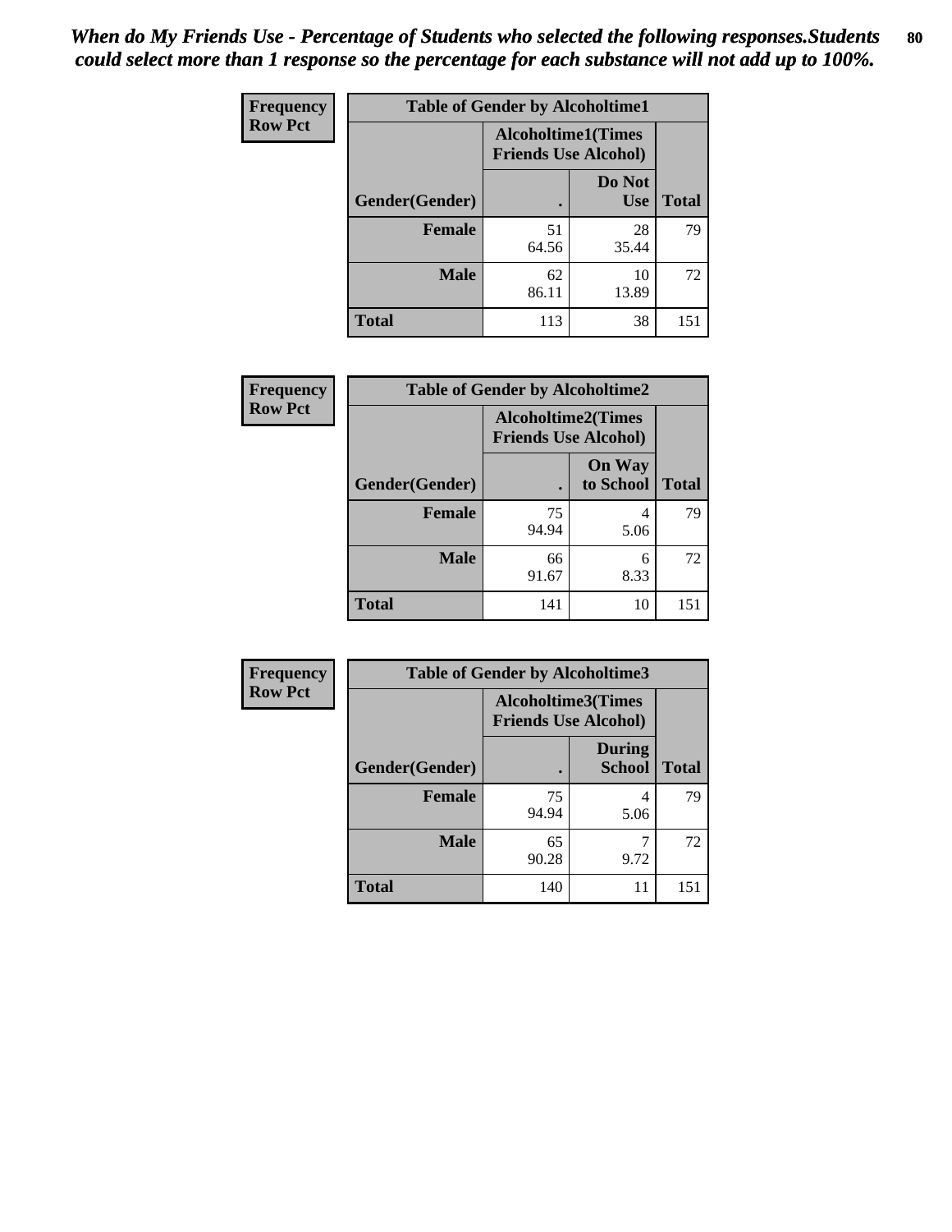*When do My Friends Use - Percentage of Students who selected the following responses.Students could select more than 1 response so the percentage for each substance will not add up to 100%.*

| Frequency<br>Row Pct | Table of Gender by Alcoholtime1 | | |
|---|---|---|---|
| | Alcoholtime1(Times Friends Use Alcohol) | | |
| Gender(Gender) | . | Do Not Use | Total |
| Female | 51<br>64.56 | 28<br>35.44 | 79 |
| Male | 62<br>86.11 | 10<br>13.89 | 72 |
| Total | 113 | 38 | 151 |

| Frequency<br>Row Pct | Table of Gender by Alcoholtime2 | | |
|---|---|---|---|
| | Alcoholtime2(Times Friends Use Alcohol) | | |
| Gender(Gender) | . | On Way to School | Total |
| Female | 75<br>94.94 | 4<br>5.06 | 79 |
| Male | 66<br>91.67 | 6<br>8.33 | 72 |
| Total | 141 | 10 | 151 |

| Frequency<br>Row Pct | Table of Gender by Alcoholtime3 | | |
|---|---|---|---|
| | Alcoholtime3(Times Friends Use Alcohol) | | |
| Gender(Gender) | . | During School | Total |
| Female | 75<br>94.94 | 4<br>5.06 | 79 |
| Male | 65<br>90.28 | 7<br>9.72 | 72 |
| Total | 140 | 11 | 151 |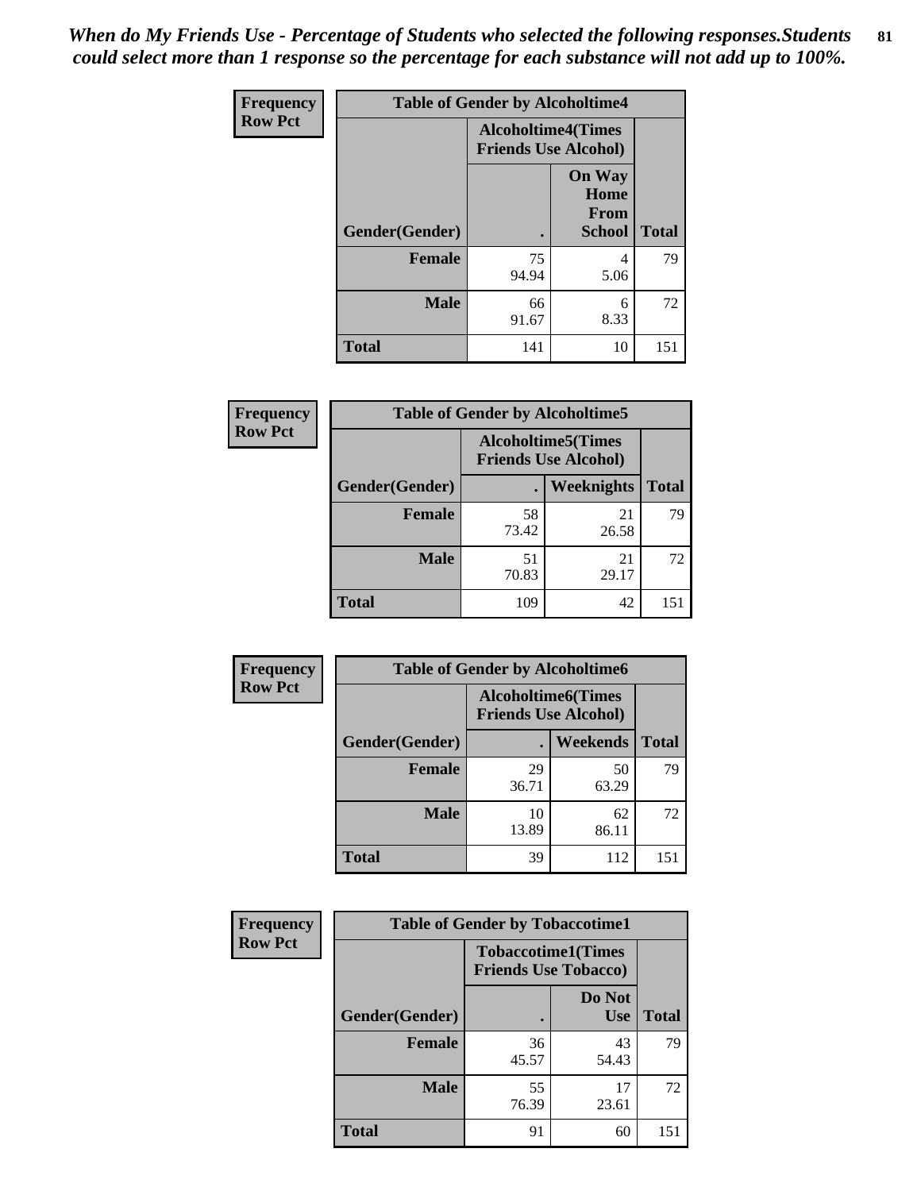*When do My Friends Use - Percentage of Students who selected the following responses.Students could select more than 1 response so the percentage for each substance will not add up to 100%.*

**Frequency**
**Row Pct**

| Table of Gender by Alcoholtime4 | | | |
|---|---|---|---|
| | Alcoholtime4(Times Friends Use Alcohol) | | |
| Gender(Gender) | . | On Way Home From School | Total |
| **Female** | 75<br>94.94 | 4<br>5.06 | 79 |
| **Male** | 66<br>91.67 | 6<br>8.33 | 72 |
| **Total** | 141 | 10 | 151 |

**Frequency**
**Row Pct**

| Table of Gender by Alcoholtime5 | | | |
|---|---|---|---|
| | Alcoholtime5(Times Friends Use Alcohol) | | |
| Gender(Gender) | . | Weeknights | Total |
| **Female** | 58<br>73.42 | 21<br>26.58 | 79 |
| **Male** | 51<br>70.83 | 21<br>29.17 | 72 |
| **Total** | 109 | 42 | 151 |

**Frequency**
**Row Pct**

| Table of Gender by Alcoholtime6 | | | |
|---|---|---|---|
| | Alcoholtime6(Times Friends Use Alcohol) | | |
| Gender(Gender) | . | Weekends | Total |
| **Female** | 29<br>36.71 | 50<br>63.29 | 79 |
| **Male** | 10<br>13.89 | 62<br>86.11 | 72 |
| **Total** | 39 | 112 | 151 |

**Frequency**
**Row Pct**

| Table of Gender by Tobaccotime1 | | | |
|---|---|---|---|
| | Tobaccotime1(Times Friends Use Tobacco) | | |
| Gender(Gender) | . | Do Not Use | Total |
| **Female** | 36<br>45.57 | 43<br>54.43 | 79 |
| **Male** | 55<br>76.39 | 17<br>23.61 | 72 |
| **Total** | 91 | 60 | 151 |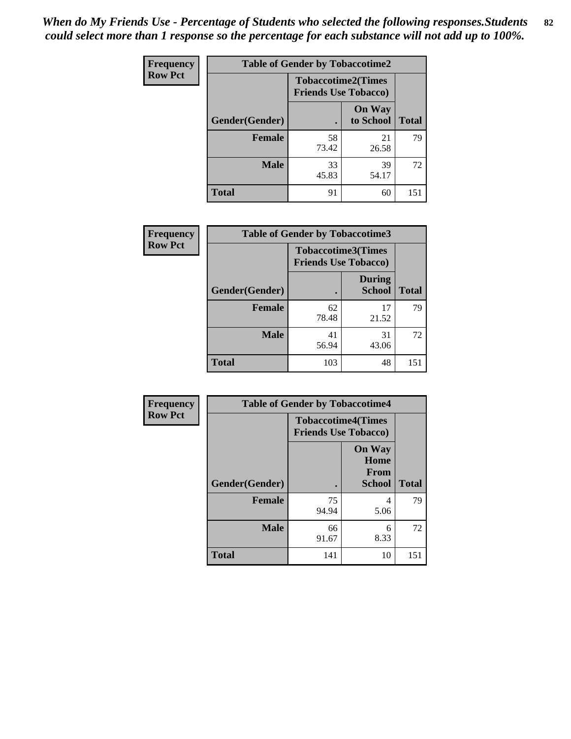*When do My Friends Use - Percentage of Students who selected the following responses.Students could select more than 1 response so the percentage for each substance will not add up to 100%.*

**Frequency**
**Row Pct**

| Table of Gender by Tobaccotime2 | | | |
|---|---|---|---|
| | Tobaccotime2(Times Friends Use Tobacco) | | |
| Gender(Gender) | . | On Way to School | Total |
| **Female** | 58<br>73.42 | 21<br>26.58 | 79 |
| **Male** | 33<br>45.83 | 39<br>54.17 | 72 |
| **Total** | 91 | 60 | 151 |

**Frequency**
**Row Pct**

| Table of Gender by Tobaccotime3 | | | |
|---|---|---|---|
| | Tobaccotime3(Times Friends Use Tobacco) | | |
| Gender(Gender) | . | During School | Total |
| **Female** | 62<br>78.48 | 17<br>21.52 | 79 |
| **Male** | 41<br>56.94 | 31<br>43.06 | 72 |
| **Total** | 103 | 48 | 151 |

**Frequency**
**Row Pct**

| Table of Gender by Tobaccotime4 | | | |
|---|---|---|---|
| | Tobaccotime4(Times Friends Use Tobacco) | | |
| Gender(Gender) | . | On Way Home From School | Total |
| **Female** | 75<br>94.94 | 4<br>5.06 | 79 |
| **Male** | 66<br>91.67 | 6<br>8.33 | 72 |
| **Total** | 141 | 10 | 151 |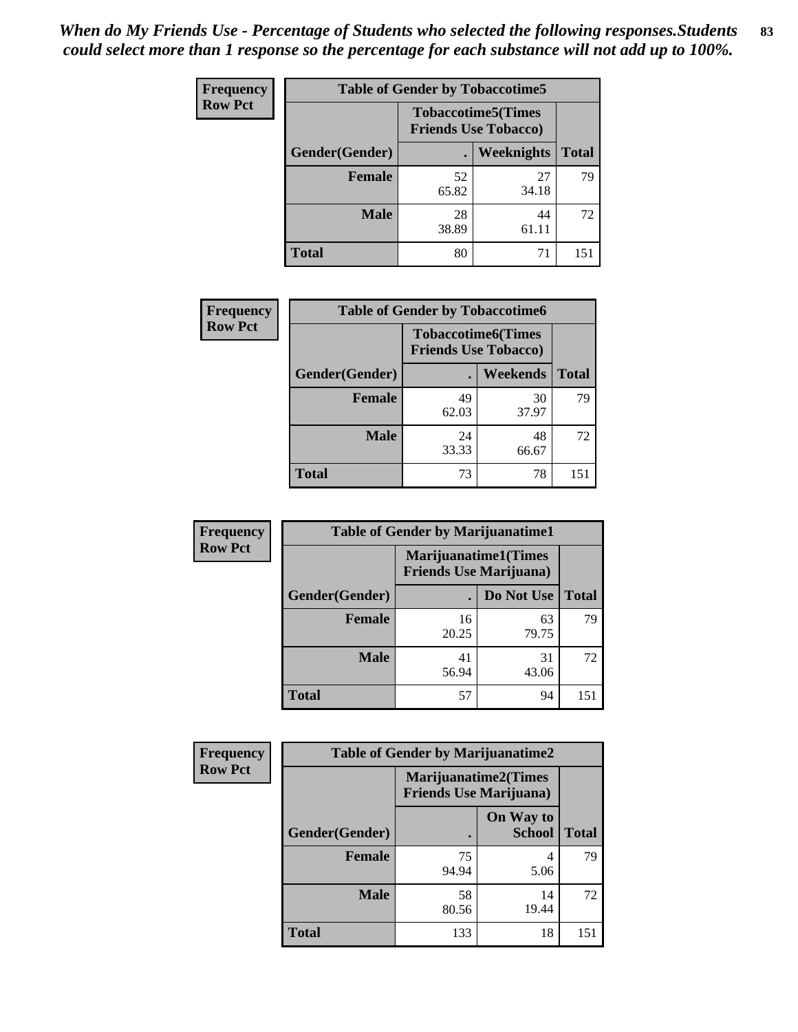*When do My Friends Use - Percentage of Students who selected the following responses.Students could select more than 1 response so the percentage for each substance will not add up to 100%.*

**Frequency**
**Row Pct**

| Table of Gender by Tobaccotime5 | | | |
|---|---|---|---|
| | Tobaccotime5(Times Friends Use Tobacco) | | |
| Gender(Gender) | . | Weeknights | Total |
| **Female** | 52<br>65.82 | 27<br>34.18 | 79 |
| **Male** | 28<br>38.89 | 44<br>61.11 | 72 |
| **Total** | 80 | 71 | 151 |

**Frequency**
**Row Pct**

| Table of Gender by Tobaccotime6 | | | |
|---|---|---|---|
| | Tobaccotime6(Times Friends Use Tobacco) | | |
| Gender(Gender) | . | Weekends | Total |
| **Female** | 49<br>62.03 | 30<br>37.97 | 79 |
| **Male** | 24<br>33.33 | 48<br>66.67 | 72 |
| **Total** | 73 | 78 | 151 |

**Frequency**
**Row Pct**

| Table of Gender by Marijuanatime1 | | | |
|---|---|---|---|
| | Marijuanatime1(Times Friends Use Marijuana) | | |
| Gender(Gender) | . | Do Not Use | Total |
| **Female** | 16<br>20.25 | 63<br>79.75 | 79 |
| **Male** | 41<br>56.94 | 31<br>43.06 | 72 |
| **Total** | 57 | 94 | 151 |

**Frequency**
**Row Pct**

| Table of Gender by Marijuanatime2 | | | |
|---|---|---|---|
| | Marijuanatime2(Times Friends Use Marijuana) | | |
| Gender(Gender) | . | On Way to School | Total |
| **Female** | 75<br>94.94 | 4<br>5.06 | 79 |
| **Male** | 58<br>80.56 | 14<br>19.44 | 72 |
| **Total** | 133 | 18 | 151 |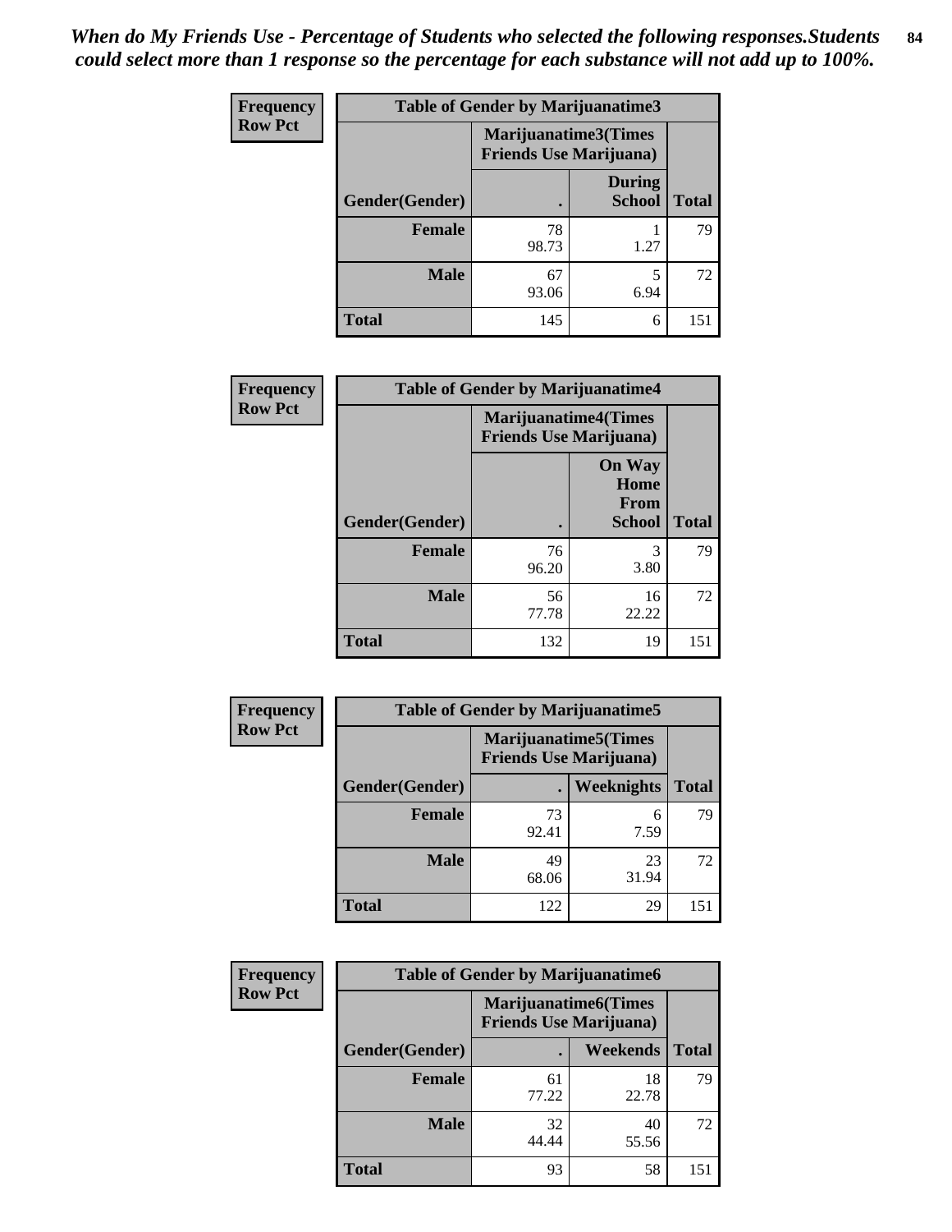*When do My Friends Use - Percentage of Students who selected the following responses.Students could select more than 1 response so the percentage for each substance will not add up to 100%.*

**Frequency**
**Row Pct**

| Table of Gender by Marijuanatime3 | | | |
|---|---|---|---|
| | Marijuanatime3(Times Friends Use Marijuana) | | |
| Gender(Gender) | . | During School | Total |
| Female | 78<br>98.73 | 1<br>1.27 | 79 |
| Male | 67<br>93.06 | 5<br>6.94 | 72 |
| Total | 145 | 6 | 151 |

**Frequency**
**Row Pct**

| Table of Gender by Marijuanatime4 | | | |
|---|---|---|---|
| | Marijuanatime4(Times Friends Use Marijuana) | | |
| Gender(Gender) | . | On Way Home From School | Total |
| Female | 76<br>96.20 | 3<br>3.80 | 79 |
| Male | 56<br>77.78 | 16<br>22.22 | 72 |
| Total | 132 | 19 | 151 |

**Frequency**
**Row Pct**

| Table of Gender by Marijuanatime5 | | | |
|---|---|---|---|
| | Marijuanatime5(Times Friends Use Marijuana) | | |
| Gender(Gender) | . | Weeknights | Total |
| Female | 73<br>92.41 | 6<br>7.59 | 79 |
| Male | 49<br>68.06 | 23<br>31.94 | 72 |
| Total | 122 | 29 | 151 |

**Frequency**
**Row Pct**

| Table of Gender by Marijuanatime6 | | | |
|---|---|---|---|
| | Marijuanatime6(Times Friends Use Marijuana) | | |
| Gender(Gender) | . | Weekends | Total |
| Female | 61<br>77.22 | 18<br>22.78 | 79 |
| Male | 32<br>44.44 | 40<br>55.56 | 72 |
| Total | 93 | 58 | 151 |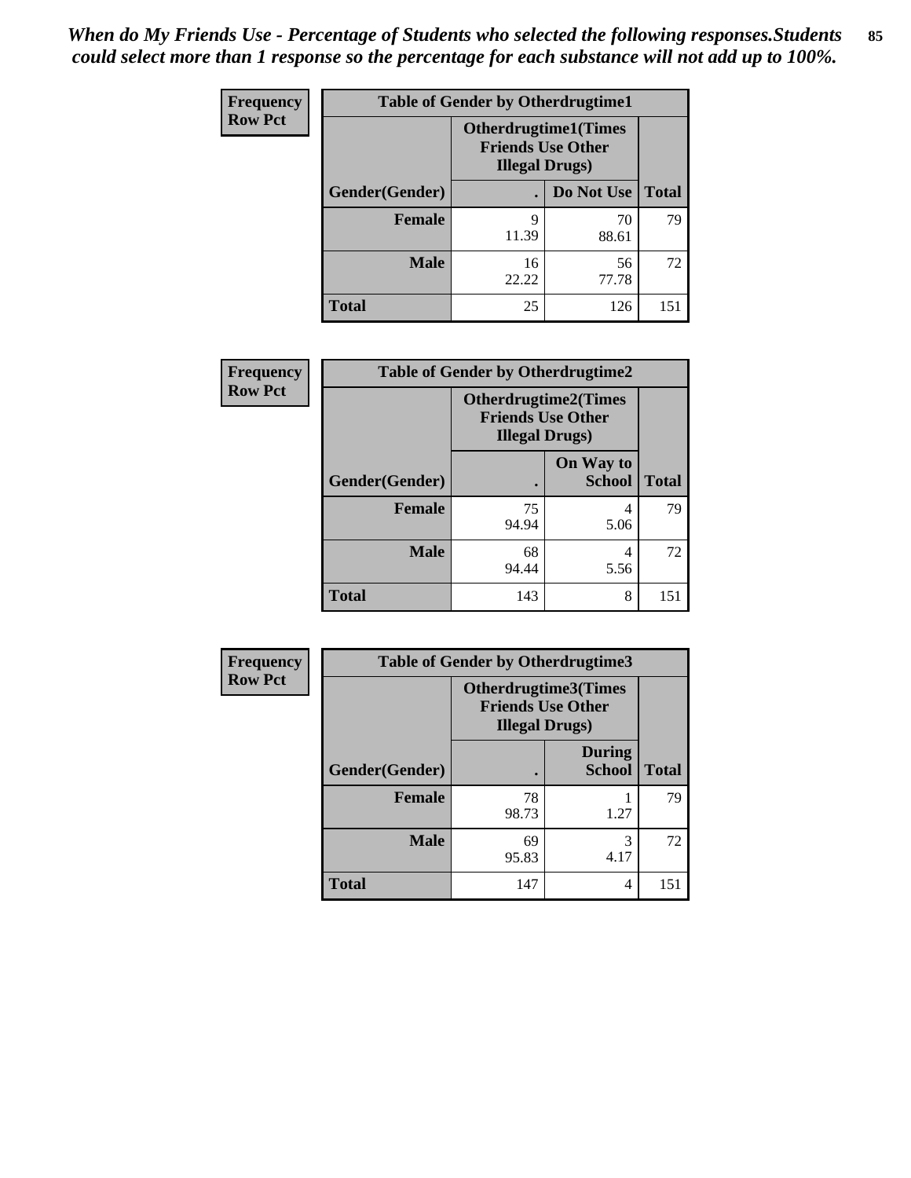*When do My Friends Use - Percentage of Students who selected the following responses.Students could select more than 1 response so the percentage for each substance will not add up to 100%.*

**Frequency**
**Row Pct**

| Table of Gender by Otherdrugtime1 | | | |
|---|---|---|---|
| | Otherdrugtime1(Times Friends Use Other Illegal Drugs) | | |
| Gender(Gender) | . | Do Not Use | Total |
| **Female** | 9<br>11.39 | 70<br>88.61 | 79 |
| **Male** | 16<br>22.22 | 56<br>77.78 | 72 |
| **Total** | 25 | 126 | 151 |

**Frequency**
**Row Pct**

| Table of Gender by Otherdrugtime2 | | | |
|---|---|---|---|
| | Otherdrugtime2(Times Friends Use Other Illegal Drugs) | | |
| Gender(Gender) | . | On Way to School | Total |
| **Female** | 75<br>94.94 | 4<br>5.06 | 79 |
| **Male** | 68<br>94.44 | 4<br>5.56 | 72 |
| **Total** | 143 | 8 | 151 |

**Frequency**
**Row Pct**

| Table of Gender by Otherdrugtime3 | | | |
|---|---|---|---|
| | Otherdrugtime3(Times Friends Use Other Illegal Drugs) | | |
| Gender(Gender) | . | During School | Total |
| **Female** | 78<br>98.73 | 1<br>1.27 | 79 |
| **Male** | 69<br>95.83 | 3<br>4.17 | 72 |
| **Total** | 147 | 4 | 151 |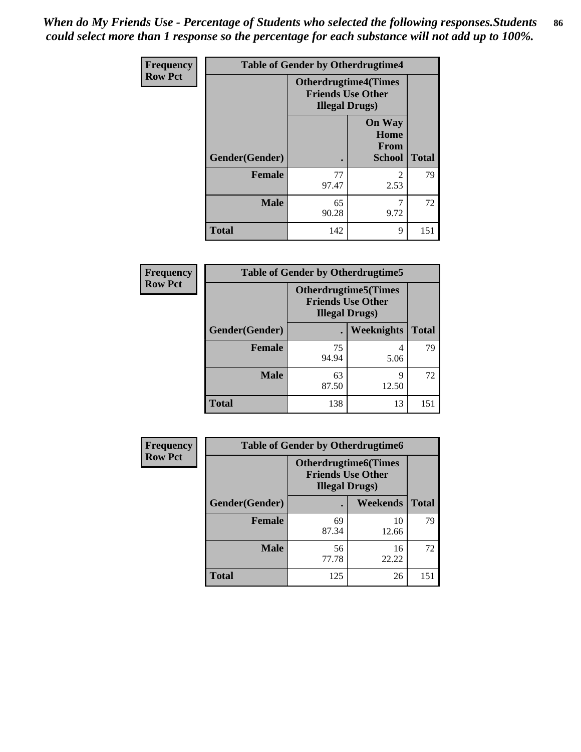*When do My Friends Use - Percentage of Students who selected the following responses.Students could select more than 1 response so the percentage for each substance will not add up to 100%.*

**Frequency**
**Row Pct**

| Table of Gender by Otherdrugtime4 | | | |
|---|---|---|---|
| | Otherdrugtime4(Times Friends Use Other Illegal Drugs) | | |
| Gender(Gender) | . | On Way Home From School | Total |
| **Female** | 77<br>97.47 | 2<br>2.53 | 79 |
| **Male** | 65<br>90.28 | 7<br>9.72 | 72 |
| **Total** | 142 | 9 | 151 |

**Frequency**
**Row Pct**

| Table of Gender by Otherdrugtime5 | | | |
|---|---|---|---|
| | Otherdrugtime5(Times Friends Use Other Illegal Drugs) | | |
| Gender(Gender) | . | Weeknights | Total |
| **Female** | 75<br>94.94 | 4<br>5.06 | 79 |
| **Male** | 63<br>87.50 | 9<br>12.50 | 72 |
| **Total** | 138 | 13 | 151 |

**Frequency**
**Row Pct**

| Table of Gender by Otherdrugtime6 | | | |
|---|---|---|---|
| | Otherdrugtime6(Times Friends Use Other Illegal Drugs) | | |
| Gender(Gender) | . | Weekends | Total |
| **Female** | 69<br>87.34 | 10<br>12.66 | 79 |
| **Male** | 56<br>77.78 | 16<br>22.22 | 72 |
| **Total** | 125 | 26 | 151 |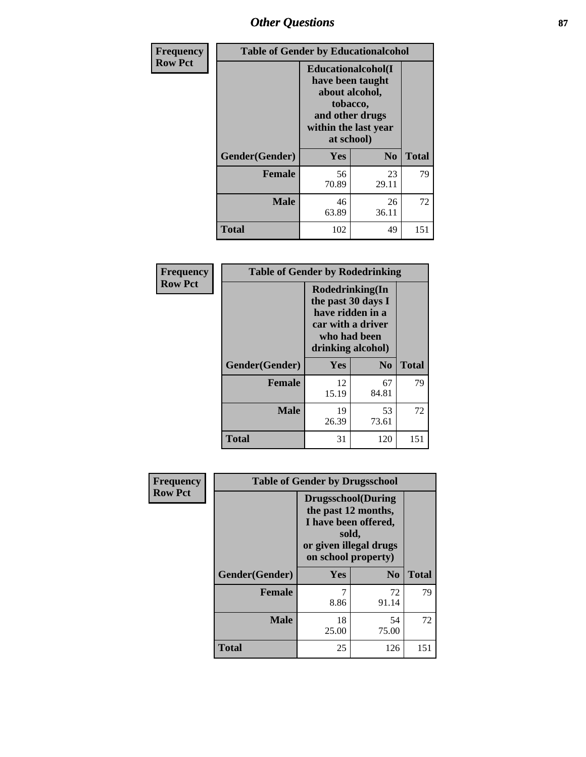# Other Questions

| Frequency<br>Row Pct | Table of Gender by Educationalcohol | | |
|---|---|---|---|
| | Educationalcohol(I have been taught about alcohol, tobacco, and other drugs within the last year at school) | | |
| Gender(Gender) | Yes | No | Total |
| Female | 56<br>70.89 | 23<br>29.11 | 79 |
| Male | 46<br>63.89 | 26<br>36.11 | 72 |
| Total | 102 | 49 | 151 |

| Frequency<br>Row Pct | Table of Gender by Rodedrinking | | |
|---|---|---|---|
| | Rodedrinking(In the past 30 days I have ridden in a car with a driver who had been drinking alcohol) | | |
| Gender(Gender) | Yes | No | Total |
| Female | 12<br>15.19 | 67<br>84.81 | 79 |
| Male | 19<br>26.39 | 53<br>73.61 | 72 |
| Total | 31 | 120 | 151 |

| Frequency<br>Row Pct | Table of Gender by Drugsschool | | |
|---|---|---|---|
| | Drugsschool(During the past 12 months, I have been offered, sold, or given illegal drugs on school property) | | |
| Gender(Gender) | Yes | No | Total |
| Female | 7<br>8.86 | 72<br>91.14 | 79 |
| Male | 18<br>25.00 | 54<br>75.00 | 72 |
| Total | 25 | 126 | 151 |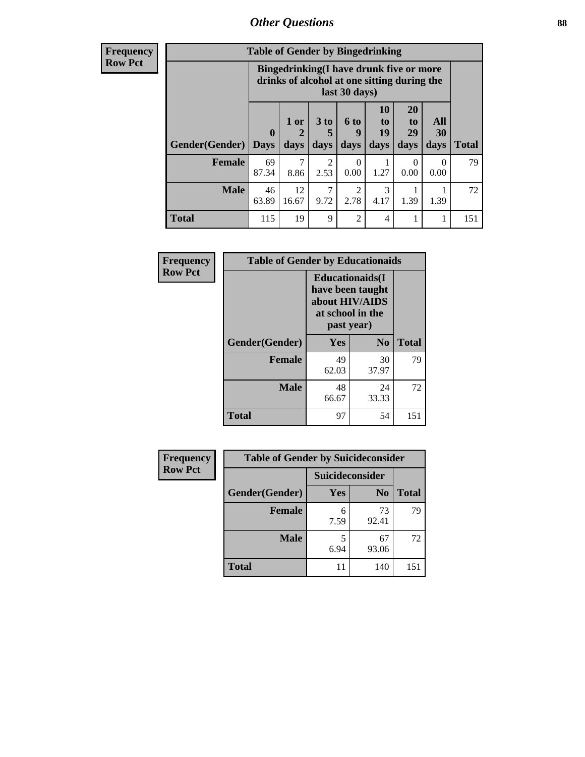## Other Questions

**Frequency**
**Row Pct**

| Table of Gender by Bingedrinking | | | | | | | | |
|---|---|---|---|---|---|---|---|---|
| | Bingedrinking(I have drunk five or more drinks of alcohol at one sitting during the last 30 days) | | | | | | | |
| Gender(Gender) | 0 Days | 1 or 2 days | 3 to 5 days | 6 to 9 days | 10 to 19 days | 20 to 29 days | All 30 days | Total |
| **Female** | 69<br>87.34 | 7<br>8.86 | 2<br>2.53 | 0<br>0.00 | 1<br>1.27 | 0<br>0.00 | 0<br>0.00 | 79 |
| **Male** | 46<br>63.89 | 12<br>16.67 | 7<br>9.72 | 2<br>2.78 | 3<br>4.17 | 1<br>1.39 | 1<br>1.39 | 72 |
| **Total** | 115 | 19 | 9 | 2 | 4 | 1 | 1 | 151 |

**Frequency**
**Row Pct**

| Table of Gender by Educationaids | | | |
|---|---|---|---|
| | Educationaids(I have been taught about HIV/AIDS at school in the past year) | | |
| Gender(Gender) | Yes | No | Total |
| **Female** | 49<br>62.03 | 30<br>37.97 | 79 |
| **Male** | 48<br>66.67 | 24<br>33.33 | 72 |
| **Total** | 97 | 54 | 151 |

**Frequency**
**Row Pct**

| Table of Gender by Suicideconsider | | | |
|---|---|---|---|
| | Suicideconsider | | |
| Gender(Gender) | Yes | No | Total |
| **Female** | 6<br>7.59 | 73<br>92.41 | 79 |
| **Male** | 5<br>6.94 | 67<br>93.06 | 72 |
| **Total** | 11 | 140 | 151 |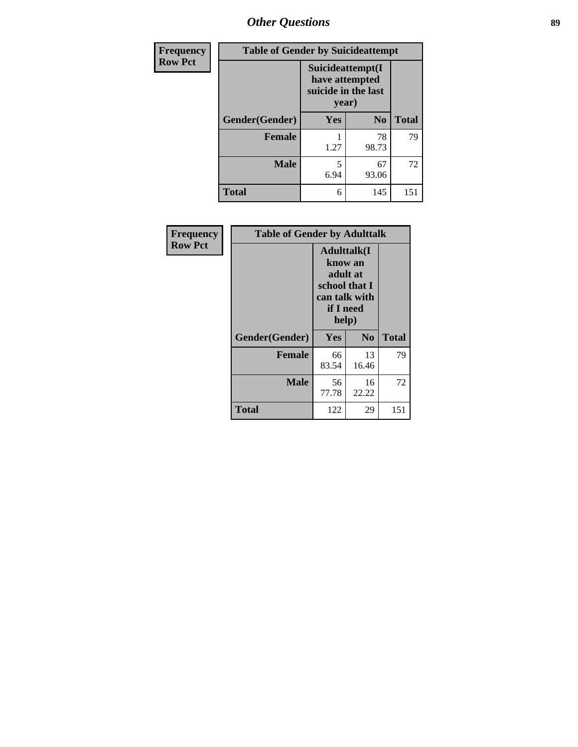## Other Questions

| Frequency Row Pct | Table of Gender by Suicideattempt | | |
|---|---|---|---|
| | Suicideattempt(I have attempted suicide in the last year) | | |
| Gender(Gender) | Yes | No | Total |
| Female | 1<br>1.27 | 78<br>98.73 | 79 |
| Male | 5<br>6.94 | 67<br>93.06 | 72 |
| Total | 6 | 145 | 151 |

| Frequency Row Pct | Table of Gender by Adulttalk | | |
|---|---|---|---|
| | Adulttalk(I know an adult at school that I can talk with if I need help) | | |
| Gender(Gender) | Yes | No | Total |
| Female | 66<br>83.54 | 13<br>16.46 | 79 |
| Male | 56<br>77.78 | 16<br>22.22 | 72 |
| Total | 122 | 29 | 151 |